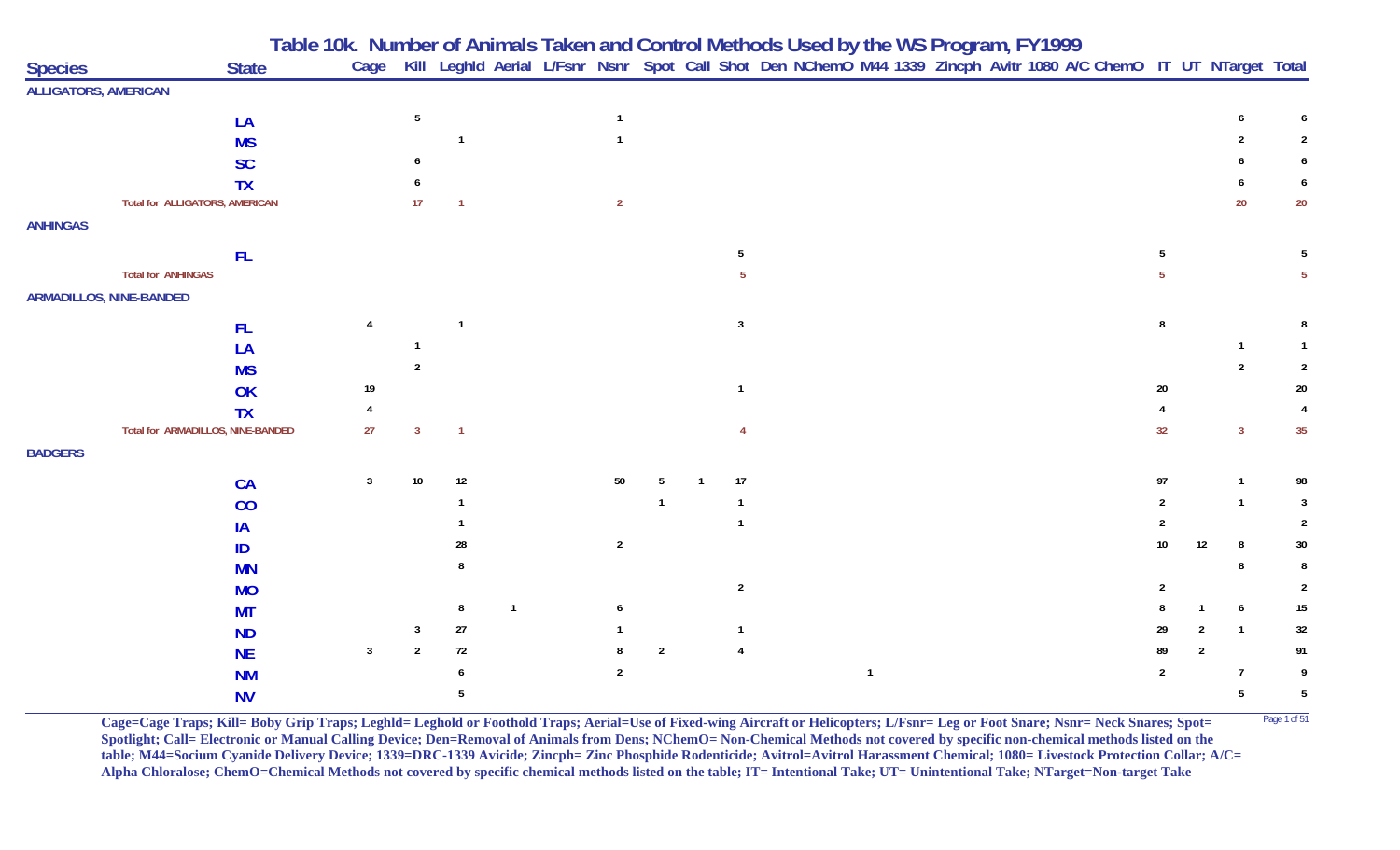# Table 10k. Number of Animals Taken and Control Methods Used by the WS Program, FY1999

| Species | State | Cage | Kill | Leghld | Aerial | L/Fsnr | Nsnr | Spot | Call | Shot | Den | NChemO | M44 | 1339 | Zincph | Avitr | 1080 | A/C | ChemO | IT | UT | NTarget | Total |
|---|---|---|---|---|---|---|---|---|---|---|---|---|---|---|---|---|---|---|---|---|---|---|---|
| ALLIGATORS, AMERICAN | | | | | | | | | | | | | | | | | | | | | | | |
| | LA | | 5 | | | | 1 | | | | | | | | | | | | | | | 6 | 6 |
| | MS | | | 1 | | | 1 | | | | | | | | | | | | | | | 2 | 2 |
| | SC | | 6 | | | | | | | | | | | | | | | | | | | 6 | 6 |
| | TX | | 6 | | | | | | | | | | | | | | | | | | | 6 | 6 |
| Total for ALLIGATORS, AMERICAN | | | 17 | 1 | | | 2 | | | | | | | | | | | | | | | 20 | 20 |
| ANHINGAS | | | | | | | | | | | | | | | | | | | | | | | |
| | FL | | | | | | | | | 5 | | | | | | | | | | 5 | | | 5 |
| Total for ANHINGAS | | | | | | | | | | 5 | | | | | | | | | | 5 | | | 5 |
| ARMADILLOS, NINE-BANDED | | | | | | | | | | | | | | | | | | | | | | | |
| | FL | 4 | | 1 | | | | | | 3 | | | | | | | | | | 8 | | | 8 |
| | LA | | 1 | | | | | | | | | | | | | | | | | | | 1 | 1 |
| | MS | | 2 | | | | | | | | | | | | | | | | | | | 2 | 2 |
| | OK | 19 | | | | | | | | 1 | | | | | | | | | | 20 | | | 20 |
| | TX | 4 | | | | | | | | | | | | | | | | | | 4 | | | 4 |
| Total for ARMADILLOS, NINE-BANDED | | 27 | 3 | 1 | | | | | | 4 | | | | | | | | | | 32 | | 3 | 35 |
| BADGERS | | | | | | | | | | | | | | | | | | | | | | | |
| | CA | 3 | 10 | 12 | | | 50 | 5 | 1 | 17 | | | | | | | | | | 97 | | 1 | 98 |
| | CO | | | 1 | | | | 1 | | 1 | | | | | | | | | | 2 | | 1 | 3 |
| | IA | | | 1 | | | | | | 1 | | | | | | | | | | 2 | | | 2 |
| | ID | | | 28 | | | 2 | | | | | | | | | | | | | 10 | 12 | 8 | 30 |
| | MN | | | 8 | | | | | | | | | | | | | | | | | | 8 | 8 |
| | MO | | | | | | | | | 2 | | | | | | | | | | 2 | | | 2 |
| | MT | | | 8 | 1 | | 6 | | | | | | | | | | | | | 8 | 1 | 6 | 15 |
| | ND | | 3 | 27 | | | 1 | | | 1 | | | | | | | | | | 29 | 2 | 1 | 32 |
| | NE | 3 | 2 | 72 | | | 8 | 2 | | 4 | | | | | | | | | | 89 | 2 | | 91 |
| | NM | | | 6 | | | 2 | | | | | | 1 | | | | | | | 2 | | 7 | 9 |
| | NV | | | 5 | | | | | | | | | | | | | | | | | | 5 | 5 |

Cage=Cage Traps; Kill= Boby Grip Traps; Leghld= Leghold or Foothold Traps; Aerial=Use of Fixed-wing Aircraft or Helicopters; L/Fsnr= Leg or Foot Snare; Nsnr= Neck Snares; Spot= Spotlight; Call= Electronic or Manual Calling Device; Den=Removal of Animals from Dens; NChemO= Non-Chemical Methods not covered by specific non-chemical methods listed on the table; M44=Socium Cyanide Delivery Device; 1339=DRC-1339 Avicide; Zincph= Zinc Phosphide Rodenticide; Avitrol=Avitrol Harassment Chemical; 1080= Livestock Protection Collar; A/C= Alpha Chloralose; ChemO=Chemical Methods not covered by specific chemical methods listed on the table; IT= Intentional Take; UT= Unintentional Take; NTarget=Non-target Take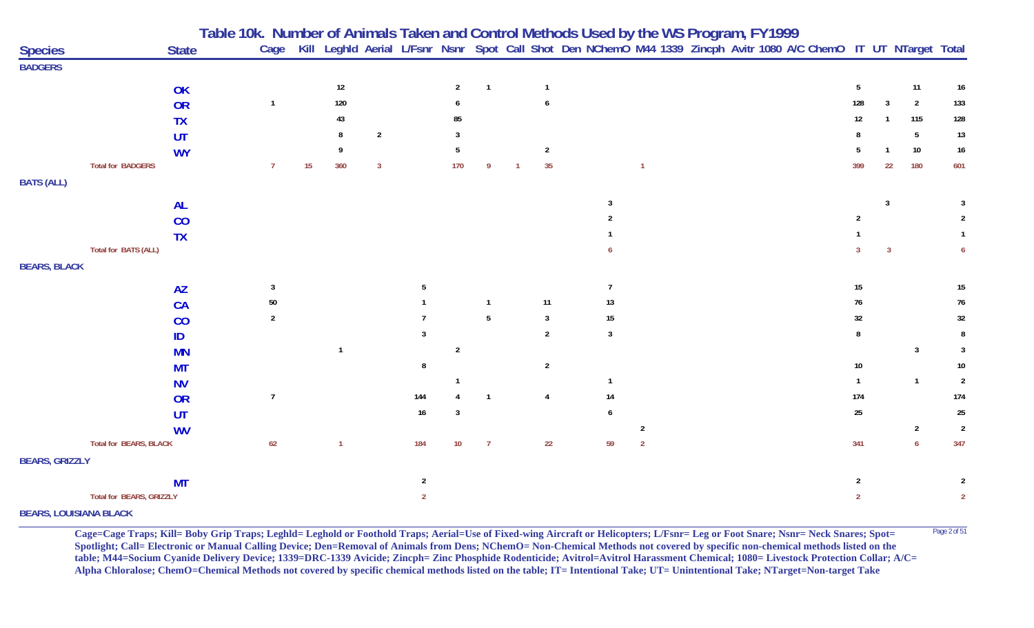# Table 10k. Number of Animals Taken and Control Methods Used by the WS Program, FY1999

| Species | State | Cage | Kill | Leghld | Aerial | L/Fsnr | Nsnr | Spot | Call | Shot | Den | NChemO | M44 | 1339 | Zincph | Avitr | 1080 | A/C | ChemO | IT | UT | NTarget | Total |
|---|---|---|---|---|---|---|---|---|---|---|---|---|---|---|---|---|---|---|---|---|---|---|---|
| **BADGERS** | | | | | | | | | | | | | | | | | | | | | | | |
| | OK | | | 12 | | | 2 | 1 | | 1 | | | | | | | | | | 5 | | 11 | 16 |
| | OR | 1 | | 120 | | | 6 | | | 6 | | | | | | | | | | 128 | 3 | 2 | 133 |
| | TX | | | 43 | | | 85 | | | | | | | | | | | | | 12 | 1 | 115 | 128 |
| | UT | | | 8 | 2 | | 3 | | | | | | | | | | | | | 8 | | 5 | 13 |
| | WY | | | 9 | | | 5 | | | 2 | | | | | | | | | | 5 | 1 | 10 | 16 |
| Total for BADGERS | | 7 | 15 | 360 | 3 | | 170 | 9 | 1 | 35 | | | 1 | | | | | | | 399 | 22 | 180 | 601 |
| **BATS (ALL)** | | | | | | | | | | | | | | | | | | | | | | | |
| | AL | | | | | | | | | | | 3 | | | | | | | | | 3 | | 3 |
| | CO | | | | | | | | | | | 2 | | | | | | | | 2 | | | 2 |
| | TX | | | | | | | | | | | 1 | | | | | | | | 1 | | | 1 |
| Total for BATS (ALL) | | | | | | | | | | | | 6 | | | | | | | | 3 | 3 | | 6 |
| **BEARS, BLACK** | | | | | | | | | | | | | | | | | | | | | | | |
| | AZ | 3 | | | | 5 | | | | | | 7 | | | | | | | | 15 | | | 15 |
| | CA | 50 | | | | 1 | | 1 | | 11 | | 13 | | | | | | | | 76 | | | 76 |
| | CO | 2 | | | | 7 | | 5 | | 3 | | 15 | | | | | | | | 32 | | | 32 |
| | ID | | | | | 3 | | | | 2 | | 3 | | | | | | | | 8 | | | 8 |
| | MN | | | 1 | | | 2 | | | | | | | | | | | | | | | 3 | 3 |
| | MT | | | | | 8 | | | | 2 | | | | | | | | | | 10 | | | 10 |
| | NV | | | | | | 1 | | | | | 1 | | | | | | | | 1 | | 1 | 2 |
| | OR | 7 | | | | 144 | 4 | 1 | | 4 | | 14 | | | | | | | | 174 | | | 174 |
| | UT | | | | | 16 | 3 | | | | | 6 | | | | | | | | 25 | | | 25 |
| | WV | | | | | | | | | | | | 2 | | | | | | | | | 2 | 2 |
| Total for BEARS, BLACK | | 62 | | 1 | | 184 | 10 | 7 | | 22 | | 59 | 2 | | | | | | | 341 | | 6 | 347 |
| **BEARS, GRIZZLY** | | | | | | | | | | | | | | | | | | | | | | | |
| | MT | | | | | 2 | | | | | | | | | | | | | | 2 | | | 2 |
| Total for BEARS, GRIZZLY | | | | | | 2 | | | | | | | | | | | | | | 2 | | | 2 |
| **BEARS, LOUISIANA BLACK** | | | | | | | | | | | | | | | | | | | | | | | |

**Cage=Cage Traps; Kill= Boby Grip Traps; Leghld= Leghold or Foothold Traps; Aerial=Use of Fixed-wing Aircraft or Helicopters; L/Fsnr= Leg or Foot Snare; Nsnr= Neck Snares; Spot= Spotlight; Call= Electronic or Manual Calling Device; Den=Removal of Animals from Dens; NChemO= Non-Chemical Methods not covered by specific non-chemical methods listed on the table; M44=Socium Cyanide Delivery Device; 1339=DRC-1339 Avicide; Zincph= Zinc Phosphide Rodenticide; Avitrol=Avitrol Harassment Chemical; 1080= Livestock Protection Collar; A/C= Alpha Chloralose; ChemO=Chemical Methods not covered by specific chemical methods listed on the table; IT= Intentional Take; UT= Unintentional Take; NTarget=Non-target Take**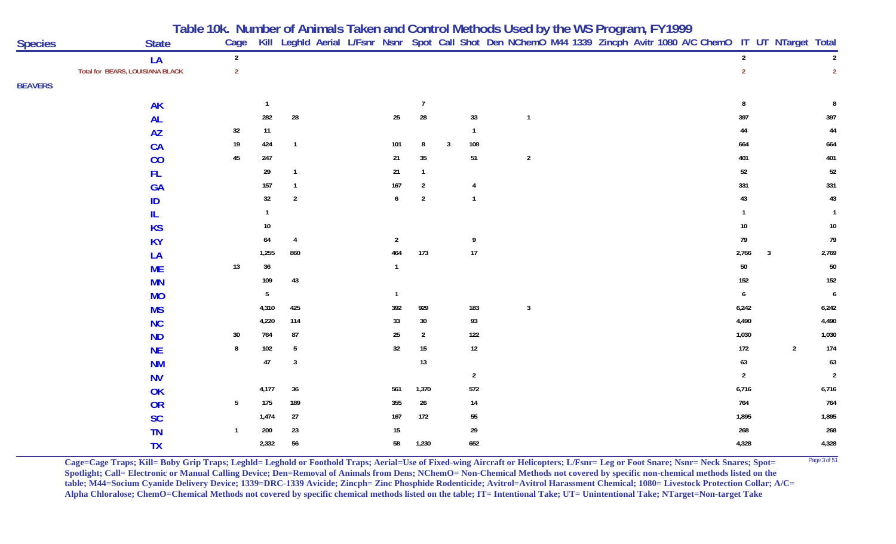# Table 10k. Number of Animals Taken and Control Methods Used by the WS Program, FY1999

| Species | State | Cage | Kill | Leghld | Aerial | L/Fsnr | Nsnr | Spot | Call | Shot | Den | NChemO | M44 | 1339 | Zincph | Avitr | 1080 | A/C | ChemO | IT | UT | NTarget | Total |
|---|---|---|---|---|---|---|---|---|---|---|---|---|---|---|---|---|---|---|---|---|---|---|---|
| | LA | 2 | | | | | | | | | | | | | | | | | | 2 | | | 2 |
| | Total for BEARS, LOUISIANA BLACK | 2 | | | | | | | | | | | | | | | | | | 2 | | | 2 |
| BEAVERS | | | | | | | | | | | | | | | | | | | | | | | |
| | AK | | 1 | | | | | 7 | | | | | | | | | | | | 8 | | | 8 |
| | AL | | 282 | 28 | | | 25 | 28 | | 33 | | 1 | | | | | | | | 397 | | | 397 |
| | AZ | 32 | 11 | | | | | | | 1 | | | | | | | | | | 44 | | | 44 |
| | CA | 19 | 424 | 1 | | | 101 | 8 | 3 | 108 | | | | | | | | | | 664 | | | 664 |
| | CO | 45 | 247 | | | | 21 | 35 | | 51 | | 2 | | | | | | | | 401 | | | 401 |
| | FL | | 29 | 1 | | | 21 | 1 | | | | | | | | | | | | 52 | | | 52 |
| | GA | | 157 | 1 | | | 167 | 2 | | 4 | | | | | | | | | | 331 | | | 331 |
| | ID | | 32 | 2 | | | 6 | 2 | | 1 | | | | | | | | | | 43 | | | 43 |
| | IL | | 1 | | | | | | | | | | | | | | | | | 1 | | | 1 |
| | KS | | 10 | | | | | | | | | | | | | | | | | 10 | | | 10 |
| | KY | | 64 | 4 | | | 2 | | | 9 | | | | | | | | | | 79 | | | 79 |
| | LA | | 1,255 | 860 | | | 464 | 173 | | 17 | | | | | | | | | | 2,766 | 3 | | 2,769 |
| | ME | 13 | 36 | | | | 1 | | | | | | | | | | | | | 50 | | | 50 |
| | MN | | 109 | 43 | | | | | | | | | | | | | | | | 152 | | | 152 |
| | MO | | 5 | | | | 1 | | | | | | | | | | | | | 6 | | | 6 |
| | MS | | 4,310 | 425 | | | 392 | 929 | | 183 | | 3 | | | | | | | | 6,242 | | | 6,242 |
| | NC | | 4,220 | 114 | | | 33 | 30 | | 93 | | | | | | | | | | 4,490 | | | 4,490 |
| | ND | 30 | 764 | 87 | | | 25 | 2 | | 122 | | | | | | | | | | 1,030 | | | 1,030 |
| | NE | 8 | 102 | 5 | | | 32 | 15 | | 12 | | | | | | | | | | 172 | | 2 | 174 |
| | NM | | 47 | 3 | | | | 13 | | | | | | | | | | | | 63 | | | 63 |
| | NV | | | | | | | | | 2 | | | | | | | | | | 2 | | | 2 |
| | OK | | 4,177 | 36 | | | 561 | 1,370 | | 572 | | | | | | | | | | 6,716 | | | 6,716 |
| | OR | 5 | 175 | 189 | | | 355 | 26 | | 14 | | | | | | | | | | 764 | | | 764 |
| | SC | | 1,474 | 27 | | | 167 | 172 | | 55 | | | | | | | | | | 1,895 | | | 1,895 |
| | TN | 1 | 200 | 23 | | | 15 | | | 29 | | | | | | | | | | 268 | | | 268 |
| | TX | | 2,332 | 56 | | | 58 | 1,230 | | 652 | | | | | | | | | | 4,328 | | | 4,328 |

**Cage=Cage Traps; Kill= Boby Grip Traps; Leghld= Leghold or Foothold Traps; Aerial=Use of Fixed-wing Aircraft or Helicopters; L/Fsnr= Leg or Foot Snare; Nsnr= Neck Snares; Spot= Spotlight; Call= Electronic or Manual Calling Device; Den=Removal of Animals from Dens; NChemO= Non-Chemical Methods not covered by specific non-chemical methods listed on the table; M44=Socium Cyanide Delivery Device; 1339=DRC-1339 Avicide; Zincph= Zinc Phosphide Rodenticide; Avitrol=Avitrol Harassment Chemical; 1080= Livestock Protection Collar; A/C= Alpha Chloralose; ChemO=Chemical Methods not covered by specific chemical methods listed on the table; IT= Intentional Take; UT= Unintentional Take; NTarget=Non-target Take**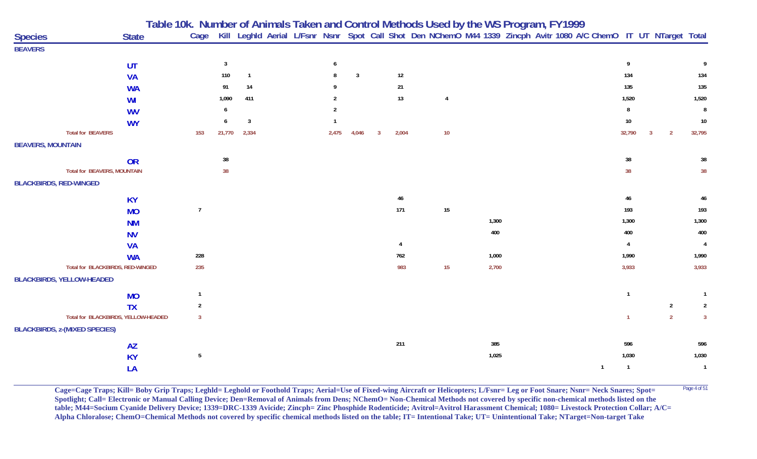# Table 10k. Number of Animals Taken and Control Methods Used by the WS Program, FY1999

| Species | State | Cage | Kill | Leghld | Aerial | L/Fsnr | Nsnr | Spot | Call | Shot | Den | NChemO | M44 | 1339 | Zincph | Avitr | 1080 | A/C | ChemO | IT | UT | NTarget | Total |
|---|---|---|---|---|---|---|---|---|---|---|---|---|---|---|---|---|---|---|---|---|---|---|---|
| **BEAVERS** | | | | | | | | | | | | | | | | | | | | | | | |
| | UT | | 3 | | | | 6 | | | | | | | | | | | | | 9 | | | 9 |
| | VA | | 110 | 1 | | | 8 | 3 | | 12 | | | | | | | | | | 134 | | | 134 |
| | WA | | 91 | 14 | | | 9 | | | 21 | | | | | | | | | | 135 | | | 135 |
| | WI | | 1,090 | 411 | | | 2 | | | 13 | | 4 | | | | | | | | 1,520 | | | 1,520 |
| | WV | | 6 | | | | 2 | | | | | | | | | | | | | 8 | | | 8 |
| | WY | | 6 | 3 | | | 1 | | | | | | | | | | | | | 10 | | | 10 |
| Total for BEAVERS | | 153 | 21,770 | 2,334 | | | 2,475 | 4,046 | 3 | 2,004 | | 10 | | | | | | | | 32,790 | 3 | 2 | 32,795 |
| **BEAVERS, MOUNTAIN** | | | | | | | | | | | | | | | | | | | | | | | |
| | OR | | 38 | | | | | | | | | | | | | | | | | 38 | | | 38 |
| Total for BEAVERS, MOUNTAIN | | | 38 | | | | | | | | | | | | | | | | | 38 | | | 38 |
| **BLACKBIRDS, RED-WINGED** | | | | | | | | | | | | | | | | | | | | | | | |
| | KY | | | | | | | | | 46 | | | | | | | | | | 46 | | | 46 |
| | MO | 7 | | | | | | | | 171 | | 15 | | | | | | | | 193 | | | 193 |
| | NM | | | | | | | | | | | | | 1,300 | | | | | | 1,300 | | | 1,300 |
| | NV | | | | | | | | | | | | | 400 | | | | | | 400 | | | 400 |
| | VA | | | | | | | | | 4 | | | | | | | | | | 4 | | | 4 |
| | WA | 228 | | | | | | | | 762 | | | | 1,000 | | | | | | 1,990 | | | 1,990 |
| Total for BLACKBIRDS, RED-WINGED | | 235 | | | | | | | | 983 | | 15 | | 2,700 | | | | | | 3,933 | | | 3,933 |
| **BLACKBIRDS, YELLOW-HEADED** | | | | | | | | | | | | | | | | | | | | | | | |
| | MO | 1 | | | | | | | | | | | | | | | | | | 1 | | | 1 |
| | TX | 2 | | | | | | | | | | | | | | | | | | | | 2 | 2 |
| Total for BLACKBIRDS, YELLOW-HEADED | | 3 | | | | | | | | | | | | | | | | | | 1 | | 2 | 3 |
| **BLACKBIRDS, z-(MIXED SPECIES)** | | | | | | | | | | | | | | | | | | | | | | | |
| | AZ | | | | | | | | | 211 | | | | 385 | | | | | | 596 | | | 596 |
| | KY | 5 | | | | | | | | | | | | 1,025 | | | | | | 1,030 | | | 1,030 |
| | LA | | | | | | | | | | | | | | | | | | 1 | 1 | | | 1 |

**Cage=Cage Traps; Kill= Boby Grip Traps; Leghld= Leghold or Foothold Traps; Aerial=Use of Fixed-wing Aircraft or Helicopters; L/Fsnr= Leg or Foot Snare; Nsnr= Neck Snares; Spot= Spotlight; Call= Electronic or Manual Calling Device; Den=Removal of Animals from Dens; NChemO= Non-Chemical Methods not covered by specific non-chemical methods listed on the table; M44=Socium Cyanide Delivery Device; 1339=DRC-1339 Avicide; Zincph= Zinc Phosphide Rodenticide; Avitrol=Avitrol Harassment Chemical; 1080= Livestock Protection Collar; A/C= Alpha Chloralose; ChemO=Chemical Methods not covered by specific chemical methods listed on the table; IT= Intentional Take; UT= Unintentional Take; NTarget=Non-target Take**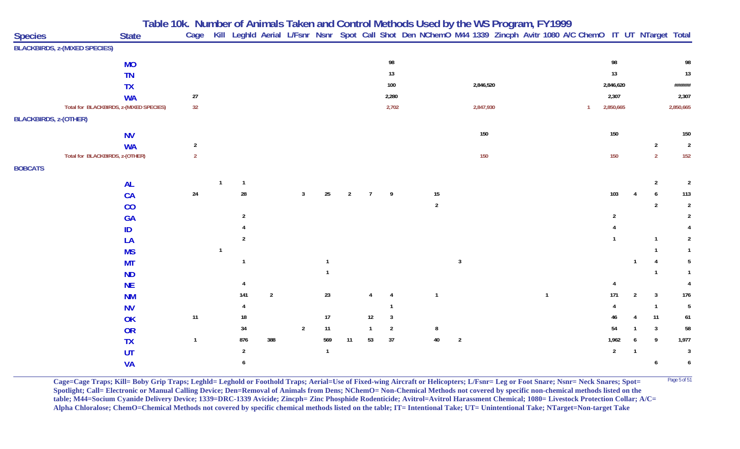# Table 10k. Number of Animals Taken and Control Methods Used by the WS Program, FY1999

| Species | State | Cage | Kill | Leghld | Aerial | L/Fsnr | Nsnr | Spot | Call | Shot | Den | NChemO | M44 | 1339 | Zincph | Avitr | 1080 | A/C | ChemO | IT | UT | NTarget | Total |
|---|---|---|---|---|---|---|---|---|---|---|---|---|---|---|---|---|---|---|---|---|---|---|---|
| **BLACKBIRDS, z-(MIXED SPECIES)** | | | | | | | | | | | | | | | | | | | | | | | |
| | MO | | | | | | | | | 98 | | | | | | | | | | 98 | | | 98 |
| | TN | | | | | | | | | 13 | | | | | | | | | | 13 | | | 13 |
| | TX | | | | | | | | | 100 | | | | 2,846,520 | | | | | | 2,846,620 | | | ####### |
| | WA | 27 | | | | | | | | 2,280 | | | | | | | | | | 2,307 | | | 2,307 |
| Total for BLACKBIRDS, z-(MIXED SPECIES) | | 32 | | | | | | | | 2,702 | | | | 2,847,930 | | | | | 1 | 2,850,665 | | | 2,850,665 |
| **BLACKBIRDS, z-(OTHER)** | | | | | | | | | | | | | | | | | | | | | | | |
| | NV | | | | | | | | | | | | | 150 | | | | | | 150 | | | 150 |
| | WA | 2 | | | | | | | | | | | | | | | | | | | | 2 | 2 |
| Total for BLACKBIRDS, z-(OTHER) | | 2 | | | | | | | | | | | | 150 | | | | | | 150 | | 2 | 152 |
| **BOBCATS** | | | | | | | | | | | | | | | | | | | | | | | |
| | AL | | 1 | 1 | | | | | | | | | | | | | | | | | | 2 | 2 |
| | CA | 24 | | 28 | | 3 | 25 | 2 | 7 | 9 | | 15 | | | | | | | | 103 | 4 | 6 | 113 |
| | CO | | | | | | | | | | | 2 | | | | | | | | | | 2 | 2 |
| | GA | | | 2 | | | | | | | | | | | | | | | | 2 | | | 2 |
| | ID | | | 4 | | | | | | | | | | | | | | | | 4 | | | 4 |
| | LA | | | 2 | | | | | | | | | | | | | | | | 1 | | 1 | 2 |
| | MS | | 1 | | | | | | | | | | | | | | | | | | | 1 | 1 |
| | MT | | | 1 | | | 1 | | | | | | 3 | | | | | | | | 1 | 4 | 5 |
| | ND | | | | | | 1 | | | | | | | | | | | | | | | 1 | 1 |
| | NE | | | 4 | | | | | | | | | | | | | | | | 4 | | | 4 |
| | NM | | | 141 | 2 | | 23 | | 4 | 4 | | 1 | | | | | 1 | | | 171 | 2 | 3 | 176 |
| | NV | | | 4 | | | | | | 1 | | | | | | | | | | 4 | | 1 | 5 |
| | OK | 11 | | 18 | | | 17 | | 12 | 3 | | | | | | | | | | 46 | 4 | 11 | 61 |
| | OR | | | 34 | | 2 | 11 | | 1 | 2 | | 8 | | | | | | | | 54 | 1 | 3 | 58 |
| | TX | 1 | | 876 | 388 | | 569 | 11 | 53 | 37 | | 40 | 2 | | | | | | | 1,962 | 6 | 9 | 1,977 |
| | UT | | | 2 | | | 1 | | | | | | | | | | | | | 2 | 1 | | 3 |
| | VA | | | 6 | | | | | | | | | | | | | | | | | | 6 | 6 |

**Cage=Cage Traps; Kill= Boby Grip Traps; Leghld= Leghold or Foothold Traps; Aerial=Use of Fixed-wing Aircraft or Helicopters; L/Fsnr= Leg or Foot Snare; Nsnr= Neck Snares; Spot= Spotlight; Call= Electronic or Manual Calling Device; Den=Removal of Animals from Dens; NChemO= Non-Chemical Methods not covered by specific non-chemical methods listed on the table; M44=Socium Cyanide Delivery Device; 1339=DRC-1339 Avicide; Zincph= Zinc Phosphide Rodenticide; Avitrol=Avitrol Harassment Chemical; 1080= Livestock Protection Collar; A/C= Alpha Chloralose; ChemO=Chemical Methods not covered by specific chemical methods listed on the table; IT= Intentional Take; UT= Unintentional Take; NTarget=Non-target Take**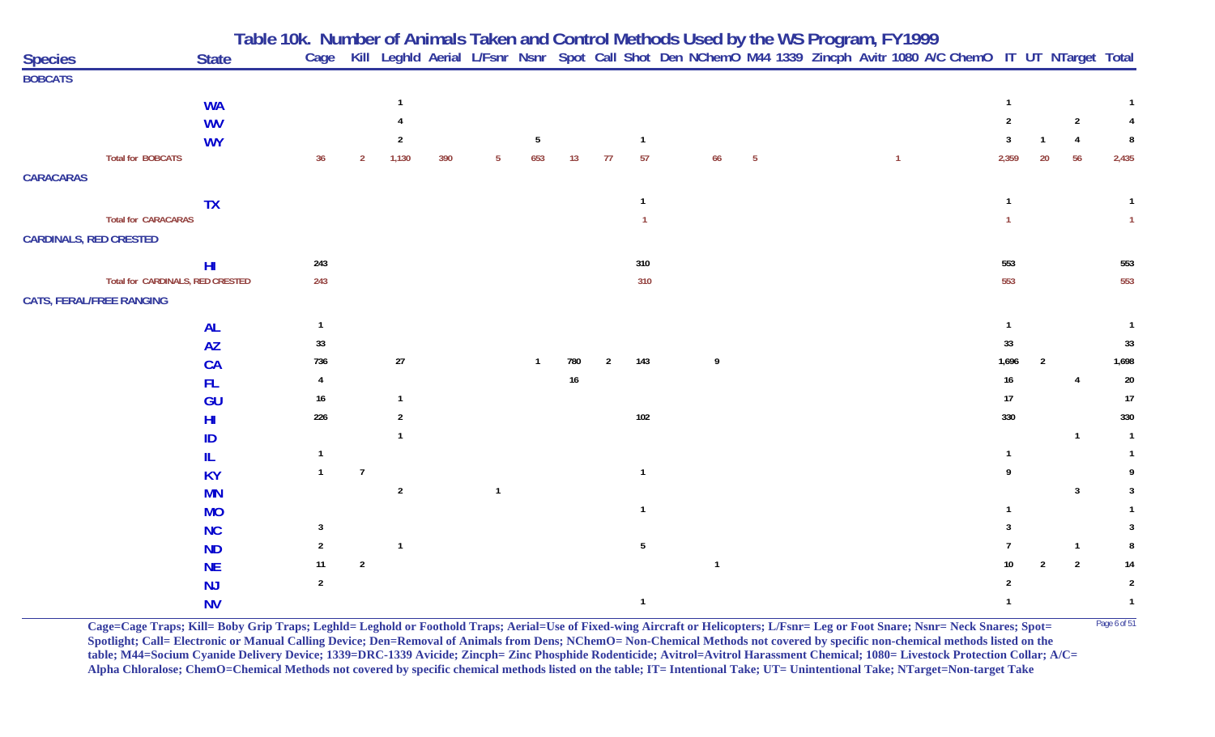# Table 10k. Number of Animals Taken and Control Methods Used by the WS Program, FY1999

| Species | State | Cage | Kill | Leghld | Aerial | L/Fsnr | Nsnr | Spot | Call | Shot | Den | NChemO | M44 | 1339 | Zincph | Avitr | 1080 | A/C | ChemO | IT | UT | NTarget | Total |
|---|---|---|---|---|---|---|---|---|---|---|---|---|---|---|---|---|---|---|---|---|---|---|---|
| **BOBCATS** | | | | | | | | | | | | | | | | | | | | | | | |
| | WA | | | 1 | | | | | | | | | | | | | | | | 1 | | | 1 |
| | WV | | | 4 | | | | | | | | | | | | | | | | 2 | | 2 | 4 |
| | WY | | | 2 | | | 5 | | | 1 | | | | | | | | | | 3 | 1 | 4 | 8 |
| Total for BOBCATS | | 36 | 2 | 1,130 | 390 | 5 | 653 | 13 | 77 | 57 | | 66 | 5 | | | | 1 | | | 2,359 | 20 | 56 | 2,435 |
| **CARACARAS** | | | | | | | | | | | | | | | | | | | | | | | |
| | TX | | | | | | | | | 1 | | | | | | | | | | 1 | | | 1 |
| Total for CARACARAS | | | | | | | | | | 1 | | | | | | | | | | 1 | | | 1 |
| **CARDINALS, RED CRESTED** | | | | | | | | | | | | | | | | | | | | | | | |
| | HI | 243 | | | | | | | | 310 | | | | | | | | | | 553 | | | 553 |
| Total for CARDINALS, RED CRESTED | | 243 | | | | | | | | 310 | | | | | | | | | | 553 | | | 553 |
| **CATS, FERAL/FREE RANGING** | | | | | | | | | | | | | | | | | | | | | | | |
| | AL | 1 | | | | | | | | | | | | | | | | | | 1 | | | 1 |
| | AZ | 33 | | | | | | | | | | | | | | | | | | 33 | | | 33 |
| | CA | 736 | | 27 | | | 1 | 780 | 2 | 143 | | 9 | | | | | | | | 1,696 | 2 | | 1,698 |
| | FL | 4 | | | | | | 16 | | | | | | | | | | | | 16 | | 4 | 20 |
| | GU | 16 | | 1 | | | | | | | | | | | | | | | | 17 | | | 17 |
| | HI | 226 | | 2 | | | | | | 102 | | | | | | | | | | 330 | | | 330 |
| | ID | | | 1 | | | | | | | | | | | | | | | | | | 1 | 1 |
| | IL | 1 | | | | | | | | | | | | | | | | | | 1 | | | 1 |
| | KY | 1 | 7 | | | | | | | 1 | | | | | | | | | | 9 | | | 9 |
| | MN | | | 2 | | 1 | | | | | | | | | | | | | | | | 3 | 3 |
| | MO | | | | | | | | | 1 | | | | | | | | | | 1 | | | 1 |
| | NC | 3 | | | | | | | | | | | | | | | | | | 3 | | | 3 |
| | ND | 2 | | 1 | | | | | | 5 | | | | | | | | | | 7 | | 1 | 8 |
| | NE | 11 | 2 | | | | | | | | | 1 | | | | | | | | 10 | 2 | 2 | 14 |
| | NJ | 2 | | | | | | | | | | | | | | | | | | 2 | | | 2 |
| | NV | | | | | | | | | 1 | | | | | | | | | | 1 | | | 1 |

**Cage=Cage Traps; Kill= Boby Grip Traps; Leghld= Leghold or Foothold Traps; Aerial=Use of Fixed-wing Aircraft or Helicopters; L/Fsnr= Leg or Foot Snare; Nsnr= Neck Snares; Spot= Spotlight; Call= Electronic or Manual Calling Device; Den=Removal of Animals from Dens; NChemO= Non-Chemical Methods not covered by specific non-chemical methods listed on the table; M44=Socium Cyanide Delivery Device; 1339=DRC-1339 Avicide; Zincph= Zinc Phosphide Rodenticide; Avitrol=Avitrol Harassment Chemical; 1080= Livestock Protection Collar; A/C= Alpha Chloralose; ChemO=Chemical Methods not covered by specific chemical methods listed on the table; IT= Intentional Take; UT= Unintentional Take; NTarget=Non-target Take**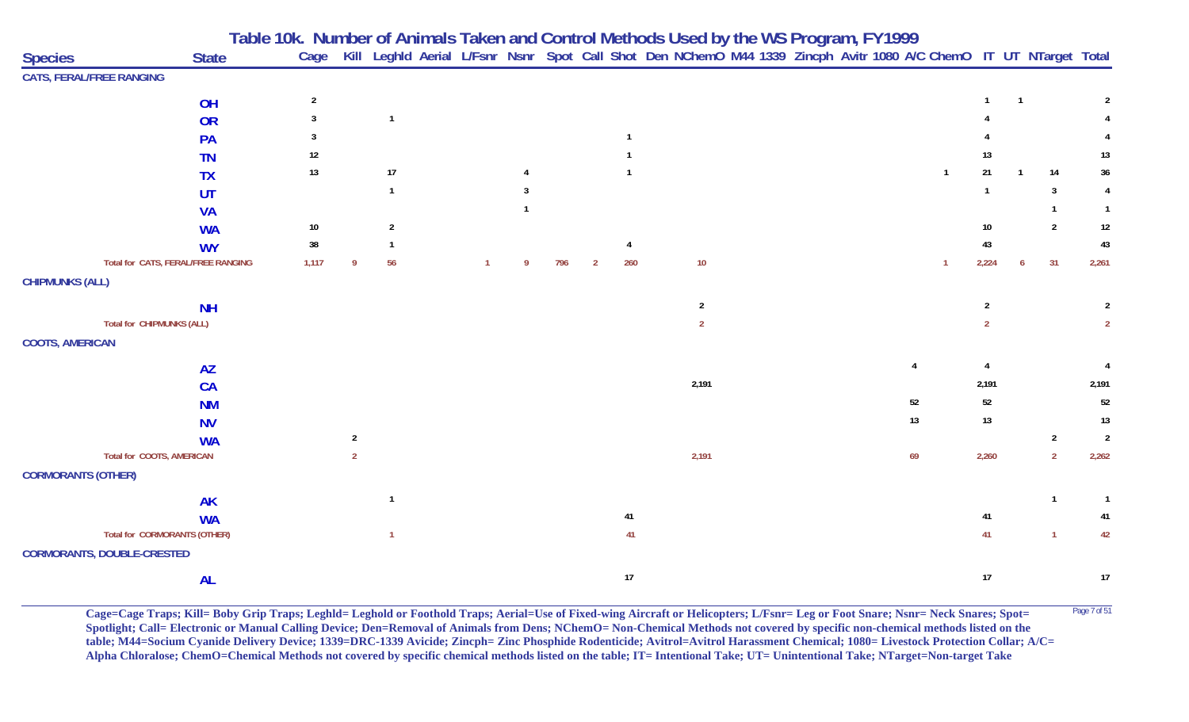# Table 10k. Number of Animals Taken and Control Methods Used by the WS Program, FY1999

| Species | State | Cage | Kill | Leghld | Aerial | L/Fsnr | Nsnr | Spot | Call | Shot | Den | NChemO | M44 | 1339 | Zincph | Avitr | 1080 | A/C | ChemO | IT | UT | NTarget | Total |
|---|---|---|---|---|---|---|---|---|---|---|---|---|---|---|---|---|---|---|---|---|---|---|---|
| **CATS, FERAL/FREE RANGING** | | | | | | | | | | | | | | | | | | | | | | | |
| | OH | 2 | | | | | | | | | | | | | | | | | | 1 | 1 | | 2 |
| | OR | 3 | | 1 | | | | | | | | | | | | | | | | 4 | | | 4 |
| | PA | 3 | | | | | | | | 1 | | | | | | | | | | 4 | | | 4 |
| | TN | 12 | | | | | | | | 1 | | | | | | | | | | 13 | | | 13 |
| | TX | 13 | | 17 | | | 4 | | | 1 | | | | | | | | | 1 | 21 | 1 | 14 | 36 |
| | UT | | | 1 | | | 3 | | | | | | | | | | | | | 1 | | 3 | 4 |
| | VA | | | | | | 1 | | | | | | | | | | | | | | | 1 | 1 |
| | WA | 10 | | 2 | | | | | | | | | | | | | | | | 10 | | 2 | 12 |
| | WY | 38 | | 1 | | | | | | 4 | | | | | | | | | | 43 | | | 43 |
| Total for CATS, FERAL/FREE RANGING | | 1,117 | 9 | 56 | | 1 | 9 | 796 | 2 | 260 | | 10 | | | | | | | 1 | 2,224 | 6 | 31 | 2,261 |
| **CHIPMUNKS (ALL)** | | | | | | | | | | | | | | | | | | | | | | | |
| | NH | | | | | | | | | | | 2 | | | | | | | | 2 | | | 2 |
| Total for CHIPMUNKS (ALL) | | | | | | | | | | | | 2 | | | | | | | | 2 | | | 2 |
| **COOTS, AMERICAN** | | | | | | | | | | | | | | | | | | | | | | | |
| | AZ | | | | | | | | | | | | | | | | | 4 | | 4 | | | 4 |
| | CA | | | | | | | | | | | 2,191 | | | | | | | | 2,191 | | | 2,191 |
| | NM | | | | | | | | | | | | | | | | | 52 | | 52 | | | 52 |
| | NV | | | | | | | | | | | | | | | | | 13 | | 13 | | | 13 |
| | WA | | 2 | | | | | | | | | | | | | | | | | | | 2 | 2 |
| Total for COOTS, AMERICAN | | | 2 | | | | | | | | | 2,191 | | | | | | 69 | | 2,260 | | 2 | 2,262 |
| **CORMORANTS (OTHER)** | | | | | | | | | | | | | | | | | | | | | | | |
| | AK | | | 1 | | | | | | | | | | | | | | | | | | 1 | 1 |
| | WA | | | | | | | | | 41 | | | | | | | | | | 41 | | | 41 |
| Total for CORMORANTS (OTHER) | | | | 1 | | | | | | 41 | | | | | | | | | | 41 | | 1 | 42 |
| **CORMORANTS, DOUBLE-CRESTED** | | | | | | | | | | | | | | | | | | | | | | | |
| | AL | | | | | | | | | 17 | | | | | | | | | | 17 | | | 17 |

**Cage=Cage Traps; Kill= Boby Grip Traps; Leghld= Leghold or Foothold Traps; Aerial=Use of Fixed-wing Aircraft or Helicopters; L/Fsnr= Leg or Foot Snare; Nsnr= Neck Snares; Spot= Spotlight; Call= Electronic or Manual Calling Device; Den=Removal of Animals from Dens; NChemO= Non-Chemical Methods not covered by specific non-chemical methods listed on the table; M44=Socium Cyanide Delivery Device; 1339=DRC-1339 Avicide; Zincph= Zinc Phosphide Rodenticide; Avitrol=Avitrol Harassment Chemical; 1080= Livestock Protection Collar; A/C= Alpha Chloralose; ChemO=Chemical Methods not covered by specific chemical methods listed on the table; IT= Intentional Take; UT= Unintentional Take; NTarget=Non-target Take**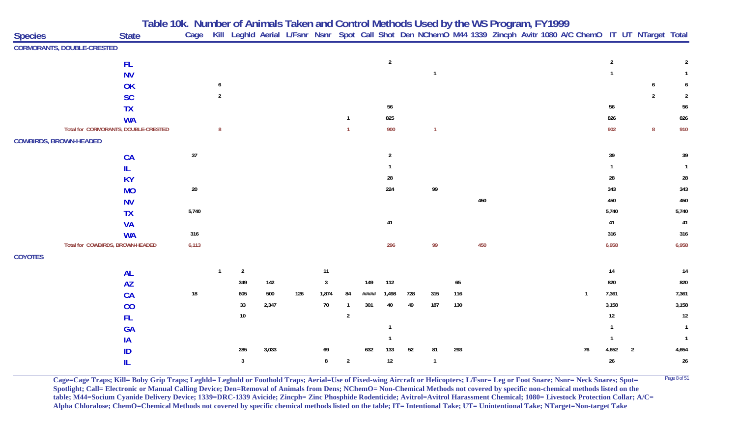# Table 10k. Number of Animals Taken and Control Methods Used by the WS Program, FY1999

| Species | State | Cage | Kill | Leghld | Aerial | L/Fsnr | Nsnr | Spot | Call | Shot | Den | NChemO | M44 | 1339 | Zincph | Avitr | 1080 | A/C | ChemO | IT | UT | NTarget | Total |
|---|---|---|---|---|---|---|---|---|---|---|---|---|---|---|---|---|---|---|---|---|---|---|---|
| **CORMORANTS, DOUBLE-CRESTED** | | | | | | | | | | | | | | | | | | | | | | | |
| | FL | | | | | | | | | 2 | | | | | | | | | | 2 | | | 2 |
| | NV | | | | | | | | | | | 1 | | | | | | | | 1 | | | 1 |
| | OK | | 6 | | | | | | | | | | | | | | | | | | | 6 | 6 |
| | SC | | 2 | | | | | | | | | | | | | | | | | | | 2 | 2 |
| | TX | | | | | | | | | 56 | | | | | | | | | | 56 | | | 56 |
| | WA | | | | | | | 1 | | 825 | | | | | | | | | | 826 | | | 826 |
| Total for CORMORANTS, DOUBLE-CRESTED | | | 8 | | | | | 1 | | 900 | | 1 | | | | | | | | 902 | | 8 | 910 |
| **COWBIRDS, BROWN-HEADED** | | | | | | | | | | | | | | | | | | | | | | | |
| | CA | 37 | | | | | | | | 2 | | | | | | | | | | 39 | | | 39 |
| | IL | | | | | | | | | 1 | | | | | | | | | | 1 | | | 1 |
| | KY | | | | | | | | | 28 | | | | | | | | | | 28 | | | 28 |
| | MO | 20 | | | | | | | | 224 | | 99 | | | | | | | | 343 | | | 343 |
| | NV | | | | | | | | | | | | | 450 | | | | | | 450 | | | 450 |
| | TX | 5,740 | | | | | | | | | | | | | | | | | | 5,740 | | | 5,740 |
| | VA | | | | | | | | | 41 | | | | | | | | | | 41 | | | 41 |
| | WA | 316 | | | | | | | | | | | | | | | | | | 316 | | | 316 |
| Total for COWBIRDS, BROWN-HEADED | | 6,113 | | | | | | | | 296 | | 99 | | 450 | | | | | | 6,958 | | | 6,958 |
| **COYOTES** | | | | | | | | | | | | | | | | | | | | | | | |
| | AL | | 1 | 2 | | | 11 | | | | | | | | | | | | | 14 | | | 14 |
| | AZ | | | 349 | 142 | | 3 | | 149 | 112 | | | 65 | | | | | | | 820 | | | 820 |
| | CA | 18 | | 605 | 500 | 126 | 1,874 | 84 | ###### | 1,498 | 728 | 315 | 116 | | | | | | 1 | 7,361 | | | 7,361 |
| | CO | | | 33 | 2,347 | | 70 | 1 | 301 | 40 | 49 | 187 | 130 | | | | | | | 3,158 | | | 3,158 |
| | FL | | | 10 | | | | 2 | | | | | | | | | | | | 12 | | | 12 |
| | GA | | | | | | | | | 1 | | | | | | | | | | 1 | | | 1 |
| | IA | | | | | | | | | 1 | | | | | | | | | | 1 | | | 1 |
| | ID | | | 285 | 3,033 | | 69 | | 632 | 133 | 52 | 81 | 293 | | | | | | 76 | 4,652 | 2 | | 4,654 |
| | IL | | | 3 | | | 8 | 2 | | 12 | | 1 | | | | | | | | 26 | | | 26 |

Cage=Cage Traps; Kill= Boby Grip Traps; Leghld= Leghold or Foothold Traps; Aerial=Use of Fixed-wing Aircraft or Helicopters; L/Fsnr= Leg or Foot Snare; Nsnr= Neck Snares; Spot= Spotlight; Call= Electronic or Manual Calling Device; Den=Removal of Animals from Dens; NChemO= Non-Chemical Methods not covered by specific non-chemical methods listed on the table; M44=Socium Cyanide Delivery Device; 1339=DRC-1339 Avicide; Zincph= Zinc Phosphide Rodenticide; Avitrol=Avitrol Harassment Chemical; 1080= Livestock Protection Collar; A/C= Alpha Chloralose; ChemO=Chemical Methods not covered by specific chemical methods listed on the table; IT= Intentional Take; UT= Unintentional Take; NTarget=Non-target Take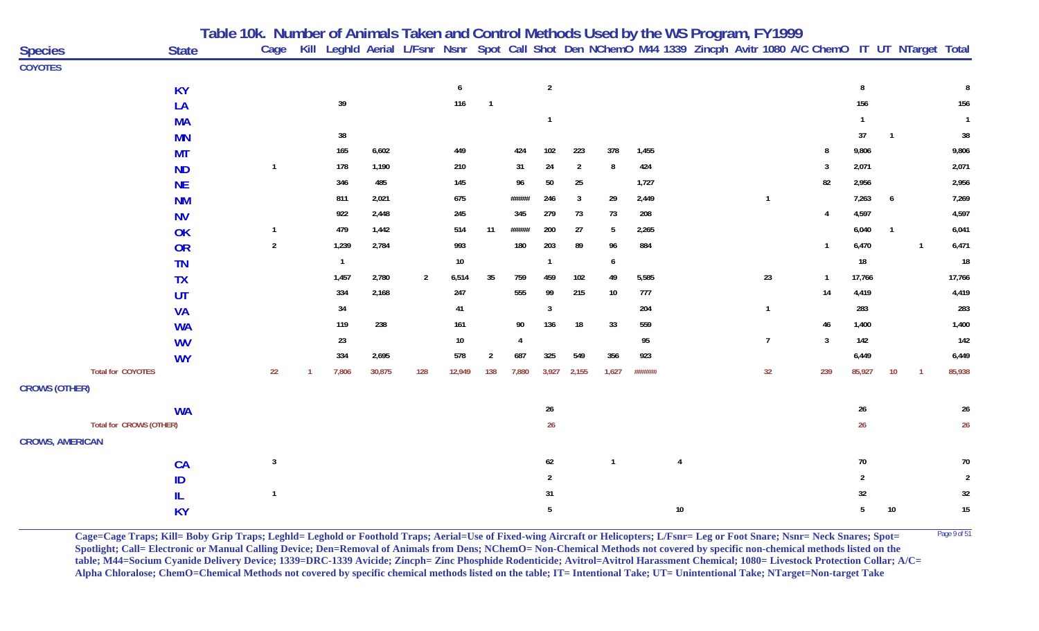# Table 10k. Number of Animals Taken and Control Methods Used by the WS Program, FY1999

| Species | State | Cage | Kill | Leghld | Aerial | L/Fsnr | Nsnr | Spot | Call | Shot | Den | NChemO | M44 | 1339 | Zincph | Avitr | 1080 | A/C | ChemO | IT | UT | NTarget | Total |
|---|---|---|---|---|---|---|---|---|---|---|---|---|---|---|---|---|---|---|---|---|---|---|---|
| **COYOTES** | | | | | | | | | | | | | | | | | | | | | | | |
| | KY | | | | | | 6 | | | 2 | | | | | | | | | | 8 | | | 8 |
| | LA | | | 39 | | | 116 | 1 | | | | | | | | | | | | 156 | | | 156 |
| | MA | | | | | | | | | 1 | | | | | | | | | | 1 | | | 1 |
| | MN | | | 38 | | | | | | | | | | | | | | | | 37 | 1 | | 38 |
| | MT | | | 165 | 6,602 | | 449 | | 424 | 102 | 223 | 378 | 1,455 | | | | | | 8 | 9,806 | | | 9,806 |
| | ND | 1 | | 178 | 1,190 | | 210 | | 31 | 24 | 2 | 8 | 424 | | | | | | 3 | 2,071 | | | 2,071 |
| | NE | | | 346 | 485 | | 145 | | 96 | 50 | 25 | | 1,727 | | | | | | 82 | 2,956 | | | 2,956 |
| | NM | | | 811 | 2,021 | | 675 | | ###### | 246 | 3 | 29 | 2,449 | | | | 1 | | | 7,263 | 6 | | 7,269 |
| | NV | | | 922 | 2,448 | | 245 | | 345 | 279 | 73 | 73 | 208 | | | | | | 4 | 4,597 | | | 4,597 |
| | OK | 1 | | 479 | 1,442 | | 514 | 11 | ###### | 200 | 27 | 5 | 2,265 | | | | | | | 6,040 | 1 | | 6,041 |
| | OR | 2 | | 1,239 | 2,784 | | 993 | | 180 | 203 | 89 | 96 | 884 | | | | | | 1 | 6,470 | | 1 | 6,471 |
| | TN | | | 1 | | | 10 | | | 1 | | 6 | | | | | | | | 18 | | | 18 |
| | TX | | | 1,457 | 2,780 | 2 | 6,514 | 35 | 759 | 459 | 102 | 49 | 5,585 | | | | 23 | | 1 | 17,766 | | | 17,766 |
| | UT | | | 334 | 2,168 | | 247 | | 555 | 99 | 215 | 10 | 777 | | | | | | 14 | 4,419 | | | 4,419 |
| | VA | | | 34 | | | 41 | | | 3 | | | 204 | | | | 1 | | | 283 | | | 283 |
| | WA | | | 119 | 238 | | 161 | | 90 | 136 | 18 | 33 | 559 | | | | | | 46 | 1,400 | | | 1,400 |
| | WV | | | 23 | | | 10 | | 4 | | | | 95 | | | | 7 | | 3 | 142 | | | 142 |
| | WY | | | 334 | 2,695 | | 578 | 2 | 687 | 325 | 549 | 356 | 923 | | | | | | | 6,449 | | | 6,449 |
| Total for COYOTES | | 22 | 1 | 7,806 | 30,875 | 128 | 12,949 | 138 | 7,880 | 3,927 | 2,155 | 1,627 | ###### | | | | 32 | | 239 | 85,927 | 10 | 1 | 85,938 |
| **CROWS (OTHER)** | | | | | | | | | | | | | | | | | | | | | | | |
| | WA | | | | | | | | | 26 | | | | | | | | | | 26 | | | 26 |
| Total for CROWS (OTHER) | | | | | | | | | | 26 | | | | | | | | | | 26 | | | 26 |
| **CROWS, AMERICAN** | | | | | | | | | | | | | | | | | | | | | | | |
| | CA | 3 | | | | | | | | 62 | | 1 | | 4 | | | | | | 70 | | | 70 |
| | ID | | | | | | | | | 2 | | | | | | | | | | 2 | | | 2 |
| | IL | 1 | | | | | | | | 31 | | | | | | | | | | 32 | | | 32 |
| | KY | | | | | | | | | 5 | | | | 10 | | | | | | 5 | 10 | | 15 |

**Cage=Cage Traps; Kill= Boby Grip Traps; Leghld= Leghold or Foothold Traps; Aerial=Use of Fixed-wing Aircraft or Helicopters; L/Fsnr= Leg or Foot Snare; Nsnr= Neck Snares; Spot= Spotlight; Call= Electronic or Manual Calling Device; Den=Removal of Animals from Dens; NChemO= Non-Chemical Methods not covered by specific non-chemical methods listed on the table; M44=Socium Cyanide Delivery Device; 1339=DRC-1339 Avicide; Zincph= Zinc Phosphide Rodenticide; Avitrol=Avitrol Harassment Chemical; 1080= Livestock Protection Collar; A/C= Alpha Chloralose; ChemO=Chemical Methods not covered by specific chemical methods listed on the table; IT= Intentional Take; UT= Unintentional Take; NTarget=Non-target Take**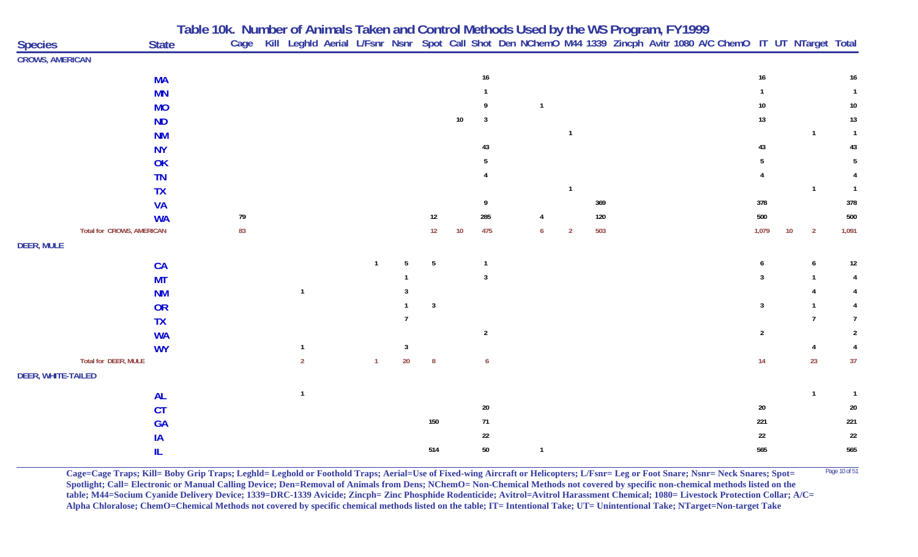## Table 10k. Number of Animals Taken and Control Methods Used by the WS Program, FY1999

| Species | State | Cage | Kill | Leghld | Aerial | L/Fsnr | Nsnr | Spot | Call | Shot | Den | NChemO | M44 | 1339 | Zincph | Avitr | 1080 | A/C | ChemO | IT | UT | NTarget | Total |
|---|---|---|---|---|---|---|---|---|---|---|---|---|---|---|---|---|---|---|---|---|---|---|---|
| **CROWS, AMERICAN** | | | | | | | | | | | | | | | | | | | | | | | |
| | MA | | | | | | | | | 16 | | | | | | | | | | 16 | | | 16 |
| | MN | | | | | | | | | 1 | | | | | | | | | | 1 | | | 1 |
| | MO | | | | | | | | | 9 | | 1 | | | | | | | | 10 | | | 10 |
| | ND | | | | | | | | 10 | 3 | | | | | | | | | | 13 | | | 13 |
| | NM | | | | | | | | | | | | 1 | | | | | | | | | 1 | 1 |
| | NY | | | | | | | | | 43 | | | | | | | | | | 43 | | | 43 |
| | OK | | | | | | | | | 5 | | | | | | | | | | 5 | | | 5 |
| | TN | | | | | | | | | 4 | | | | | | | | | | 4 | | | 4 |
| | TX | | | | | | | | | | | | 1 | | | | | | | | | 1 | 1 |
| | VA | | | | | | | | | 9 | | | | 369 | | | | | | 378 | | | 378 |
| | WA | 79 | | | | | | 12 | | 285 | | 4 | | 120 | | | | | | 500 | | | 500 |
| Total for CROWS, AMERICAN | | 83 | | | | | | 12 | 10 | 475 | | 6 | 2 | 503 | | | | | | 1,079 | 10 | 2 | 1,091 |
| **DEER, MULE** | | | | | | | | | | | | | | | | | | | | | | | |
| | CA | | | | | 1 | 5 | 5 | | 1 | | | | | | | | | | 6 | | 6 | 12 |
| | MT | | | | | | 1 | | | 3 | | | | | | | | | | 3 | | 1 | 4 |
| | NM | | | 1 | | | 3 | | | | | | | | | | | | | | | 4 | 4 |
| | OR | | | | | | 1 | 3 | | | | | | | | | | | | 3 | | 1 | 4 |
| | TX | | | | | | 7 | | | | | | | | | | | | | | | 7 | 7 |
| | WA | | | | | | | | | 2 | | | | | | | | | | 2 | | | 2 |
| | WY | | | 1 | | | 3 | | | | | | | | | | | | | | | 4 | 4 |
| Total for DEER, MULE | | | | 2 | | 1 | 20 | 8 | | 6 | | | | | | | | | | 14 | | 23 | 37 |
| **DEER, WHITE-TAILED** | | | | | | | | | | | | | | | | | | | | | | | |
| | AL | | | 1 | | | | | | | | | | | | | | | | | | 1 | 1 |
| | CT | | | | | | | | | 20 | | | | | | | | | | 20 | | | 20 |
| | GA | | | | | | | 150 | | 71 | | | | | | | | | | 221 | | | 221 |
| | IA | | | | | | | | | 22 | | | | | | | | | | 22 | | | 22 |
| | IL | | | | | | | 514 | | 50 | | 1 | | | | | | | | 565 | | | 565 |

**Cage=Cage Traps; Kill= Boby Grip Traps; Leghld= Leghold or Foothold Traps; Aerial=Use of Fixed-wing Aircraft or Helicopters; L/Fsnr= Leg or Foot Snare; Nsnr= Neck Snares; Spot= Spotlight; Call= Electronic or Manual Calling Device; Den=Removal of Animals from Dens; NChemO= Non-Chemical Methods not covered by specific non-chemical methods listed on the table; M44=Socium Cyanide Delivery Device; 1339=DRC-1339 Avicide; Zincph= Zinc Phosphide Rodenticide; Avitrol=Avitrol Harassment Chemical; 1080= Livestock Protection Collar; A/C= Alpha Chloralose; ChemO=Chemical Methods not covered by specific chemical methods listed on the table; IT= Intentional Take; UT= Unintentional Take; NTarget=Non-target Take**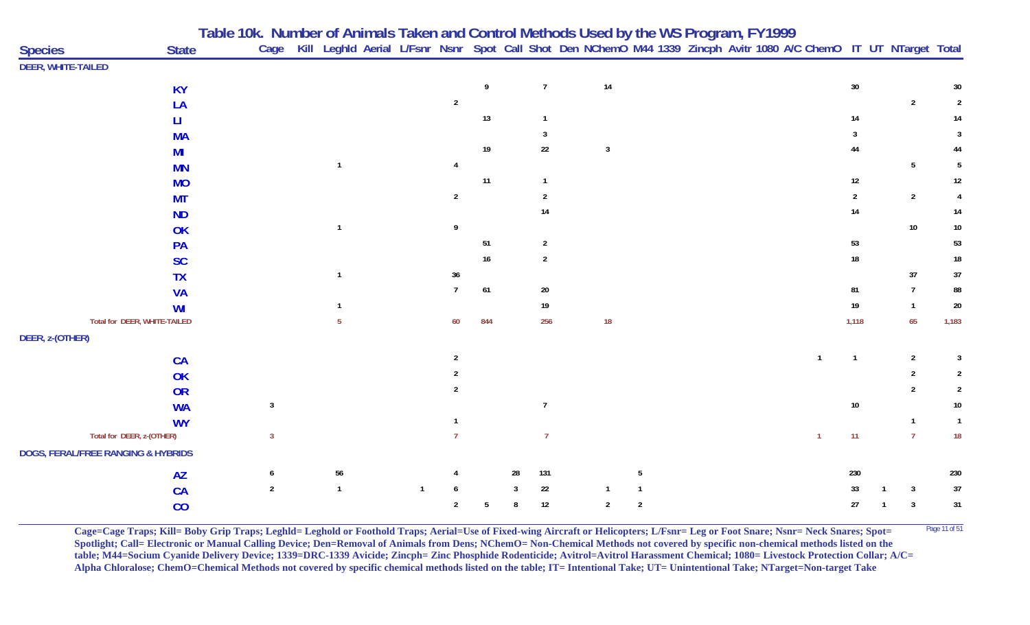# Table 10k. Number of Animals Taken and Control Methods Used by the WS Program, FY1999

| Species | State | Cage | Kill | Leghld | Aerial | L/Fsnr | Nsnr | Spot | Call | Shot | Den | NChemO | M44 | 1339 | Zincph | Avitr | 1080 | A/C | ChemO | IT | UT | NTarget | Total |
|---|---|---|---|---|---|---|---|---|---|---|---|---|---|---|---|---|---|---|---|---|---|---|---|
| DEER, WHITE-TAILED | | | | | | | | | | | | | | | | | | | | | | | |
| | KY | | | | | | | 9 | | 7 | | 14 | | | | | | | | 30 | | | 30 |
| | LA | | | | | | 2 | | | | | | | | | | | | | | | 2 | 2 |
| | LI | | | | | | | 13 | | 1 | | | | | | | | | | 14 | | | 14 |
| | MA | | | | | | | | | 3 | | | | | | | | | | 3 | | | 3 |
| | MI | | | | | | | 19 | | 22 | | 3 | | | | | | | | 44 | | | 44 |
| | MN | | | 1 | | | 4 | | | | | | | | | | | | | | | 5 | 5 |
| | MO | | | | | | | 11 | | 1 | | | | | | | | | | 12 | | | 12 |
| | MT | | | | | | 2 | | | 2 | | | | | | | | | | 2 | | 2 | 4 |
| | ND | | | | | | | | | 14 | | | | | | | | | | 14 | | | 14 |
| | OK | | | 1 | | | 9 | | | | | | | | | | | | | | | 10 | 10 |
| | PA | | | | | | | 51 | | 2 | | | | | | | | | | 53 | | | 53 |
| | SC | | | | | | | 16 | | 2 | | | | | | | | | | 18 | | | 18 |
| | TX | | | 1 | | | 36 | | | | | | | | | | | | | | | 37 | 37 |
| | VA | | | | | | 7 | 61 | | 20 | | | | | | | | | | 81 | | 7 | 88 |
| | WI | | | 1 | | | | | | 19 | | | | | | | | | | 19 | | 1 | 20 |
| Total for DEER, WHITE-TAILED | | | | 5 | | | 60 | 844 | | 256 | | 18 | | | | | | | | 1,118 | | 65 | 1,183 |
| DEER, z-(OTHER) | | | | | | | | | | | | | | | | | | | | | | | |
| | CA | | | | | | 2 | | | | | | | | | | | | 1 | 1 | | 2 | 3 |
| | OK | | | | | | 2 | | | | | | | | | | | | | | | 2 | 2 |
| | OR | | | | | | 2 | | | | | | | | | | | | | | | 2 | 2 |
| | WA | 3 | | | | | | | | 7 | | | | | | | | | | 10 | | | 10 |
| | WY | | | | | | 1 | | | | | | | | | | | | | | | 1 | 1 |
| Total for DEER, z-(OTHER) | | 3 | | | | | 7 | | | 7 | | | | | | | | | 1 | 11 | | 7 | 18 |
| DOGS, FERAL/FREE RANGING & HYBRIDS | | | | | | | | | | | | | | | | | | | | | | | |
| | AZ | 6 | | 56 | | | 4 | | 28 | 131 | | | 5 | | | | | | | 230 | | | 230 |
| | CA | 2 | | 1 | | 1 | 6 | | 3 | 22 | | 1 | 1 | | | | | | | 33 | 1 | 3 | 37 |
| | CO | | | | | | 2 | 5 | 8 | 12 | | 2 | 2 | | | | | | | 27 | 1 | 3 | 31 |

Cage=Cage Traps; Kill= Boby Grip Traps; Leghld= Leghold or Foothold Traps; Aerial=Use of Fixed-wing Aircraft or Helicopters; L/Fsnr= Leg or Foot Snare; Nsnr= Neck Snares; Spot= Spotlight; Call= Electronic or Manual Calling Device; Den=Removal of Animals from Dens; NChemO= Non-Chemical Methods not covered by specific non-chemical methods listed on the table; M44=Socium Cyanide Delivery Device; 1339=DRC-1339 Avicide; Zincph= Zinc Phosphide Rodenticide; Avitrol=Avitrol Harassment Chemical; 1080= Livestock Protection Collar; A/C= Alpha Chloralose; ChemO=Chemical Methods not covered by specific chemical methods listed on the table; IT= Intentional Take; UT= Unintentional Take; NTarget=Non-target Take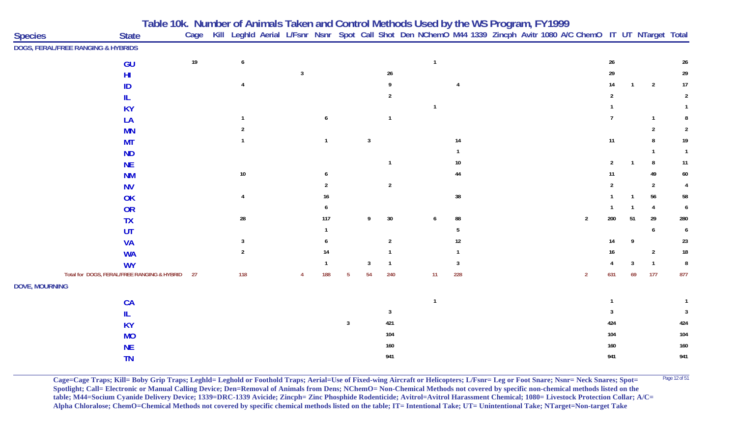# Table 10k. Number of Animals Taken and Control Methods Used by the WS Program, FY1999

| Species | State | Cage | Kill | Leghld | Aerial | L/Fsnr | Nsnr | Spot | Call | Shot | Den | NChemO | M44 | 1339 | Zincph | Avitr | 1080 | A/C | ChemO | IT | UT | NTarget | Total |
|---|---|---|---|---|---|---|---|---|---|---|---|---|---|---|---|---|---|---|---|---|---|---|---|
| **DOGS, FERAL/FREE RANGING & HYBRIDS** | | | | | | | | | | | | | | | | | | | | | | | |
| | GU | 19 | | 6 | | | | | | | | 1 | | | | | | | | 26 | | | 26 |
| | HI | | | | | 3 | | | | 26 | | | | | | | | | | 29 | | | 29 |
| | ID | | | 4 | | | | | | 9 | | | 4 | | | | | | | 14 | 1 | 2 | 17 |
| | IL | | | | | | | | | 2 | | | | | | | | | | 2 | | | 2 |
| | KY | | | | | | | | | | | 1 | | | | | | | | 1 | | | 1 |
| | LA | | | 1 | | | 6 | | | 1 | | | | | | | | | | 7 | | 1 | 8 |
| | MN | | | 2 | | | | | | | | | | | | | | | | | | 2 | 2 |
| | MT | | | 1 | | | 1 | | 3 | | | | 14 | | | | | | | 11 | | 8 | 19 |
| | ND | | | | | | | | | | | | 1 | | | | | | | | | 1 | 1 |
| | NE | | | | | | | | | 1 | | | 10 | | | | | | | 2 | 1 | 8 | 11 |
| | NM | | | 10 | | | 6 | | | | | | 44 | | | | | | | 11 | | 49 | 60 |
| | NV | | | | | | 2 | | | 2 | | | | | | | | | | 2 | | 2 | 4 |
| | OK | | | 4 | | | 16 | | | | | | 38 | | | | | | | 1 | 1 | 56 | 58 |
| | OR | | | | | | 6 | | | | | | | | | | | | | 1 | 1 | 4 | 6 |
| | TX | | | 28 | | | 117 | | 9 | 30 | | 6 | 88 | | | | | | 2 | 200 | 51 | 29 | 280 |
| | UT | | | | | | 1 | | | | | | 5 | | | | | | | | | 6 | 6 |
| | VA | | | 3 | | | 6 | | | 2 | | | 12 | | | | | | | 14 | 9 | | 23 |
| | WA | | | 2 | | | 14 | | | 1 | | | 1 | | | | | | | 16 | | 2 | 18 |
| | WY | | | | | | 1 | | 3 | 1 | | | 3 | | | | | | | 4 | 3 | 1 | 8 |
| Total for DOGS, FERAL/FREE RANGING & HYBRID | | 27 | | 118 | | 4 | 188 | 5 | 54 | 240 | | 11 | 228 | | | | | | 2 | 631 | 69 | 177 | 877 |
| **DOVE, MOURNING** | | | | | | | | | | | | | | | | | | | | | | | |
| | CA | | | | | | | | | | | 1 | | | | | | | | 1 | | | 1 |
| | IL | | | | | | | | | 3 | | | | | | | | | | 3 | | | 3 |
| | KY | | | | | | | 3 | | 421 | | | | | | | | | | 424 | | | 424 |
| | MO | | | | | | | | | 104 | | | | | | | | | | 104 | | | 104 |
| | NE | | | | | | | | | 160 | | | | | | | | | | 160 | | | 160 |
| | TN | | | | | | | | | 941 | | | | | | | | | | 941 | | | 941 |

**Cage=Cage Traps; Kill= Boby Grip Traps; Leghld= Leghold or Foothold Traps; Aerial=Use of Fixed-wing Aircraft or Helicopters; L/Fsnr= Leg or Foot Snare; Nsnr= Neck Snares; Spot= Spotlight; Call= Electronic or Manual Calling Device; Den=Removal of Animals from Dens; NChemO= Non-Chemical Methods not covered by specific non-chemical methods listed on the table; M44=Socium Cyanide Delivery Device; 1339=DRC-1339 Avicide; Zincph= Zinc Phosphide Rodenticide; Avitrol=Avitrol Harassment Chemical; 1080= Livestock Protection Collar; A/C= Alpha Chloralose; ChemO=Chemical Methods not covered by specific chemical methods listed on the table; IT= Intentional Take; UT= Unintentional Take; NTarget=Non-target Take**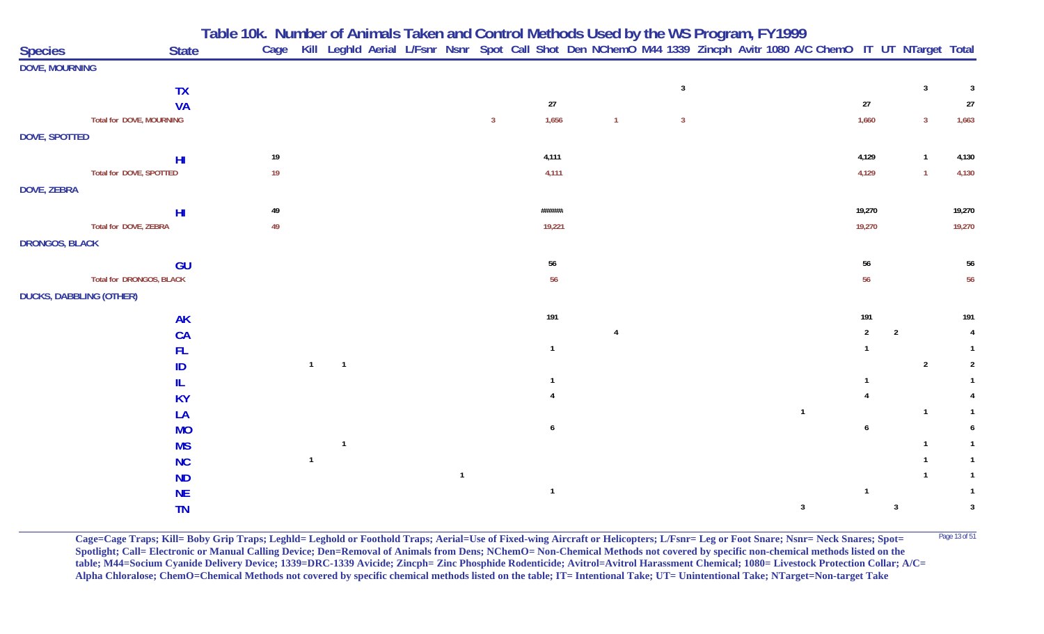# Table 10k. Number of Animals Taken and Control Methods Used by the WS Program, FY1999

| Species | State | Cage | Kill | Leghld | Aerial | L/Fsnr | Nsnr | Spot | Call | Shot | Den | NChemO | M44 | 1339 | Zincph | Avitr | 1080 | A/C | ChemO | IT | UT | NTarget | Total |
|---|---|---|---|---|---|---|---|---|---|---|---|---|---|---|---|---|---|---|---|---|---|---|---|
| **DOVE, MOURNING** | | | | | | | | | | | | | | | | | | | | | | | |
| | TX | | | | | | | | | | | | | 3 | | | | | | | | 3 | 3 |
| | VA | | | | | | | | | 27 | | | | | | | | | | 27 | | | 27 |
| Total for DOVE, MOURNING | | | | | | | | 3 | | 1,656 | | 1 | | 3 | | | | | | 1,660 | | 3 | 1,663 |
| **DOVE, SPOTTED** | | | | | | | | | | | | | | | | | | | | | | | |
| | HI | 19 | | | | | | | | 4,111 | | | | | | | | | | 4,129 | | 1 | 4,130 |
| Total for DOVE, SPOTTED | | 19 | | | | | | | | 4,111 | | | | | | | | | | 4,129 | | 1 | 4,130 |
| **DOVE, ZEBRA** | | | | | | | | | | | | | | | | | | | | | | | |
| | HI | 49 | | | | | | | | ####### | | | | | | | | | | 19,270 | | | 19,270 |
| Total for DOVE, ZEBRA | | 49 | | | | | | | | 19,221 | | | | | | | | | | 19,270 | | | 19,270 |
| **DRONGOS, BLACK** | | | | | | | | | | | | | | | | | | | | | | | |
| | GU | | | | | | | | | 56 | | | | | | | | | | 56 | | | 56 |
| Total for DRONGOS, BLACK | | | | | | | | | | 56 | | | | | | | | | | 56 | | | 56 |
| **DUCKS, DABBLING (OTHER)** | | | | | | | | | | | | | | | | | | | | | | | |
| | AK | | | | | | | | | 191 | | | | | | | | | | 191 | | | 191 |
| | CA | | | | | | | | | | | 4 | | | | | | | | 2 | 2 | | 4 |
| | FL | | | | | | | | | 1 | | | | | | | | | | 1 | | | 1 |
| | ID | | 1 | 1 | | | | | | | | | | | | | | | | | | 2 | 2 |
| | IL | | | | | | | | | 1 | | | | | | | | | | 1 | | | 1 |
| | KY | | | | | | | | | 4 | | | | | | | | | | 4 | | | 4 |
| | LA | | | | | | | | | | | | | | | | | 1 | | | | 1 | 1 |
| | MO | | | | | | | | | 6 | | | | | | | | | | 6 | | | 6 |
| | MS | | | 1 | | | | | | | | | | | | | | | | | | 1 | 1 |
| | NC | | 1 | | | | | | | | | | | | | | | | | | | 1 | 1 |
| | ND | | | | | | 1 | | | | | | | | | | | | | | | 1 | 1 |
| | NE | | | | | | | | | 1 | | | | | | | | | | 1 | | | 1 |
| | TN | | | | | | | | | | | | | | | | | 3 | | | 3 | | 3 |

**Cage=Cage Traps; Kill= Boby Grip Traps; Leghld= Leghold or Foothold Traps; Aerial=Use of Fixed-wing Aircraft or Helicopters; L/Fsnr= Leg or Foot Snare; Nsnr= Neck Snares; Spot= Spotlight; Call= Electronic or Manual Calling Device; Den=Removal of Animals from Dens; NChemO= Non-Chemical Methods not covered by specific non-chemical methods listed on the table; M44=Socium Cyanide Delivery Device; 1339=DRC-1339 Avicide; Zincph= Zinc Phosphide Rodenticide; Avitrol=Avitrol Harassment Chemical; 1080= Livestock Protection Collar; A/C= Alpha Chloralose; ChemO=Chemical Methods not covered by specific chemical methods listed on the table; IT= Intentional Take; UT= Unintentional Take; NTarget=Non-target Take**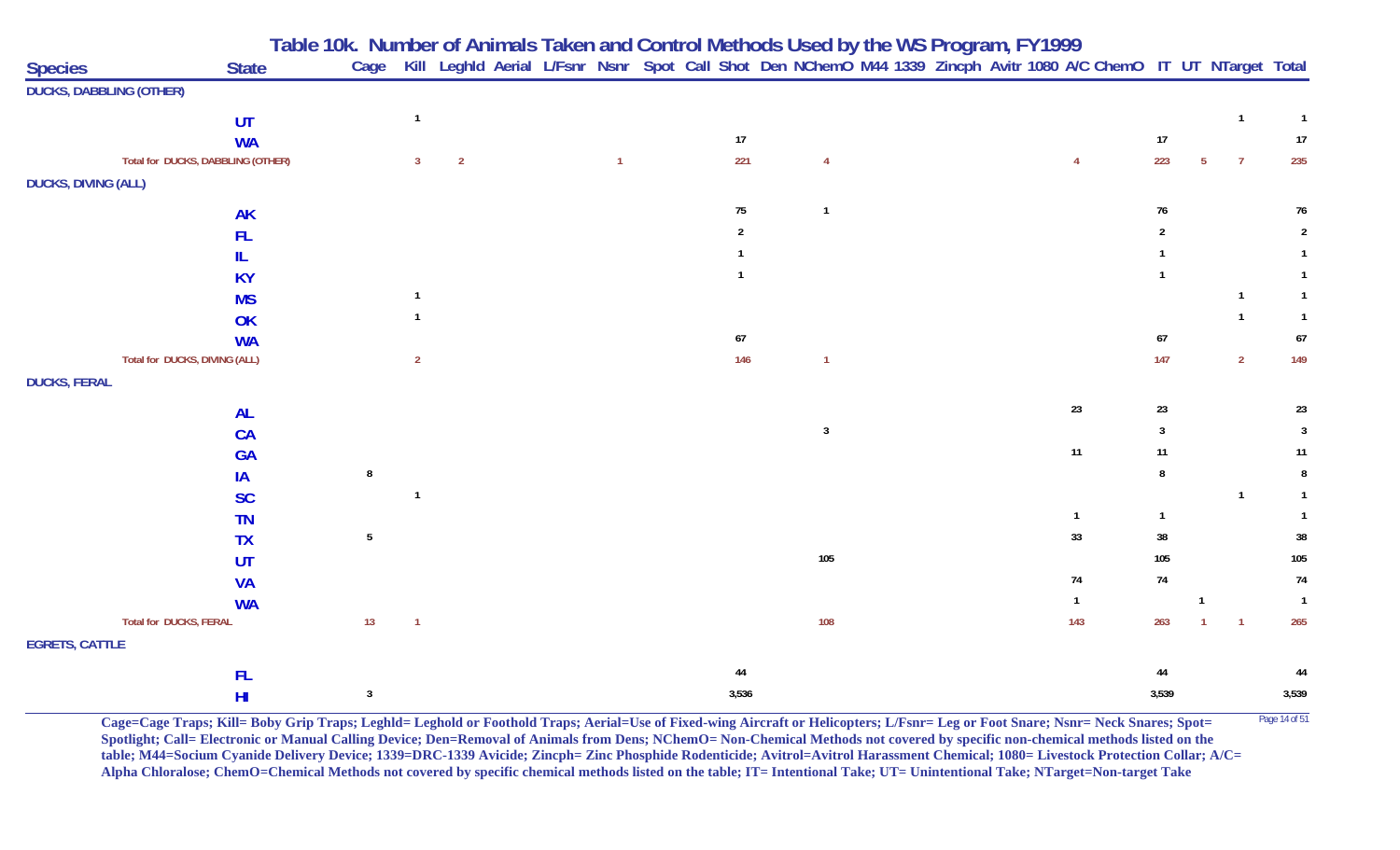# Table 10k. Number of Animals Taken and Control Methods Used by the WS Program, FY1999

| Species | State | Cage | Kill | Leghld | Aerial | L/Fsnr | Nsnr | Spot | Call | Shot | Den | NChemO | M44 | 1339 | Zincph | Avitr | 1080 | A/C | ChemO | IT | UT | NTarget | Total |
|---|---|---|---|---|---|---|---|---|---|---|---|---|---|---|---|---|---|---|---|---|---|---|---|
| DUCKS, DABBLING (OTHER) | | | | | | | | | | | | | | | | | | | | | | | |
| | UT | | 1 | | | | | | | | | | | | | | | | | | | 1 | 1 |
| | WA | | | | | | | | | 17 | | | | | | | | | | 17 | | | 17 |
| Total for DUCKS, DABBLING (OTHER) | | | 3 | 2 | | | 1 | | | 221 | | 4 | | | | | | 4 | | 223 | 5 | 7 | 235 |
| DUCKS, DIVING (ALL) | | | | | | | | | | | | | | | | | | | | | | | |
| | AK | | | | | | | | | 75 | | 1 | | | | | | | | 76 | | | 76 |
| | FL | | | | | | | | | 2 | | | | | | | | | | 2 | | | 2 |
| | IL | | | | | | | | | 1 | | | | | | | | | | 1 | | | 1 |
| | KY | | | | | | | | | 1 | | | | | | | | | | 1 | | | 1 |
| | MS | | 1 | | | | | | | | | | | | | | | | | | | 1 | 1 |
| | OK | | 1 | | | | | | | | | | | | | | | | | | | 1 | 1 |
| | WA | | | | | | | | | 67 | | | | | | | | | | 67 | | | 67 |
| Total for DUCKS, DIVING (ALL) | | | 2 | | | | | | | 146 | | 1 | | | | | | | | 147 | | 2 | 149 |
| DUCKS, FERAL | | | | | | | | | | | | | | | | | | | | | | | |
| | AL | | | | | | | | | | | | | | | | | 23 | | 23 | | | 23 |
| | CA | | | | | | | | | | | 3 | | | | | | | | 3 | | | 3 |
| | GA | | | | | | | | | | | | | | | | | 11 | | 11 | | | 11 |
| | IA | 8 | | | | | | | | | | | | | | | | | | 8 | | | 8 |
| | SC | | 1 | | | | | | | | | | | | | | | | | | | 1 | 1 |
| | TN | | | | | | | | | | | | | | | | | 1 | | 1 | | | 1 |
| | TX | 5 | | | | | | | | | | | | | | | | 33 | | 38 | | | 38 |
| | UT | | | | | | | | | | | 105 | | | | | | | | 105 | | | 105 |
| | VA | | | | | | | | | | | | | | | | | 74 | | 74 | | | 74 |
| | WA | | | | | | | | | | | | | | | | | 1 | | | 1 | | 1 |
| Total for DUCKS, FERAL | | 13 | 1 | | | | | | | | | 108 | | | | | | 143 | | 263 | 1 | 1 | 265 |
| EGRETS, CATTLE | | | | | | | | | | | | | | | | | | | | | | | |
| | FL | | | | | | | | | 44 | | | | | | | | | | 44 | | | 44 |
| | HI | 3 | | | | | | | | 3,536 | | | | | | | | | | 3,539 | | | 3,539 |

**Cage=Cage Traps; Kill= Boby Grip Traps; Leghld= Leghold or Foothold Traps; Aerial=Use of Fixed-wing Aircraft or Helicopters; L/Fsnr= Leg or Foot Snare; Nsnr= Neck Snares; Spot= Spotlight; Call= Electronic or Manual Calling Device; Den=Removal of Animals from Dens; NChemO= Non-Chemical Methods not covered by specific non-chemical methods listed on the table; M44=Socium Cyanide Delivery Device; 1339=DRC-1339 Avicide; Zincph= Zinc Phosphide Rodenticide; Avitrol=Avitrol Harassment Chemical; 1080= Livestock Protection Collar; A/C= Alpha Chloralose; ChemO=Chemical Methods not covered by specific chemical methods listed on the table; IT= Intentional Take; UT= Unintentional Take; NTarget=Non-target Take**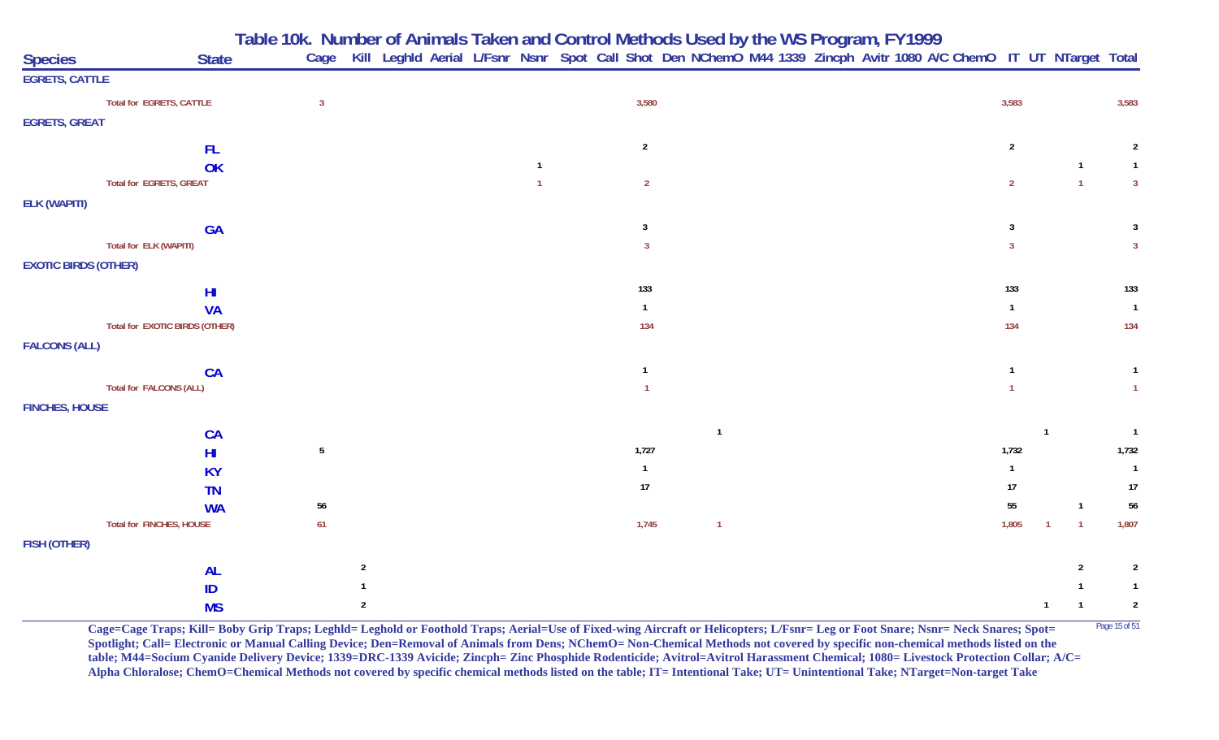# Table 10k. Number of Animals Taken and Control Methods Used by the WS Program, FY1999

| Species | State | Cage | Kill | Leghld | Aerial | L/Fsnr | Nsnr | Spot | Call | Shot | Den | NChemO | M44 | 1339 | Zincph | Avitr | 1080 | A/C | ChemO | IT | UT | NTarget | Total |
|---|---|---|---|---|---|---|---|---|---|---|---|---|---|---|---|---|---|---|---|---|---|---|---|
| **EGRETS, CATTLE** | | | | | | | | | | | | | | | | | | | | | | | |
| Total for EGRETS, CATTLE | | 3 | | | | | | | | 3,580 | | | | | | | | | | 3,583 | | | 3,583 |
| **EGRETS, GREAT** | | | | | | | | | | | | | | | | | | | | | | | |
| | FL | | | | | | | | | 2 | | | | | | | | | | 2 | | | 2 |
| | OK | | | | | | 1 | | | | | | | | | | | | | | | 1 | 1 |
| Total for EGRETS, GREAT | | | | | | | 1 | | | 2 | | | | | | | | | | 2 | | 1 | 3 |
| **ELK (WAPITI)** | | | | | | | | | | | | | | | | | | | | | | | |
| | GA | | | | | | | | | 3 | | | | | | | | | | 3 | | | 3 |
| Total for ELK (WAPITI) | | | | | | | | | | 3 | | | | | | | | | | 3 | | | 3 |
| **EXOTIC BIRDS (OTHER)** | | | | | | | | | | | | | | | | | | | | | | | |
| | HI | | | | | | | | | 133 | | | | | | | | | | 133 | | | 133 |
| | VA | | | | | | | | | 1 | | | | | | | | | | 1 | | | 1 |
| Total for EXOTIC BIRDS (OTHER) | | | | | | | | | | 134 | | | | | | | | | | 134 | | | 134 |
| **FALCONS (ALL)** | | | | | | | | | | | | | | | | | | | | | | | |
| | CA | | | | | | | | | 1 | | | | | | | | | | 1 | | | 1 |
| Total for FALCONS (ALL) | | | | | | | | | | 1 | | | | | | | | | | 1 | | | 1 |
| **FINCHES, HOUSE** | | | | | | | | | | | | | | | | | | | | | | | |
| | CA | | | | | | | | | | | 1 | | | | | | | | | 1 | | 1 |
| | HI | 5 | | | | | | | | 1,727 | | | | | | | | | | 1,732 | | | 1,732 |
| | KY | | | | | | | | | 1 | | | | | | | | | | 1 | | | 1 |
| | TN | | | | | | | | | 17 | | | | | | | | | | 17 | | | 17 |
| | WA | 56 | | | | | | | | | | | | | | | | | | 55 | | 1 | 56 |
| Total for FINCHES, HOUSE | | 61 | | | | | | | | 1,745 | | 1 | | | | | | | | 1,805 | 1 | 1 | 1,807 |
| **FISH (OTHER)** | | | | | | | | | | | | | | | | | | | | | | | |
| | AL | | 2 | | | | | | | | | | | | | | | | | | | 2 | 2 |
| | ID | | 1 | | | | | | | | | | | | | | | | | | | 1 | 1 |
| | MS | | 2 | | | | | | | | | | | | | | | | | | 1 | 1 | 2 |

**Cage=Cage Traps; Kill= Boby Grip Traps; Leghld= Leghold or Foothold Traps; Aerial=Use of Fixed-wing Aircraft or Helicopters; L/Fsnr= Leg or Foot Snare; Nsnr= Neck Snares; Spot= Spotlight; Call= Electronic or Manual Calling Device; Den=Removal of Animals from Dens; NChemO= Non-Chemical Methods not covered by specific non-chemical methods listed on the table; M44=Socium Cyanide Delivery Device; 1339=DRC-1339 Avicide; Zincph= Zinc Phosphide Rodenticide; Avitrol=Avitrol Harassment Chemical; 1080= Livestock Protection Collar; A/C= Alpha Chloralose; ChemO=Chemical Methods not covered by specific chemical methods listed on the table; IT= Intentional Take; UT= Unintentional Take; NTarget=Non-target Take**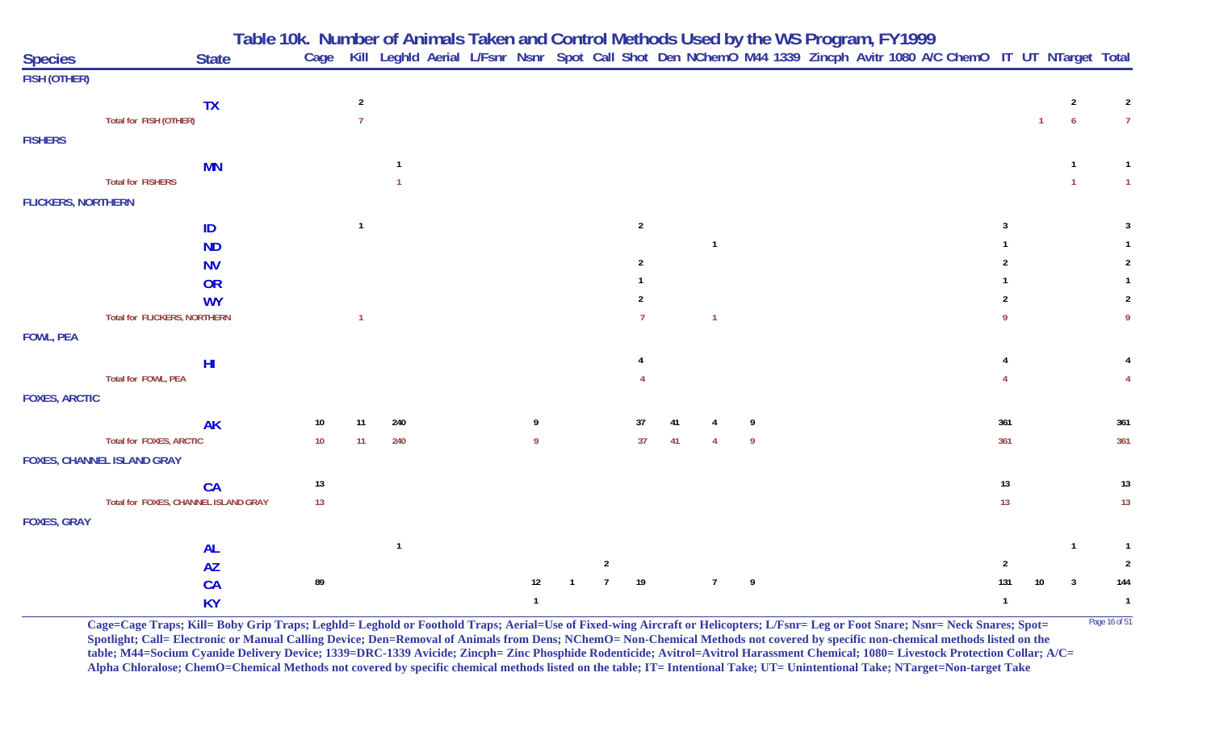# Table 10k. Number of Animals Taken and Control Methods Used by the WS Program, FY1999

| Species | State | Cage | Kill | Leghld | Aerial | L/Fsnr | Nsnr | Spot | Call | Shot | Den | NChemO | M44 | 1339 | Zincph | Avitr | 1080 | A/C | ChemO | IT | UT | NTarget | Total |
|---|---|---|---|---|---|---|---|---|---|---|---|---|---|---|---|---|---|---|---|---|---|---|---|
| **FISH (OTHER)** | | | | | | | | | | | | | | | | | | | | | | | |
| | TX | | 2 | | | | | | | | | | | | | | | | | | | 2 | 2 |
| Total for FISH (OTHER) | | | 7 | | | | | | | | | | | | | | | | | | 1 | 6 | 7 |
| **FISHERS** | | | | | | | | | | | | | | | | | | | | | | | |
| | MN | | | 1 | | | | | | | | | | | | | | | | | | 1 | 1 |
| Total for FISHERS | | | | 1 | | | | | | | | | | | | | | | | | | 1 | 1 |
| **FLICKERS, NORTHERN** | | | | | | | | | | | | | | | | | | | | | | | |
| | ID | | 1 | | | | | | | 2 | | | | | | | | | | 3 | | | 3 |
| | ND | | | | | | | | | | | 1 | | | | | | | | 1 | | | 1 |
| | NV | | | | | | | | | 2 | | | | | | | | | | 2 | | | 2 |
| | OR | | | | | | | | | 1 | | | | | | | | | | 1 | | | 1 |
| | WY | | | | | | | | | 2 | | | | | | | | | | 2 | | | 2 |
| Total for FLICKERS, NORTHERN | | | 1 | | | | | | | 7 | | 1 | | | | | | | | 9 | | | 9 |
| **FOWL, PEA** | | | | | | | | | | | | | | | | | | | | | | | |
| | HI | | | | | | | | | 4 | | | | | | | | | | 4 | | | 4 |
| Total for FOWL, PEA | | | | | | | | | | 4 | | | | | | | | | | 4 | | | 4 |
| **FOXES, ARCTIC** | | | | | | | | | | | | | | | | | | | | | | | |
| | AK | 10 | 11 | 240 | | | 9 | | | 37 | 41 | 4 | 9 | | | | | | | 361 | | | 361 |
| Total for FOXES, ARCTIC | | 10 | 11 | 240 | | | 9 | | | 37 | 41 | 4 | 9 | | | | | | | 361 | | | 361 |
| **FOXES, CHANNEL ISLAND GRAY** | | | | | | | | | | | | | | | | | | | | | | | |
| | CA | 13 | | | | | | | | | | | | | | | | | | 13 | | | 13 |
| Total for FOXES, CHANNEL ISLAND GRAY | | 13 | | | | | | | | | | | | | | | | | | 13 | | | 13 |
| **FOXES, GRAY** | | | | | | | | | | | | | | | | | | | | | | | |
| | AL | | | 1 | | | | | | | | | | | | | | | | | | 1 | 1 |
| | AZ | | | | | | | | 2 | | | | | | | | | | | 2 | | | 2 |
| | CA | 89 | | | | | 12 | 1 | 7 | 19 | | 7 | 9 | | | | | | | 131 | 10 | 3 | 144 |
| | KY | | | | | | 1 | | | | | | | | | | | | | 1 | | | 1 |

Cage=Cage Traps; Kill= Boby Grip Traps; Leghld= Leghold or Foothold Traps; Aerial=Use of Fixed-wing Aircraft or Helicopters; L/Fsnr= Leg or Foot Snare; Nsnr= Neck Snares; Spot= Spotlight; Call= Electronic or Manual Calling Device; Den=Removal of Animals from Dens; NChemO= Non-Chemical Methods not covered by specific non-chemical methods listed on the table; M44=Socium Cyanide Delivery Device; 1339=DRC-1339 Avicide; Zincph= Zinc Phosphide Rodenticide; Avitrol=Avitrol Harassment Chemical; 1080= Livestock Protection Collar; A/C= Alpha Chloralose; ChemO=Chemical Methods not covered by specific chemical methods listed on the table; IT= Intentional Take; UT= Unintentional Take; NTarget=Non-target Take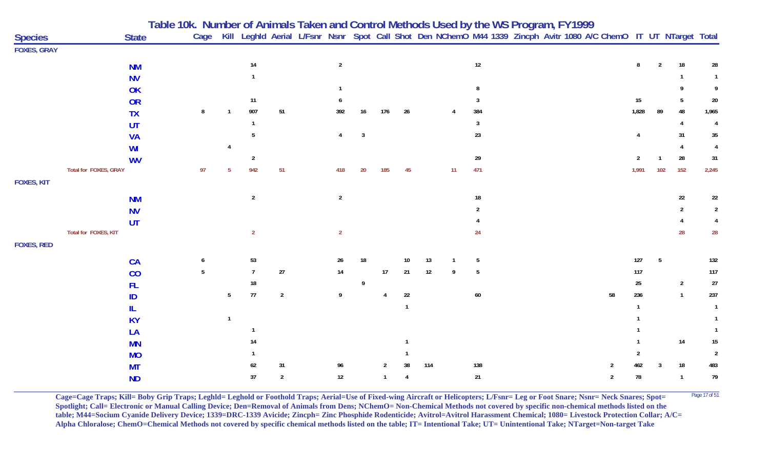## Table 10k. Number of Animals Taken and Control Methods Used by the WS Program, FY1999

| Species | State | Cage | Kill | Leghld | Aerial | L/Fsnr | Nsnr | Spot | Call | Shot | Den | NChemO | M44 | 1339 | Zincph | Avitr | 1080 | A/C | ChemO | IT | UT | NTarget | Total |
|---|---|---|---|---|---|---|---|---|---|---|---|---|---|---|---|---|---|---|---|---|---|---|---|
| FOXES, GRAY | | | | | | | | | | | | | | | | | | | | | | | |
| | NM | | | 14 | | | 2 | | | | | | 12 | | | | | | | 8 | 2 | 18 | 28 |
| | NV | | | 1 | | | | | | | | | | | | | | | | | | 1 | 1 |
| | OK | | | | | | 1 | | | | | | 8 | | | | | | | | | 9 | 9 |
| | OR | | | 11 | | | 6 | | | | | | 3 | | | | | | | 15 | | 5 | 20 |
| | TX | 8 | 1 | 907 | 51 | | 392 | 16 | 176 | 26 | | 4 | 384 | | | | | | | 1,828 | 89 | 48 | 1,965 |
| | UT | | | 1 | | | | | | | | | 3 | | | | | | | | | 4 | 4 |
| | VA | | | 5 | | | 4 | 3 | | | | | 23 | | | | | | | 4 | | 31 | 35 |
| | WI | | 4 | | | | | | | | | | | | | | | | | | | 4 | 4 |
| | WV | | | 2 | | | | | | | | | 29 | | | | | | | 2 | 1 | 28 | 31 |
| Total for FOXES, GRAY | | 97 | 5 | 942 | 51 | | 418 | 20 | 185 | 45 | | 11 | 471 | | | | | | | 1,991 | 102 | 152 | 2,245 |
| FOXES, KIT | | | | | | | | | | | | | | | | | | | | | | | |
| | NM | | | 2 | | | 2 | | | | | | 18 | | | | | | | | | 22 | 22 |
| | NV | | | | | | | | | | | | 2 | | | | | | | | | 2 | 2 |
| | UT | | | | | | | | | | | | 4 | | | | | | | | | 4 | 4 |
| Total for FOXES, KIT | | | | 2 | | | 2 | | | | | | 24 | | | | | | | | | 28 | 28 |
| FOXES, RED | | | | | | | | | | | | | | | | | | | | | | | |
| | CA | 6 | | 53 | | | 26 | 18 | | 10 | 13 | 1 | 5 | | | | | | | 127 | 5 | | 132 |
| | CO | 5 | | 7 | 27 | | 14 | | 17 | 21 | 12 | 9 | 5 | | | | | | | 117 | | | 117 |
| | FL | | | 18 | | | | 9 | | | | | | | | | | | | 25 | | 2 | 27 |
| | ID | | 5 | 77 | 2 | | 9 | | 4 | 22 | | | 60 | | | | | | 58 | 236 | | 1 | 237 |
| | IL | | | | | | | | | 1 | | | | | | | | | | 1 | | | 1 |
| | KY | | 1 | | | | | | | | | | | | | | | | | 1 | | | 1 |
| | LA | | | 1 | | | | | | | | | | | | | | | | 1 | | | 1 |
| | MN | | | 14 | | | | | | 1 | | | | | | | | | | 1 | | 14 | 15 |
| | MO | | | 1 | | | | | | 1 | | | | | | | | | | 2 | | | 2 |
| | MT | | | 62 | 31 | | 96 | | 2 | 38 | 114 | | 138 | | | | | | 2 | 462 | 3 | 18 | 483 |
| | ND | | | 37 | 2 | | 12 | | 1 | 4 | | | 21 | | | | | | 2 | 78 | | 1 | 79 |

**Cage=Cage Traps; Kill= Boby Grip Traps; Leghld= Leghold or Foothold Traps; Aerial=Use of Fixed-wing Aircraft or Helicopters; L/Fsnr= Leg or Foot Snare; Nsnr= Neck Snares; Spot= Spotlight; Call= Electronic or Manual Calling Device; Den=Removal of Animals from Dens; NChemO= Non-Chemical Methods not covered by specific non-chemical methods listed on the table; M44=Socium Cyanide Delivery Device; 1339=DRC-1339 Avicide; Zincph= Zinc Phosphide Rodenticide; Avitrol=Avitrol Harassment Chemical; 1080= Livestock Protection Collar; A/C= Alpha Chloralose; ChemO=Chemical Methods not covered by specific chemical methods listed on the table; IT= Intentional Take; UT= Unintentional Take; NTarget=Non-target Take**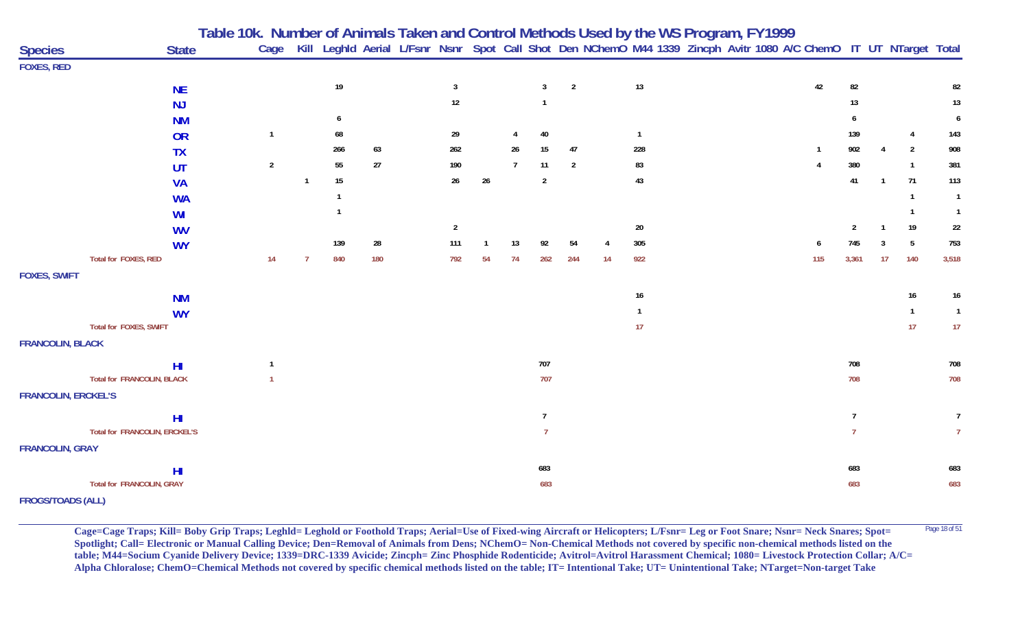# Table 10k. Number of Animals Taken and Control Methods Used by the WS Program, FY1999

| Species | State | Cage | Kill | Leghld | Aerial | L/Fsnr | Nsnr | Spot | Call | Shot | Den | NChemO | M44 | 1339 | Zincph | Avitr | 1080 | A/C | ChemO | IT | UT | NTarget | Total |
|---|---|---|---|---|---|---|---|---|---|---|---|---|---|---|---|---|---|---|---|---|---|---|---|
| **FOXES, RED** | | | | | | | | | | | | | | | | | | | | | | | |
| | NE | | | 19 | | | 3 | | | 3 | 2 | | 13 | | | | | | 42 | 82 | | | 82 |
| | NJ | | | | | | 12 | | | 1 | | | | | | | | | | 13 | | | 13 |
| | NM | | | 6 | | | | | | | | | | | | | | | | 6 | | | 6 |
| | OR | 1 | | 68 | | | 29 | | 4 | 40 | | | 1 | | | | | | | 139 | | 4 | 143 |
| | TX | | | 266 | 63 | | 262 | | 26 | 15 | 47 | | 228 | | | | | | 1 | 902 | 4 | 2 | 908 |
| | UT | 2 | | 55 | 27 | | 190 | | 7 | 11 | 2 | | 83 | | | | | | 4 | 380 | | 1 | 381 |
| | VA | | 1 | 15 | | | 26 | 26 | | 2 | | | 43 | | | | | | | 41 | 1 | 71 | 113 |
| | WA | | | 1 | | | | | | | | | | | | | | | | | | 1 | 1 |
| | WI | | | 1 | | | | | | | | | | | | | | | | | | 1 | 1 |
| | WV | | | | | | 2 | | | | | | 20 | | | | | | | 2 | 1 | 19 | 22 |
| | WY | | | 139 | 28 | | 111 | 1 | 13 | 92 | 54 | 4 | 305 | | | | | | 6 | 745 | 3 | 5 | 753 |
| Total for FOXES, RED | | 14 | 7 | 840 | 180 | | 792 | 54 | 74 | 262 | 244 | 14 | 922 | | | | | | 115 | 3,361 | 17 | 140 | 3,518 |
| **FOXES, SWIFT** | | | | | | | | | | | | | | | | | | | | | | | |
| | NM | | | | | | | | | | | | 16 | | | | | | | | | 16 | 16 |
| | WY | | | | | | | | | | | | 1 | | | | | | | | | 1 | 1 |
| Total for FOXES, SWIFT | | | | | | | | | | | | | 17 | | | | | | | | | 17 | 17 |
| **FRANCOLIN, BLACK** | | | | | | | | | | | | | | | | | | | | | | | |
| | HI | 1 | | | | | | | | 707 | | | | | | | | | | 708 | | | 708 |
| Total for FRANCOLIN, BLACK | | 1 | | | | | | | | 707 | | | | | | | | | | 708 | | | 708 |
| **FRANCOLIN, ERCKEL'S** | | | | | | | | | | | | | | | | | | | | | | | |
| | HI | | | | | | | | | 7 | | | | | | | | | | 7 | | | 7 |
| Total for FRANCOLIN, ERCKEL'S | | | | | | | | | | 7 | | | | | | | | | | 7 | | | 7 |
| **FRANCOLIN, GRAY** | | | | | | | | | | | | | | | | | | | | | | | |
| | HI | | | | | | | | | 683 | | | | | | | | | | 683 | | | 683 |
| Total for FRANCOLIN, GRAY | | | | | | | | | | 683 | | | | | | | | | | 683 | | | 683 |
| **FROGS/TOADS (ALL)** | | | | | | | | | | | | | | | | | | | | | | | |

**Cage=Cage Traps; Kill= Boby Grip Traps; Leghld= Leghold or Foothold Traps; Aerial=Use of Fixed-wing Aircraft or Helicopters; L/Fsnr= Leg or Foot Snare; Nsnr= Neck Snares; Spot= Spotlight; Call= Electronic or Manual Calling Device; Den=Removal of Animals from Dens; NChemO= Non-Chemical Methods not covered by specific non-chemical methods listed on the table; M44=Socium Cyanide Delivery Device; 1339=DRC-1339 Avicide; Zincph= Zinc Phosphide Rodenticide; Avitrol=Avitrol Harassment Chemical; 1080= Livestock Protection Collar; A/C= Alpha Chloralose; ChemO=Chemical Methods not covered by specific chemical methods listed on the table; IT= Intentional Take; UT= Unintentional Take; NTarget=Non-target Take**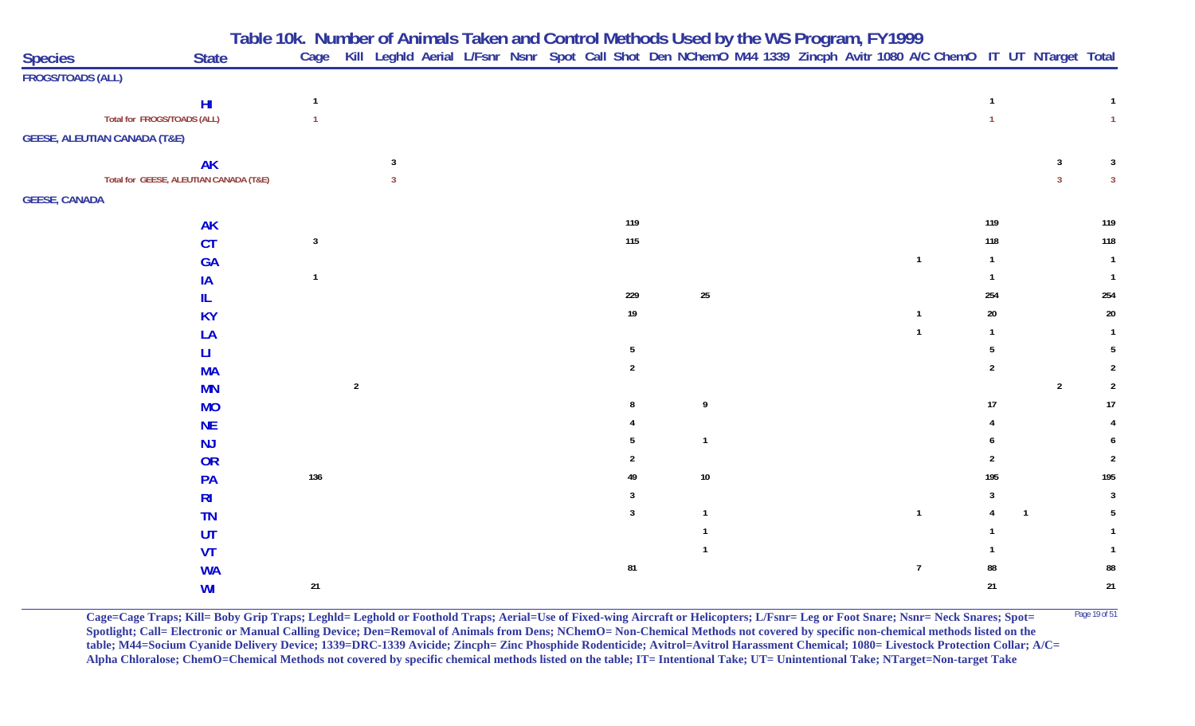# Table 10k. Number of Animals Taken and Control Methods Used by the WS Program, FY1999

| Species | State | Cage | Kill | Leghld | Aerial | L/Fsnr | Nsnr | Spot | Call | Shot | Den | NChemO | M44 | 1339 | Zincph | Avitr | 1080 | A/C | ChemO | IT | UT | NTarget | Total |
|---|---|---|---|---|---|---|---|---|---|---|---|---|---|---|---|---|---|---|---|---|---|---|---|
| **FROGS/TOADS (ALL)** | | | | | | | | | | | | | | | | | | | | | | | |
| | HI | 1 | | | | | | | | | | | | | | | | | | 1 | | | 1 |
| Total for FROGS/TOADS (ALL) | | 1 | | | | | | | | | | | | | | | | | | 1 | | | 1 |
| **GEESE, ALEUTIAN CANADA (T&E)** | | | | | | | | | | | | | | | | | | | | | | | |
| | AK | | | 3 | | | | | | | | | | | | | | | | | | 3 | 3 |
| Total for GEESE, ALEUTIAN CANADA (T&E) | | | | 3 | | | | | | | | | | | | | | | | | | 3 | 3 |
| **GEESE, CANADA** | | | | | | | | | | | | | | | | | | | | | | | |
| | AK | | | | | | | | | 119 | | | | | | | | | | 119 | | | 119 |
| | CT | 3 | | | | | | | | 115 | | | | | | | | | | 118 | | | 118 |
| | GA | | | | | | | | | | | | | | | | | 1 | | 1 | | | 1 |
| | IA | 1 | | | | | | | | | | | | | | | | | | 1 | | | 1 |
| | IL | | | | | | | | | 229 | | 25 | | | | | | | | 254 | | | 254 |
| | KY | | | | | | | | | 19 | | | | | | | | 1 | | 20 | | | 20 |
| | LA | | | | | | | | | | | | | | | | | 1 | | 1 | | | 1 |
| | LI | | | | | | | | | 5 | | | | | | | | | | 5 | | | 5 |
| | MA | | | | | | | | | 2 | | | | | | | | | | 2 | | | 2 |
| | MN | | 2 | | | | | | | | | | | | | | | | | | | 2 | 2 |
| | MO | | | | | | | | | 8 | | 9 | | | | | | | | 17 | | | 17 |
| | NE | | | | | | | | | 4 | | | | | | | | | | 4 | | | 4 |
| | NJ | | | | | | | | | 5 | | 1 | | | | | | | | 6 | | | 6 |
| | OR | | | | | | | | | 2 | | | | | | | | | | 2 | | | 2 |
| | PA | 136 | | | | | | | | 49 | | 10 | | | | | | | | 195 | | | 195 |
| | RI | | | | | | | | | 3 | | | | | | | | | | 3 | | | 3 |
| | TN | | | | | | | | | 3 | | 1 | | | | | | 1 | | 4 | 1 | | 5 |
| | UT | | | | | | | | | | | 1 | | | | | | | | 1 | | | 1 |
| | VT | | | | | | | | | | | 1 | | | | | | | | 1 | | | 1 |
| | WA | | | | | | | | | 81 | | | | | | | | 7 | | 88 | | | 88 |
| | WI | 21 | | | | | | | | | | | | | | | | | | 21 | | | 21 |

**Cage=Cage Traps; Kill= Boby Grip Traps; Leghld= Leghold or Foothold Traps; Aerial=Use of Fixed-wing Aircraft or Helicopters; L/Fsnr= Leg or Foot Snare; Nsnr= Neck Snares; Spot= Spotlight; Call= Electronic or Manual Calling Device; Den=Removal of Animals from Dens; NChemO= Non-Chemical Methods not covered by specific non-chemical methods listed on the table; M44=Socium Cyanide Delivery Device; 1339=DRC-1339 Avicide; Zincph= Zinc Phosphide Rodenticide; Avitrol=Avitrol Harassment Chemical; 1080= Livestock Protection Collar; A/C= Alpha Chloralose; ChemO=Chemical Methods not covered by specific chemical methods listed on the table; IT= Intentional Take; UT= Unintentional Take; NTarget=Non-target Take**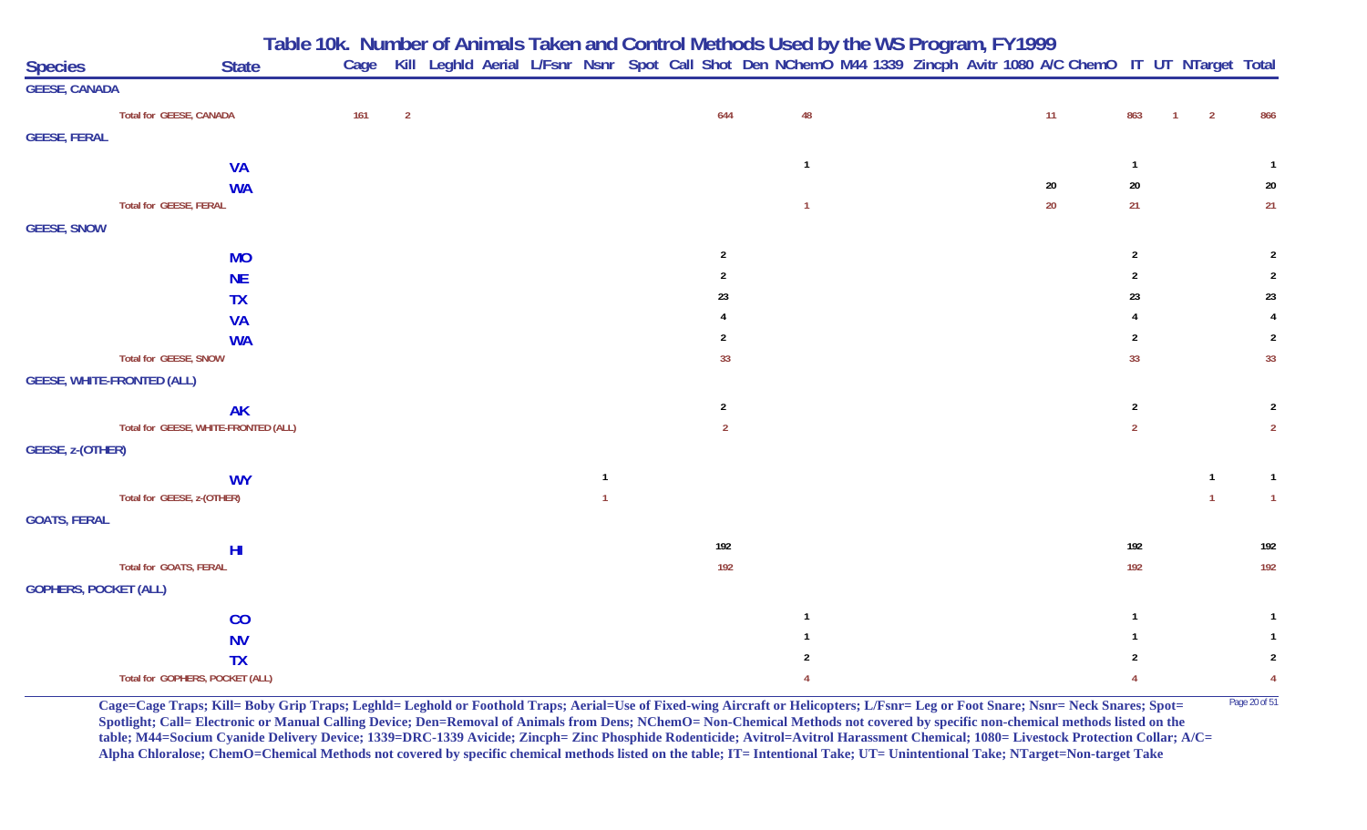# Table 10k. Number of Animals Taken and Control Methods Used by the WS Program, FY1999

| Species | State | Cage | Kill | Leghld | Aerial | L/Fsnr | Nsnr | Spot | Call | Shot | Den | NChemO | M44 | 1339 | Zincph | Avitr | 1080 | A/C | ChemO | IT | UT | NTarget | Total |
|---|---|---|---|---|---|---|---|---|---|---|---|---|---|---|---|---|---|---|---|---|---|---|---|
| **GEESE, CANADA** | | | | | | | | | | | | | | | | | | | | | | | |
| Total for GEESE, CANADA | | 161 | 2 | | | | | | | 644 | | 48 | | | | | | | 11 | 863 | 1 | 2 | 866 |
| **GEESE, FERAL** | | | | | | | | | | | | | | | | | | | | | | | |
| | VA | | | | | | | | | | | 1 | | | | | | | | 1 | | | 1 |
| | WA | | | | | | | | | | | | | | | | | | 20 | 20 | | | 20 |
| Total for GEESE, FERAL | | | | | | | | | | | | 1 | | | | | | | 20 | 21 | | | 21 |
| **GEESE, SNOW** | | | | | | | | | | | | | | | | | | | | | | | |
| | MO | | | | | | | | | 2 | | | | | | | | | | 2 | | | 2 |
| | NE | | | | | | | | | 2 | | | | | | | | | | 2 | | | 2 |
| | TX | | | | | | | | | 23 | | | | | | | | | | 23 | | | 23 |
| | VA | | | | | | | | | 4 | | | | | | | | | | 4 | | | 4 |
| | WA | | | | | | | | | 2 | | | | | | | | | | 2 | | | 2 |
| Total for GEESE, SNOW | | | | | | | | | | 33 | | | | | | | | | | 33 | | | 33 |
| **GEESE, WHITE-FRONTED (ALL)** | | | | | | | | | | | | | | | | | | | | | | | |
| | AK | | | | | | | | | 2 | | | | | | | | | | 2 | | | 2 |
| Total for GEESE, WHITE-FRONTED (ALL) | | | | | | | | | | 2 | | | | | | | | | | 2 | | | 2 |
| **GEESE, z-(OTHER)** | | | | | | | | | | | | | | | | | | | | | | | |
| | WY | | | | | | 1 | | | | | | | | | | | | | | | 1 | 1 |
| Total for GEESE, z-(OTHER) | | | | | | | 1 | | | | | | | | | | | | | | | 1 | 1 |
| **GOATS, FERAL** | | | | | | | | | | | | | | | | | | | | | | | |
| | HI | | | | | | | | | 192 | | | | | | | | | | 192 | | | 192 |
| Total for GOATS, FERAL | | | | | | | | | | 192 | | | | | | | | | | 192 | | | 192 |
| **GOPHERS, POCKET (ALL)** | | | | | | | | | | | | | | | | | | | | | | | |
| | CO | | | | | | | | | | | 1 | | | | | | | | 1 | | | 1 |
| | NV | | | | | | | | | | | 1 | | | | | | | | 1 | | | 1 |
| | TX | | | | | | | | | | | 2 | | | | | | | | 2 | | | 2 |
| Total for GOPHERS, POCKET (ALL) | | | | | | | | | | | | 4 | | | | | | | | 4 | | | 4 |

**Cage=Cage Traps; Kill= Boby Grip Traps; Leghld= Leghold or Foothold Traps; Aerial=Use of Fixed-wing Aircraft or Helicopters; L/Fsnr= Leg or Foot Snare; Nsnr= Neck Snares; Spot= Spotlight; Call= Electronic or Manual Calling Device; Den=Removal of Animals from Dens; NChemO= Non-Chemical Methods not covered by specific non-chemical methods listed on the table; M44=Socium Cyanide Delivery Device; 1339=DRC-1339 Avicide; Zincph= Zinc Phosphide Rodenticide; Avitrol=Avitrol Harassment Chemical; 1080= Livestock Protection Collar; A/C= Alpha Chloralose; ChemO=Chemical Methods not covered by specific chemical methods listed on the table; IT= Intentional Take; UT= Unintentional Take; NTarget=Non-target Take**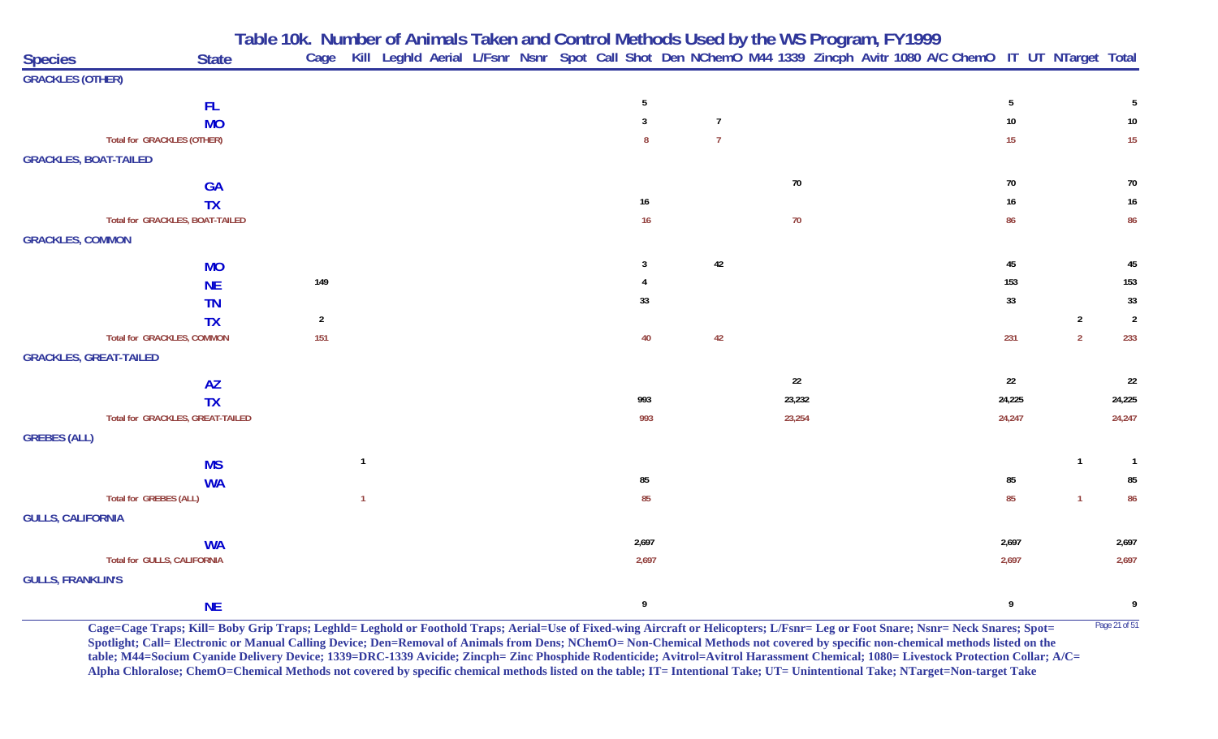# Table 10k. Number of Animals Taken and Control Methods Used by the WS Program, FY1999

| Species | State | Cage | Kill | Leghld | Aerial | L/Fsnr | Nsnr | Spot | Call | Shot | Den | NChemO | M44 | 1339 | Zincph | Avitr | 1080 | A/C | ChemO | IT | UT | NTarget | Total |
|---|---|---|---|---|---|---|---|---|---|---|---|---|---|---|---|---|---|---|---|---|---|---|---|
| **GRACKLES (OTHER)** | | | | | | | | | | | | | | | | | | | | | | | |
| | FL | | | | | | | | | 5 | | | | | | | | | | 5 | | | 5 |
| | MO | | | | | | | | | 3 | | 7 | | | | | | | | 10 | | | 10 |
| Total for GRACKLES (OTHER) | | | | | | | | | | 8 | | 7 | | | | | | | | 15 | | | 15 |
| **GRACKLES, BOAT-TAILED** | | | | | | | | | | | | | | | | | | | | | | | |
| | GA | | | | | | | | | | | | | 70 | | | | | | 70 | | | 70 |
| | TX | | | | | | | | | 16 | | | | | | | | | | 16 | | | 16 |
| Total for GRACKLES, BOAT-TAILED | | | | | | | | | | 16 | | | | 70 | | | | | | 86 | | | 86 |
| **GRACKLES, COMMON** | | | | | | | | | | | | | | | | | | | | | | | |
| | MO | | | | | | | | | 3 | | 42 | | | | | | | | 45 | | | 45 |
| | NE | 149 | | | | | | | | 4 | | | | | | | | | | 153 | | | 153 |
| | TN | | | | | | | | | 33 | | | | | | | | | | 33 | | | 33 |
| | TX | 2 | | | | | | | | | | | | | | | | | | | | 2 | 2 |
| Total for GRACKLES, COMMON | | 151 | | | | | | | | 40 | | 42 | | | | | | | | 231 | | 2 | 233 |
| **GRACKLES, GREAT-TAILED** | | | | | | | | | | | | | | | | | | | | | | | |
| | AZ | | | | | | | | | | | | | 22 | | | | | | 22 | | | 22 |
| | TX | | | | | | | | | 993 | | | | 23,232 | | | | | | 24,225 | | | 24,225 |
| Total for GRACKLES, GREAT-TAILED | | | | | | | | | | 993 | | | | 23,254 | | | | | | 24,247 | | | 24,247 |
| **GREBES (ALL)** | | | | | | | | | | | | | | | | | | | | | | | |
| | MS | | 1 | | | | | | | | | | | | | | | | | | | 1 | 1 |
| | WA | | | | | | | | | 85 | | | | | | | | | | 85 | | | 85 |
| Total for GREBES (ALL) | | | 1 | | | | | | | 85 | | | | | | | | | | 85 | | 1 | 86 |
| **GULLS, CALIFORNIA** | | | | | | | | | | | | | | | | | | | | | | | |
| | WA | | | | | | | | | 2,697 | | | | | | | | | | 2,697 | | | 2,697 |
| Total for GULLS, CALIFORNIA | | | | | | | | | | 2,697 | | | | | | | | | | 2,697 | | | 2,697 |
| **GULLS, FRANKLIN'S** | | | | | | | | | | | | | | | | | | | | | | | |
| | NE | | | | | | | | | 9 | | | | | | | | | | 9 | | | 9 |

Cage=Cage Traps; Kill= Boby Grip Traps; Leghld= Leghold or Foothold Traps; Aerial=Use of Fixed-wing Aircraft or Helicopters; L/Fsnr= Leg or Foot Snare; Nsnr= Neck Snares; Spot= Spotlight; Call= Electronic or Manual Calling Device; Den=Removal of Animals from Dens; NChemO= Non-Chemical Methods not covered by specific non-chemical methods listed on the table; M44=Socium Cyanide Delivery Device; 1339=DRC-1339 Avicide; Zincph= Zinc Phosphide Rodenticide; Avitrol=Avitrol Harassment Chemical; 1080= Livestock Protection Collar; A/C= Alpha Chloralose; ChemO=Chemical Methods not covered by specific chemical methods listed on the table; IT= Intentional Take; UT= Unintentional Take; NTarget=Non-target Take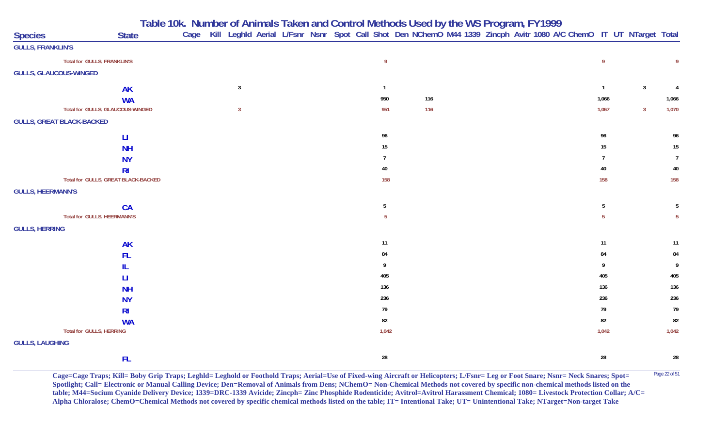# Table 10k. Number of Animals Taken and Control Methods Used by the WS Program, FY1999

| Species | State | Cage | Kill | Leghld | Aerial | L/Fsnr | Nsnr | Spot | Call | Shot | Den | NChemO | M44 | 1339 | Zincph | Avitr | 1080 | A/C | ChemO | IT | UT | NTarget | Total |
|---|---|---|---|---|---|---|---|---|---|---|---|---|---|---|---|---|---|---|---|---|---|---|---|
| **GULLS, FRANKLIN'S** | | | | | | | | | | | | | | | | | | | | | | | |
| Total for GULLS, FRANKLIN'S | | | | | | | | | | 9 | | | | | | | | | | 9 | | | 9 |
| **GULLS, GLAUCOUS-WINGED** | | | | | | | | | | | | | | | | | | | | | | | |
| | AK | | | 3 | | | | | | 1 | | | | | | | | | | 1 | | 3 | 4 |
| | WA | | | | | | | | | 950 | | 116 | | | | | | | | 1,066 | | | 1,066 |
| Total for GULLS, GLAUCOUS-WINGED | | | | 3 | | | | | | 951 | | 116 | | | | | | | | 1,067 | | 3 | 1,070 |
| **GULLS, GREAT BLACK-BACKED** | | | | | | | | | | | | | | | | | | | | | | | |
| | LI | | | | | | | | | 96 | | | | | | | | | | 96 | | | 96 |
| | NH | | | | | | | | | 15 | | | | | | | | | | 15 | | | 15 |
| | NY | | | | | | | | | 7 | | | | | | | | | | 7 | | | 7 |
| | RI | | | | | | | | | 40 | | | | | | | | | | 40 | | | 40 |
| Total for GULLS, GREAT BLACK-BACKED | | | | | | | | | | 158 | | | | | | | | | | 158 | | | 158 |
| **GULLS, HEERMANN'S** | | | | | | | | | | | | | | | | | | | | | | | |
| | CA | | | | | | | | | 5 | | | | | | | | | | 5 | | | 5 |
| Total for GULLS, HEERMANN'S | | | | | | | | | | 5 | | | | | | | | | | 5 | | | 5 |
| **GULLS, HERRING** | | | | | | | | | | | | | | | | | | | | | | | |
| | AK | | | | | | | | | 11 | | | | | | | | | | 11 | | | 11 |
| | FL | | | | | | | | | 84 | | | | | | | | | | 84 | | | 84 |
| | IL | | | | | | | | | 9 | | | | | | | | | | 9 | | | 9 |
| | LI | | | | | | | | | 405 | | | | | | | | | | 405 | | | 405 |
| | NH | | | | | | | | | 136 | | | | | | | | | | 136 | | | 136 |
| | NY | | | | | | | | | 236 | | | | | | | | | | 236 | | | 236 |
| | RI | | | | | | | | | 79 | | | | | | | | | | 79 | | | 79 |
| | WA | | | | | | | | | 82 | | | | | | | | | | 82 | | | 82 |
| Total for GULLS, HERRING | | | | | | | | | | 1,042 | | | | | | | | | | 1,042 | | | 1,042 |
| **GULLS, LAUGHING** | | | | | | | | | | | | | | | | | | | | | | | |
| | FL | | | | | | | | | 28 | | | | | | | | | | 28 | | | 28 |

**Cage=Cage Traps; Kill= Boby Grip Traps; Leghld= Leghold or Foothold Traps; Aerial=Use of Fixed-wing Aircraft or Helicopters; L/Fsnr= Leg or Foot Snare; Nsnr= Neck Snares; Spot= Spotlight; Call= Electronic or Manual Calling Device; Den=Removal of Animals from Dens; NChemO= Non-Chemical Methods not covered by specific non-chemical methods listed on the table; M44=Socium Cyanide Delivery Device; 1339=DRC-1339 Avicide; Zincph= Zinc Phosphide Rodenticide; Avitrol=Avitrol Harassment Chemical; 1080= Livestock Protection Collar; A/C= Alpha Chloralose; ChemO=Chemical Methods not covered by specific chemical methods listed on the table; IT= Intentional Take; UT= Unintentional Take; NTarget=Non-target Take**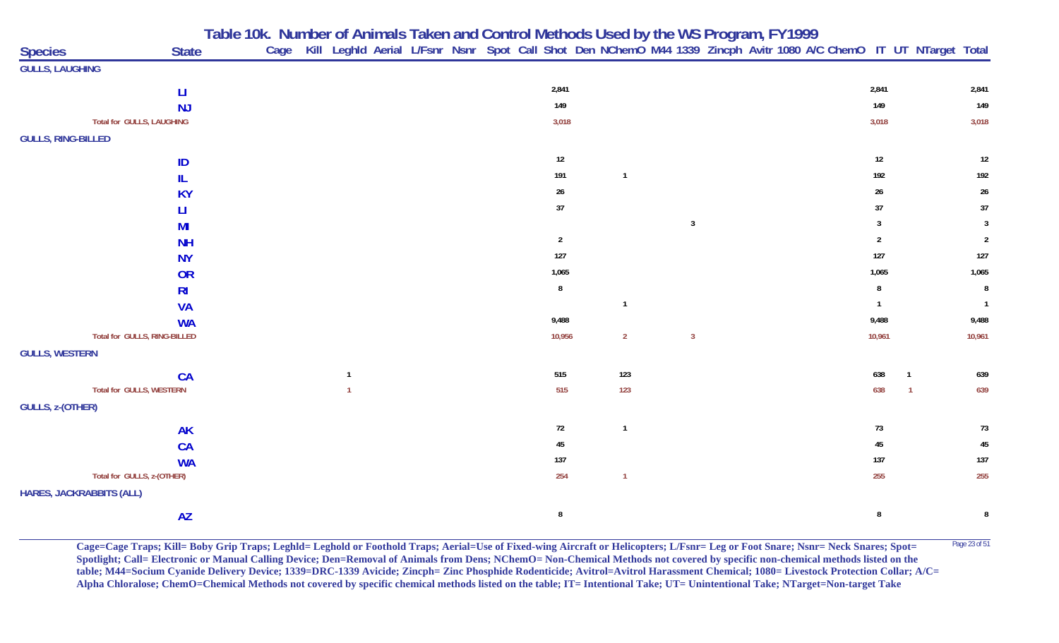# Table 10k. Number of Animals Taken and Control Methods Used by the WS Program, FY1999

| Species | State | Cage | Kill | Leghld | Aerial | L/Fsnr | Nsnr | Spot | Call | Shot | Den | NChemO | M44 | 1339 | Zincph | Avitr | 1080 | A/C | ChemO | IT | UT | NTarget | Total |
|---|---|---|---|---|---|---|---|---|---|---|---|---|---|---|---|---|---|---|---|---|---|---|---|
| **GULLS, LAUGHING** | | | | | | | | | | | | | | | | | | | | | | | |
| | LI | | | | | | | | | 2,841 | | | | | | | | | | 2,841 | | | 2,841 |
| | NJ | | | | | | | | | 149 | | | | | | | | | | 149 | | | 149 |
| Total for GULLS, LAUGHING | | | | | | | | | | 3,018 | | | | | | | | | | 3,018 | | | 3,018 |
| **GULLS, RING-BILLED** | | | | | | | | | | | | | | | | | | | | | | | |
| | ID | | | | | | | | | 12 | | | | | | | | | | 12 | | | 12 |
| | IL | | | | | | | | | 191 | | 1 | | | | | | | | 192 | | | 192 |
| | KY | | | | | | | | | 26 | | | | | | | | | | 26 | | | 26 |
| | LI | | | | | | | | | 37 | | | | | | | | | | 37 | | | 37 |
| | MI | | | | | | | | | | | | | 3 | | | | | | 3 | | | 3 |
| | NH | | | | | | | | | 2 | | | | | | | | | | 2 | | | 2 |
| | NY | | | | | | | | | 127 | | | | | | | | | | 127 | | | 127 |
| | OR | | | | | | | | | 1,065 | | | | | | | | | | 1,065 | | | 1,065 |
| | RI | | | | | | | | | 8 | | | | | | | | | | 8 | | | 8 |
| | VA | | | | | | | | | | | 1 | | | | | | | | 1 | | | 1 |
| | WA | | | | | | | | | 9,488 | | | | | | | | | | 9,488 | | | 9,488 |
| Total for GULLS, RING-BILLED | | | | | | | | | | 10,956 | | 2 | | 3 | | | | | | 10,961 | | | 10,961 |
| **GULLS, WESTERN** | | | | | | | | | | | | | | | | | | | | | | | |
| | CA | | | 1 | | | | | | 515 | | 123 | | | | | | | | 638 | 1 | | 639 |
| Total for GULLS, WESTERN | | | | 1 | | | | | | 515 | | 123 | | | | | | | | 638 | 1 | | 639 |
| **GULLS, z-(OTHER)** | | | | | | | | | | | | | | | | | | | | | | | |
| | AK | | | | | | | | | 72 | | 1 | | | | | | | | 73 | | | 73 |
| | CA | | | | | | | | | 45 | | | | | | | | | | 45 | | | 45 |
| | WA | | | | | | | | | 137 | | | | | | | | | | 137 | | | 137 |
| Total for GULLS, z-(OTHER) | | | | | | | | | | 254 | | 1 | | | | | | | | 255 | | | 255 |
| **HARES, JACKRABBITS (ALL)** | | | | | | | | | | | | | | | | | | | | | | | |
| | AZ | | | | | | | | | 8 | | | | | | | | | | 8 | | | 8 |

**Cage=Cage Traps; Kill= Boby Grip Traps; Leghld= Leghold or Foothold Traps; Aerial=Use of Fixed-wing Aircraft or Helicopters; L/Fsnr= Leg or Foot Snare; Nsnr= Neck Snares; Spot= Spotlight; Call= Electronic or Manual Calling Device; Den=Removal of Animals from Dens; NChemO= Non-Chemical Methods not covered by specific non-chemical methods listed on the table; M44=Socium Cyanide Delivery Device; 1339=DRC-1339 Avicide; Zincph= Zinc Phosphide Rodenticide; Avitrol=Avitrol Harassment Chemical; 1080= Livestock Protection Collar; A/C= Alpha Chloralose; ChemO=Chemical Methods not covered by specific chemical methods listed on the table; IT= Intentional Take; UT= Unintentional Take; NTarget=Non-target Take**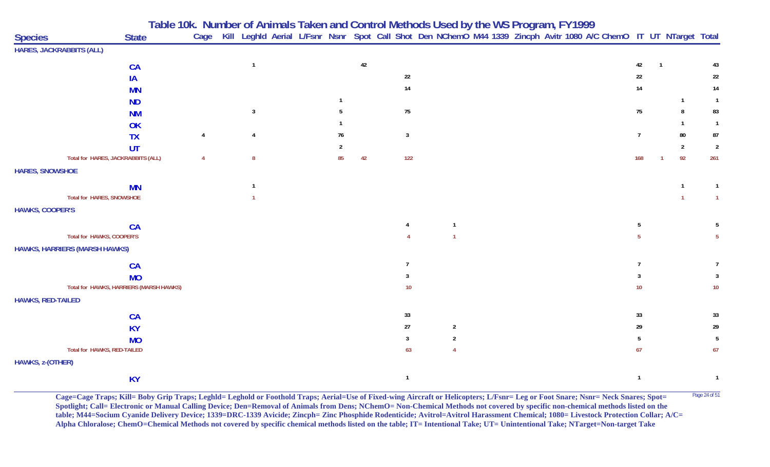## Table 10k. Number of Animals Taken and Control Methods Used by the WS Program, FY1999

| Species | State | Cage | Kill | LeghId | Aerial | L/Fsnr | Nsnr | Spot | Call | Shot | Den | NChemO | M44 | 1339 | Zincph | Avitr | 1080 | A/C | ChemO | IT | UT | NTarget | Total |
|---|---|---|---|---|---|---|---|---|---|---|---|---|---|---|---|---|---|---|---|---|---|---|---|
| HARES, JACKRABBITS (ALL) | | | | | | | | | | | | | | | | | | | | | | | |
| | CA | | | 1 | | | | 42 | | | | | | | | | | | | 42 | 1 | | 43 |
| | IA | | | | | | | | | 22 | | | | | | | | | | 22 | | | 22 |
| | MN | | | | | | | | | 14 | | | | | | | | | | 14 | | | 14 |
| | ND | | | | | | 1 | | | | | | | | | | | | | | | 1 | 1 |
| | NM | | | 3 | | | 5 | | | 75 | | | | | | | | | | 75 | | 8 | 83 |
| | OK | | | | | | 1 | | | | | | | | | | | | | | | 1 | 1 |
| | TX | 4 | | 4 | | | 76 | | | 3 | | | | | | | | | | 7 | | 80 | 87 |
| | UT | | | | | | 2 | | | | | | | | | | | | | | | 2 | 2 |
| Total for HARES, JACKRABBITS (ALL) | | 4 | | 8 | | | 85 | 42 | | 122 | | | | | | | | | | 168 | 1 | 92 | 261 |
| HARES, SNOWSHOE | | | | | | | | | | | | | | | | | | | | | | | |
| | MN | | | 1 | | | | | | | | | | | | | | | | | | 1 | 1 |
| Total for HARES, SNOWSHOE | | | | 1 | | | | | | | | | | | | | | | | | | 1 | 1 |
| HAWKS, COOPER'S | | | | | | | | | | | | | | | | | | | | | | | |
| | CA | | | | | | | | | 4 | | 1 | | | | | | | | 5 | | | 5 |
| Total for HAWKS, COOPER'S | | | | | | | | | | 4 | | 1 | | | | | | | | 5 | | | 5 |
| HAWKS, HARRIERS (MARSH HAWKS) | | | | | | | | | | | | | | | | | | | | | | | |
| | CA | | | | | | | | | 7 | | | | | | | | | | 7 | | | 7 |
| | MO | | | | | | | | | 3 | | | | | | | | | | 3 | | | 3 |
| Total for HAWKS, HARRIERS (MARSH HAWKS) | | | | | | | | | | 10 | | | | | | | | | | 10 | | | 10 |
| HAWKS, RED-TAILED | | | | | | | | | | | | | | | | | | | | | | | |
| | CA | | | | | | | | | 33 | | | | | | | | | | 33 | | | 33 |
| | KY | | | | | | | | | 27 | | 2 | | | | | | | | 29 | | | 29 |
| | MO | | | | | | | | | 3 | | 2 | | | | | | | | 5 | | | 5 |
| Total for HAWKS, RED-TAILED | | | | | | | | | | 63 | | 4 | | | | | | | | 67 | | | 67 |
| HAWKS, z-(OTHER) | | | | | | | | | | | | | | | | | | | | | | | |
| | KY | | | | | | | | | 1 | | | | | | | | | | 1 | | | 1 |

**Cage=Cage Traps; Kill= Boby Grip Traps; Leghld= Leghold or Foothold Traps; Aerial=Use of Fixed-wing Aircraft or Helicopters; L/Fsnr= Leg or Foot Snare; Nsnr= Neck Snares; Spot= Spotlight; Call= Electronic or Manual Calling Device; Den=Removal of Animals from Dens; NChemO= Non-Chemical Methods not covered by specific non-chemical methods listed on the table; M44=Socium Cyanide Delivery Device; 1339=DRC-1339 Avicide; Zincph= Zinc Phosphide Rodenticide; Avitrol=Avitrol Harassment Chemical; 1080= Livestock Protection Collar; A/C= Alpha Chloralose; ChemO=Chemical Methods not covered by specific chemical methods listed on the table; IT= Intentional Take; UT= Unintentional Take; NTarget=Non-target Take**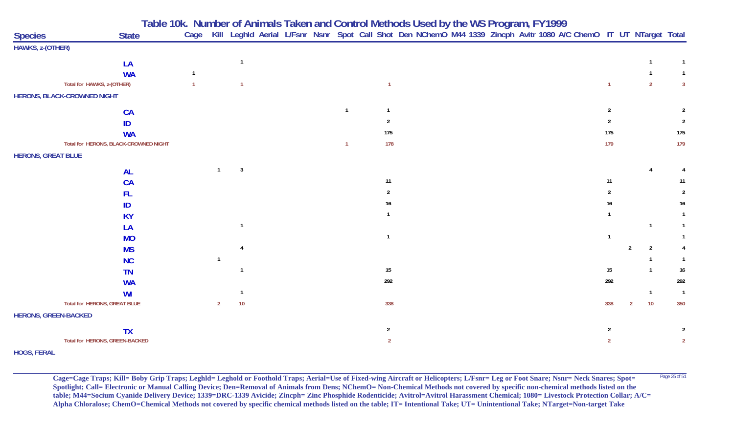## Table 10k. Number of Animals Taken and Control Methods Used by the WS Program, FY1999

| Species | State | Cage | Kill | Leghld | Aerial | L/Fsnr | Nsnr | Spot | Call | Shot | Den | NChemO | M44 | 1339 | Zincph | Avitr | 1080 | A/C | ChemO | IT | UT | NTarget | Total |
|---|---|---|---|---|---|---|---|---|---|---|---|---|---|---|---|---|---|---|---|---|---|---|---|
| **HAWKS, z-(OTHER)** | | | | | | | | | | | | | | | | | | | | | | | |
| | LA | | | 1 | | | | | | | | | | | | | | | | | | 1 | 1 |
| | WA | 1 | | | | | | | | | | | | | | | | | | | | 1 | 1 |
| Total for HAWKS, z-(OTHER) | | 1 | | 1 | | | | | | 1 | | | | | | | | | | 1 | | 2 | 3 |
| **HERONS, BLACK-CROWNED NIGHT** | | | | | | | | | | | | | | | | | | | | | | | |
| | CA | | | | | | | 1 | | 1 | | | | | | | | | | 2 | | | 2 |
| | ID | | | | | | | | | 2 | | | | | | | | | | 2 | | | 2 |
| | WA | | | | | | | | | 175 | | | | | | | | | | 175 | | | 175 |
| Total for HERONS, BLACK-CROWNED NIGHT | | | | | | | | 1 | | 178 | | | | | | | | | | 179 | | | 179 |
| **HERONS, GREAT BLUE** | | | | | | | | | | | | | | | | | | | | | | | |
| | AL | | 1 | 3 | | | | | | | | | | | | | | | | | | 4 | 4 |
| | CA | | | | | | | | | 11 | | | | | | | | | | 11 | | | 11 |
| | FL | | | | | | | | | 2 | | | | | | | | | | 2 | | | 2 |
| | ID | | | | | | | | | 16 | | | | | | | | | | 16 | | | 16 |
| | KY | | | | | | | | | 1 | | | | | | | | | | 1 | | | 1 |
| | LA | | | 1 | | | | | | | | | | | | | | | | | | 1 | 1 |
| | MO | | | | | | | | | 1 | | | | | | | | | | 1 | | | 1 |
| | MS | | | 4 | | | | | | | | | | | | | | | | | 2 | 2 | 4 |
| | NC | | 1 | | | | | | | | | | | | | | | | | | | 1 | 1 |
| | TN | | | 1 | | | | | | 15 | | | | | | | | | | 15 | | 1 | 16 |
| | WA | | | | | | | | | 292 | | | | | | | | | | 292 | | | 292 |
| | WI | | | 1 | | | | | | | | | | | | | | | | | | 1 | 1 |
| Total for HERONS, GREAT BLUE | | | 2 | 10 | | | | | | 338 | | | | | | | | | | 338 | 2 | 10 | 350 |
| **HERONS, GREEN-BACKED** | | | | | | | | | | | | | | | | | | | | | | | |
| | TX | | | | | | | | | 2 | | | | | | | | | | 2 | | | 2 |
| Total for HERONS, GREEN-BACKED | | | | | | | | | | 2 | | | | | | | | | | 2 | | | 2 |
| **HOGS, FERAL** | | | | | | | | | | | | | | | | | | | | | | | |

**Cage=Cage Traps; Kill= Boby Grip Traps; Leghld= Leghold or Foothold Traps; Aerial=Use of Fixed-wing Aircraft or Helicopters; L/Fsnr= Leg or Foot Snare; Nsnr= Neck Snares; Spot= Spotlight; Call= Electronic or Manual Calling Device; Den=Removal of Animals from Dens; NChemO= Non-Chemical Methods not covered by specific non-chemical methods listed on the table; M44=Socium Cyanide Delivery Device; 1339=DRC-1339 Avicide; Zincph= Zinc Phosphide Rodenticide; Avitrol=Avitrol Harassment Chemical; 1080= Livestock Protection Collar; A/C= Alpha Chloralose; ChemO=Chemical Methods not covered by specific chemical methods listed on the table; IT= Intentional Take; UT= Unintentional Take; NTarget=Non-target Take**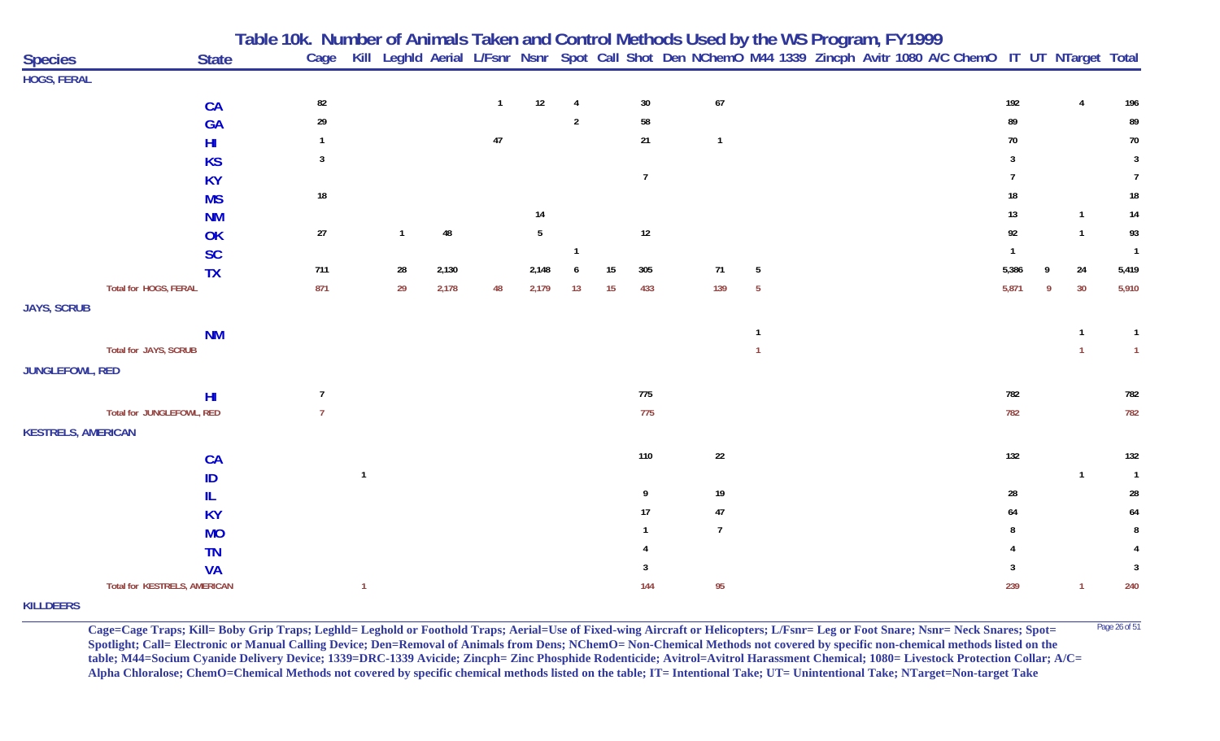# Table 10k. Number of Animals Taken and Control Methods Used by the WS Program, FY1999

| Species | State | Cage | Kill | Leghld | Aerial | L/Fsnr | Nsnr | Spot | Call | Shot | Den | NChemO | M44 | 1339 | Zincph | Avitr | 1080 | A/C | ChemO | IT | UT | NTarget | Total |
|---|---|---|---|---|---|---|---|---|---|---|---|---|---|---|---|---|---|---|---|---|---|---|---|
| **HOGS, FERAL** | | | | | | | | | | | | | | | | | | | | | | | |
| | CA | 82 | | | | 1 | 12 | 4 | | 30 | | 67 | | | | | | | | 192 | | 4 | 196 |
| | GA | 29 | | | | | | 2 | | 58 | | | | | | | | | | 89 | | | 89 |
| | HI | 1 | | | | 47 | | | | 21 | | 1 | | | | | | | | 70 | | | 70 |
| | KS | 3 | | | | | | | | | | | | | | | | | | 3 | | | 3 |
| | KY | | | | | | | | | 7 | | | | | | | | | | 7 | | | 7 |
| | MS | 18 | | | | | | | | | | | | | | | | | | 18 | | | 18 |
| | NM | | | | | | 14 | | | | | | | | | | | | | 13 | | 1 | 14 |
| | OK | 27 | | 1 | 48 | | 5 | | | 12 | | | | | | | | | | 92 | | 1 | 93 |
| | SC | | | | | | | 1 | | | | | | | | | | | | 1 | | | 1 |
| | TX | 711 | | 28 | 2,130 | | 2,148 | 6 | 15 | 305 | | 71 | 5 | | | | | | | 5,386 | 9 | 24 | 5,419 |
| Total for HOGS, FERAL | | 871 | | 29 | 2,178 | 48 | 2,179 | 13 | 15 | 433 | | 139 | 5 | | | | | | | 5,871 | 9 | 30 | 5,910 |
| **JAYS, SCRUB** | | | | | | | | | | | | | | | | | | | | | | | |
| | NM | | | | | | | | | | | | 1 | | | | | | | | | 1 | 1 |
| Total for JAYS, SCRUB | | | | | | | | | | | | | 1 | | | | | | | | | 1 | 1 |
| **JUNGLEFOWL, RED** | | | | | | | | | | | | | | | | | | | | | | | |
| | HI | 7 | | | | | | | | 775 | | | | | | | | | | 782 | | | 782 |
| Total for JUNGLEFOWL, RED | | 7 | | | | | | | | 775 | | | | | | | | | | 782 | | | 782 |
| **KESTRELS, AMERICAN** | | | | | | | | | | | | | | | | | | | | | | | |
| | CA | | | | | | | | | 110 | | 22 | | | | | | | | 132 | | | 132 |
| | ID | | 1 | | | | | | | | | | | | | | | | | | | 1 | 1 |
| | IL | | | | | | | | | 9 | | 19 | | | | | | | | 28 | | | 28 |
| | KY | | | | | | | | | 17 | | 47 | | | | | | | | 64 | | | 64 |
| | MO | | | | | | | | | 1 | | 7 | | | | | | | | 8 | | | 8 |
| | TN | | | | | | | | | 4 | | | | | | | | | | 4 | | | 4 |
| | VA | | | | | | | | | 3 | | | | | | | | | | 3 | | | 3 |
| Total for KESTRELS, AMERICAN | | | 1 | | | | | | | 144 | | 95 | | | | | | | | 239 | | 1 | 240 |
| **KILLDEERS** | | | | | | | | | | | | | | | | | | | | | | | |

**Cage=Cage Traps; Kill= Boby Grip Traps; Leghld= Leghold or Foothold Traps; Aerial=Use of Fixed-wing Aircraft or Helicopters; L/Fsnr= Leg or Foot Snare; Nsnr= Neck Snares; Spot= Spotlight; Call= Electronic or Manual Calling Device; Den=Removal of Animals from Dens; NChemO= Non-Chemical Methods not covered by specific non-chemical methods listed on the table; M44=Socium Cyanide Delivery Device; 1339=DRC-1339 Avicide; Zincph= Zinc Phosphide Rodenticide; Avitrol=Avitrol Harassment Chemical; 1080= Livestock Protection Collar; A/C= Alpha Chloralose; ChemO=Chemical Methods not covered by specific chemical methods listed on the table; IT= Intentional Take; UT= Unintentional Take; NTarget=Non-target Take**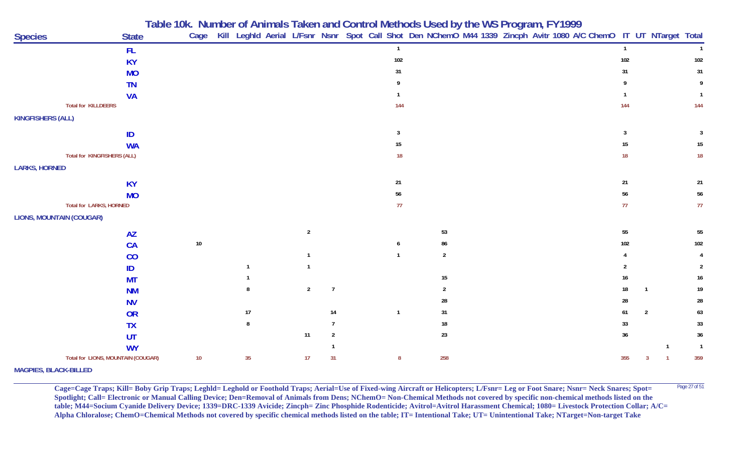# Table 10k. Number of Animals Taken and Control Methods Used by the WS Program, FY1999

| Species | State | Cage | Kill | Leghld | Aerial | L/Fsnr | Nsnr | Spot | Call | Shot | Den | NChemO | M44 | 1339 | Zincph | Avitr | 1080 | A/C | ChemO | IT | UT | NTarget | Total |
|---|---|---|---|---|---|---|---|---|---|---|---|---|---|---|---|---|---|---|---|---|---|---|---|
| | FL | | | | | | | | | 1 | | | | | | | | | | 1 | | | 1 |
| | KY | | | | | | | | | 102 | | | | | | | | | | 102 | | | 102 |
| | MO | | | | | | | | | 31 | | | | | | | | | | 31 | | | 31 |
| | TN | | | | | | | | | 9 | | | | | | | | | | 9 | | | 9 |
| | VA | | | | | | | | | 1 | | | | | | | | | | 1 | | | 1 |
| Total for KILLDEERS | | | | | | | | | | 144 | | | | | | | | | | 144 | | | 144 |
| KINGFISHERS (ALL) | | | | | | | | | | | | | | | | | | | | | | | |
| | ID | | | | | | | | | 3 | | | | | | | | | | 3 | | | 3 |
| | WA | | | | | | | | | 15 | | | | | | | | | | 15 | | | 15 |
| Total for KINGFISHERS (ALL) | | | | | | | | | | 18 | | | | | | | | | | 18 | | | 18 |
| LARKS, HORNED | | | | | | | | | | | | | | | | | | | | | | | |
| | KY | | | | | | | | | 21 | | | | | | | | | | 21 | | | 21 |
| | MO | | | | | | | | | 56 | | | | | | | | | | 56 | | | 56 |
| Total for LARKS, HORNED | | | | | | | | | | 77 | | | | | | | | | | 77 | | | 77 |
| LIONS, MOUNTAIN (COUGAR) | | | | | | | | | | | | | | | | | | | | | | | |
| | AZ | | | | | 2 | | | | | | 53 | | | | | | | | 55 | | | 55 |
| | CA | 10 | | | | | | | | 6 | | 86 | | | | | | | | 102 | | | 102 |
| | CO | | | | | 1 | | | | 1 | | 2 | | | | | | | | 4 | | | 4 |
| | ID | | | 1 | | 1 | | | | | | | | | | | | | | 2 | | | 2 |
| | MT | | | 1 | | | | | | | | 15 | | | | | | | | 16 | | | 16 |
| | NM | | | 8 | | 2 | 7 | | | | | 2 | | | | | | | | 18 | 1 | | 19 |
| | NV | | | | | | | | | | | 28 | | | | | | | | 28 | | | 28 |
| | OR | | | 17 | | | 14 | | | 1 | | 31 | | | | | | | | 61 | 2 | | 63 |
| | TX | | | 8 | | | 7 | | | | | 18 | | | | | | | | 33 | | | 33 |
| | UT | | | | | 11 | 2 | | | | | 23 | | | | | | | | 36 | | | 36 |
| | WY | | | | | | 1 | | | | | | | | | | | | | | | 1 | 1 |
| Total for LIONS, MOUNTAIN (COUGAR) | | 10 | | 35 | | 17 | 31 | | | 8 | | 258 | | | | | | | | 355 | 3 | 1 | 359 |
| MAGPIES, BLACK-BILLED | | | | | | | | | | | | | | | | | | | | | | | |

**Cage=Cage Traps; Kill= Boby Grip Traps; Leghld= Leghold or Foothold Traps; Aerial=Use of Fixed-wing Aircraft or Helicopters; L/Fsnr= Leg or Foot Snare; Nsnr= Neck Snares; Spot= Spotlight; Call= Electronic or Manual Calling Device; Den=Removal of Animals from Dens; NChemO= Non-Chemical Methods not covered by specific non-chemical methods listed on the table; M44=Socium Cyanide Delivery Device; 1339=DRC-1339 Avicide; Zincph= Zinc Phosphide Rodenticide; Avitrol=Avitrol Harassment Chemical; 1080= Livestock Protection Collar; A/C= Alpha Chloralose; ChemO=Chemical Methods not covered by specific chemical methods listed on the table; IT= Intentional Take; UT= Unintentional Take; NTarget=Non-target Take**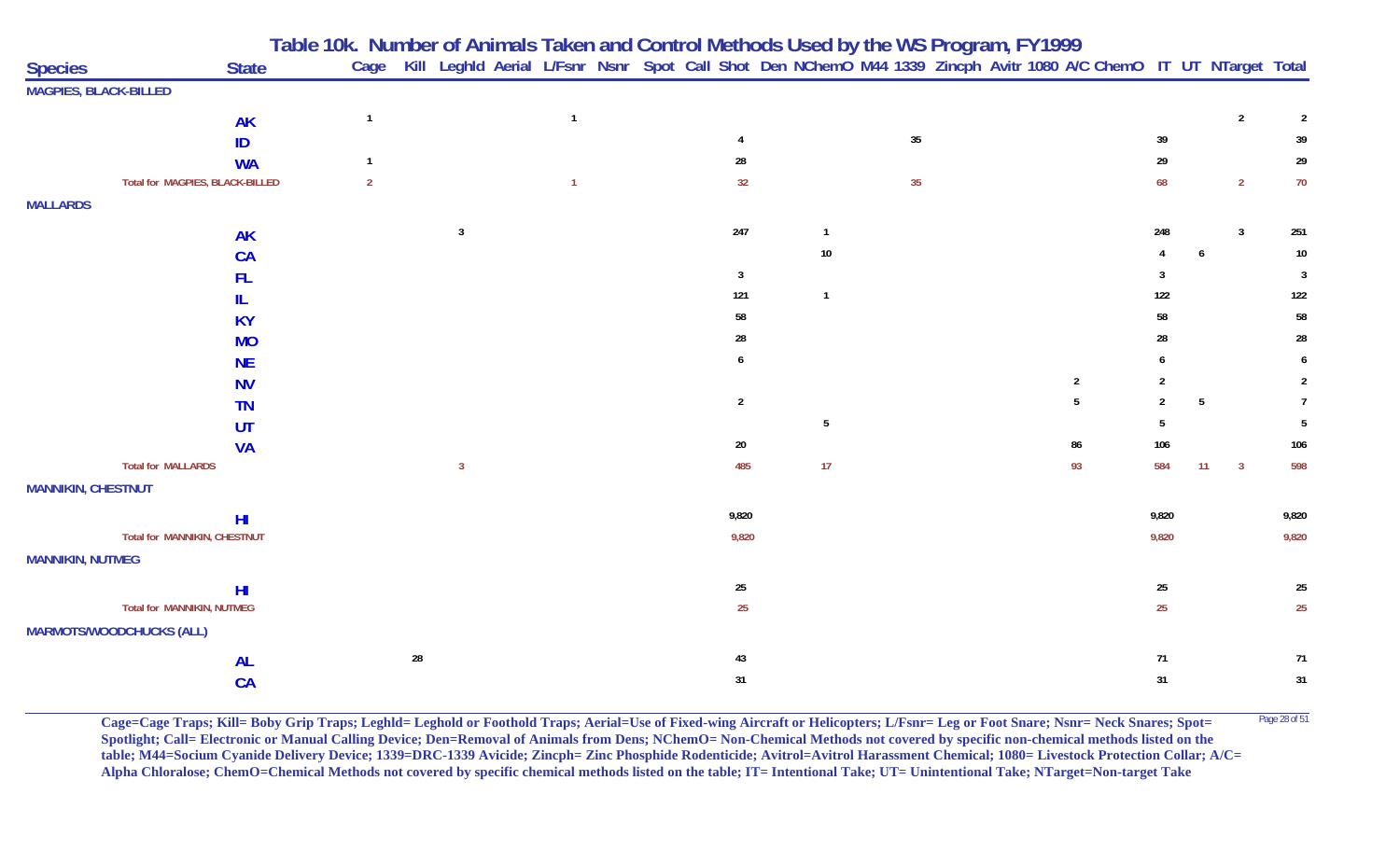## Table 10k. Number of Animals Taken and Control Methods Used by the WS Program, FY1999

| Species | State | Cage | Kill | Leghld | Aerial | L/Fsnr | Nsnr | Spot | Call | Shot | Den | NChemO | M44 | 1339 | Zincph | Avitr | 1080 | A/C | ChemO | IT | UT | NTarget | Total |
|---|---|---|---|---|---|---|---|---|---|---|---|---|---|---|---|---|---|---|---|---|---|---|---|
| **MAGPIES, BLACK-BILLED** | | | | | | | | | | | | | | | | | | | | | | | |
| | AK | 1 | | | | 1 | | | | | | | | | | | | | | | | 2 | 2 |
| | ID | | | | | | | | | 4 | | | | 35 | | | | | | 39 | | | 39 |
| | WA | 1 | | | | | | | | 28 | | | | | | | | | | 29 | | | 29 |
| Total for MAGPIES, BLACK-BILLED | | 2 | | | | 1 | | | | 32 | | | | 35 | | | | | | 68 | | 2 | 70 |
| **MALLARDS** | | | | | | | | | | | | | | | | | | | | | | | |
| | AK | | | 3 | | | | | | 247 | | 1 | | | | | | | | 248 | | 3 | 251 |
| | CA | | | | | | | | | | | 10 | | | | | | | | 4 | 6 | | 10 |
| | FL | | | | | | | | | 3 | | | | | | | | | | 3 | | | 3 |
| | IL | | | | | | | | | 121 | | 1 | | | | | | | | 122 | | | 122 |
| | KY | | | | | | | | | 58 | | | | | | | | | | 58 | | | 58 |
| | MO | | | | | | | | | 28 | | | | | | | | | | 28 | | | 28 |
| | NE | | | | | | | | | 6 | | | | | | | | | | 6 | | | 6 |
| | NV | | | | | | | | | | | | | | | | | 2 | | 2 | | | 2 |
| | TN | | | | | | | | | 2 | | | | | | | | 5 | | 2 | 5 | | 7 |
| | UT | | | | | | | | | | | 5 | | | | | | | | 5 | | | 5 |
| | VA | | | | | | | | | 20 | | | | | | | | 86 | | 106 | | | 106 |
| Total for MALLARDS | | | | 3 | | | | | | 485 | | 17 | | | | | | 93 | | 584 | 11 | 3 | 598 |
| **MANNIKIN, CHESTNUT** | | | | | | | | | | | | | | | | | | | | | | | |
| | HI | | | | | | | | | 9,820 | | | | | | | | | | 9,820 | | | 9,820 |
| Total for MANNIKIN, CHESTNUT | | | | | | | | | | 9,820 | | | | | | | | | | 9,820 | | | 9,820 |
| **MANNIKIN, NUTMEG** | | | | | | | | | | | | | | | | | | | | | | | |
| | HI | | | | | | | | | 25 | | | | | | | | | | 25 | | | 25 |
| Total for MANNIKIN, NUTMEG | | | | | | | | | | 25 | | | | | | | | | | 25 | | | 25 |
| **MARMOTS/WOODCHUCKS (ALL)** | | | | | | | | | | | | | | | | | | | | | | | |
| | AL | | 28 | | | | | | | 43 | | | | | | | | | | 71 | | | 71 |
| | CA | | | | | | | | | 31 | | | | | | | | | | 31 | | | 31 |

**Cage=Cage Traps; Kill= Boby Grip Traps; Leghld= Leghold or Foothold Traps; Aerial=Use of Fixed-wing Aircraft or Helicopters; L/Fsnr= Leg or Foot Snare; Nsnr= Neck Snares; Spot= Spotlight; Call= Electronic or Manual Calling Device; Den=Removal of Animals from Dens; NChemO= Non-Chemical Methods not covered by specific non-chemical methods listed on the table; M44=Socium Cyanide Delivery Device; 1339=DRC-1339 Avicide; Zincph= Zinc Phosphide Rodenticide; Avitrol=Avitrol Harassment Chemical; 1080= Livestock Protection Collar; A/C= Alpha Chloralose; ChemO=Chemical Methods not covered by specific chemical methods listed on the table; IT= Intentional Take; UT= Unintentional Take; NTarget=Non-target Take**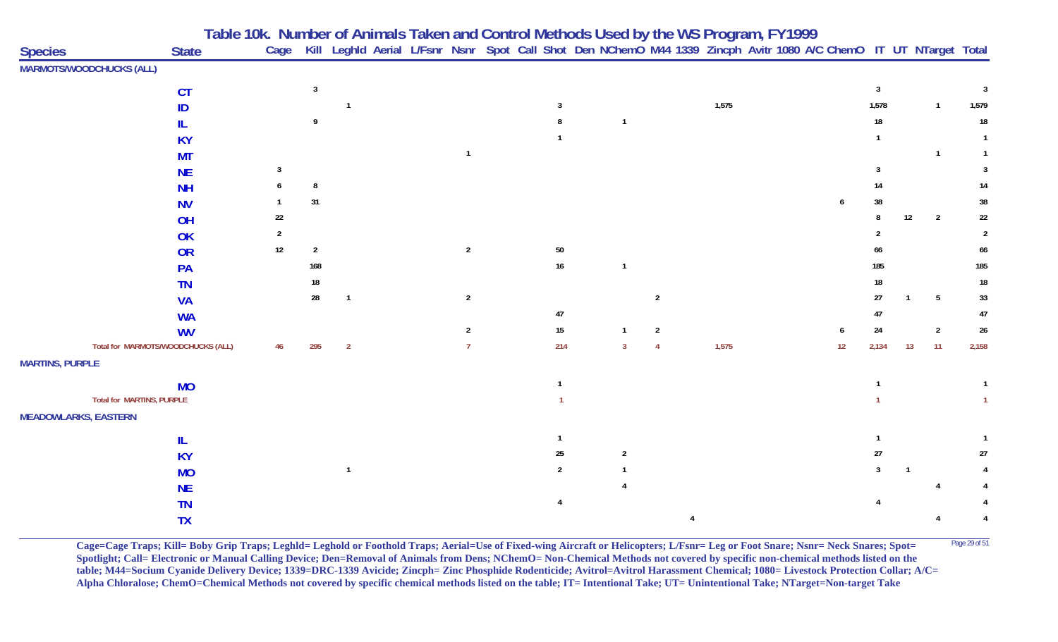## Table 10k. Number of Animals Taken and Control Methods Used by the WS Program, FY1999

| Species | State | Cage | Kill | Leghld | Aerial | L/Fsnr | Nsnr | Spot | Call | Shot | Den | NChemO | M44 | 1339 | Zincph | Avitr | 1080 | A/C | ChemO | IT | UT | NTarget | Total |
|---|---|---|---|---|---|---|---|---|---|---|---|---|---|---|---|---|---|---|---|---|---|---|---|
| **MARMOTS/WOODCHUCKS (ALL)** | | | | | | | | | | | | | | | | | | | | | | | |
| | CT | | 3 | | | | | | | | | | | | | | | | | 3 | | | 3 |
| | ID | | | 1 | | | | | | 3 | | | | | 1,575 | | | | | 1,578 | | 1 | 1,579 |
| | IL | | 9 | | | | | | | 8 | | 1 | | | | | | | | 18 | | | 18 |
| | KY | | | | | | | | | 1 | | | | | | | | | | 1 | | | 1 |
| | MT | | | | | | 1 | | | | | | | | | | | | | | | 1 | 1 |
| | NE | 3 | | | | | | | | | | | | | | | | | | 3 | | | 3 |
| | NH | 6 | 8 | | | | | | | | | | | | | | | | | 14 | | | 14 |
| | NV | 1 | 31 | | | | | | | | | | | | | | | | 6 | 38 | | | 38 |
| | OH | 22 | | | | | | | | | | | | | | | | | | 8 | 12 | 2 | 22 |
| | OK | 2 | | | | | | | | | | | | | | | | | | 2 | | | 2 |
| | OR | 12 | 2 | | | | 2 | | | 50 | | | | | | | | | | 66 | | | 66 |
| | PA | | 168 | | | | | | | 16 | | 1 | | | | | | | | 185 | | | 185 |
| | TN | | 18 | | | | | | | | | | | | | | | | | 18 | | | 18 |
| | VA | | 28 | 1 | | | 2 | | | | | | 2 | | | | | | | 27 | 1 | 5 | 33 |
| | WA | | | | | | | | | 47 | | | | | | | | | | 47 | | | 47 |
| | WV | | | | | | 2 | | | 15 | | 1 | 2 | | | | | | 6 | 24 | | 2 | 26 |
| Total for MARMOTS/WOODCHUCKS (ALL) | | 46 | 295 | 2 | | | 7 | | | 214 | | 3 | 4 | | 1,575 | | | | 12 | 2,134 | 13 | 11 | 2,158 |
| **MARTINS, PURPLE** | | | | | | | | | | | | | | | | | | | | | | | |
| | MO | | | | | | | | | 1 | | | | | | | | | | 1 | | | 1 |
| Total for MARTINS, PURPLE | | | | | | | | | | 1 | | | | | | | | | | 1 | | | 1 |
| **MEADOWLARKS, EASTERN** | | | | | | | | | | | | | | | | | | | | | | | |
| | IL | | | | | | | | | 1 | | | | | | | | | | 1 | | | 1 |
| | KY | | | | | | | | | 25 | | 2 | | | | | | | | 27 | | | 27 |
| | MO | | | 1 | | | | | | 2 | | 1 | | | | | | | | 3 | 1 | | 4 |
| | NE | | | | | | | | | | | 4 | | | | | | | | | | 4 | 4 |
| | TN | | | | | | | | | 4 | | | | | | | | | | 4 | | | 4 |
| | TX | | | | | | | | | | | | | 4 | | | | | | | | 4 | 4 |

Cage=Cage Traps; Kill= Boby Grip Traps; Leghld= Leghold or Foothold Traps; Aerial=Use of Fixed-wing Aircraft or Helicopters; L/Fsnr= Leg or Foot Snare; Nsnr= Neck Snares; Spot= Spotlight; Call= Electronic or Manual Calling Device; Den=Removal of Animals from Dens; NChemO= Non-Chemical Methods not covered by specific non-chemical methods listed on the table; M44=Socium Cyanide Delivery Device; 1339=DRC-1339 Avicide; Zincph= Zinc Phosphide Rodenticide; Avitrol=Avitrol Harassment Chemical; 1080= Livestock Protection Collar; A/C= Alpha Chloralose; ChemO=Chemical Methods not covered by specific chemical methods listed on the table; IT= Intentional Take; UT= Unintentional Take; NTarget=Non-target Take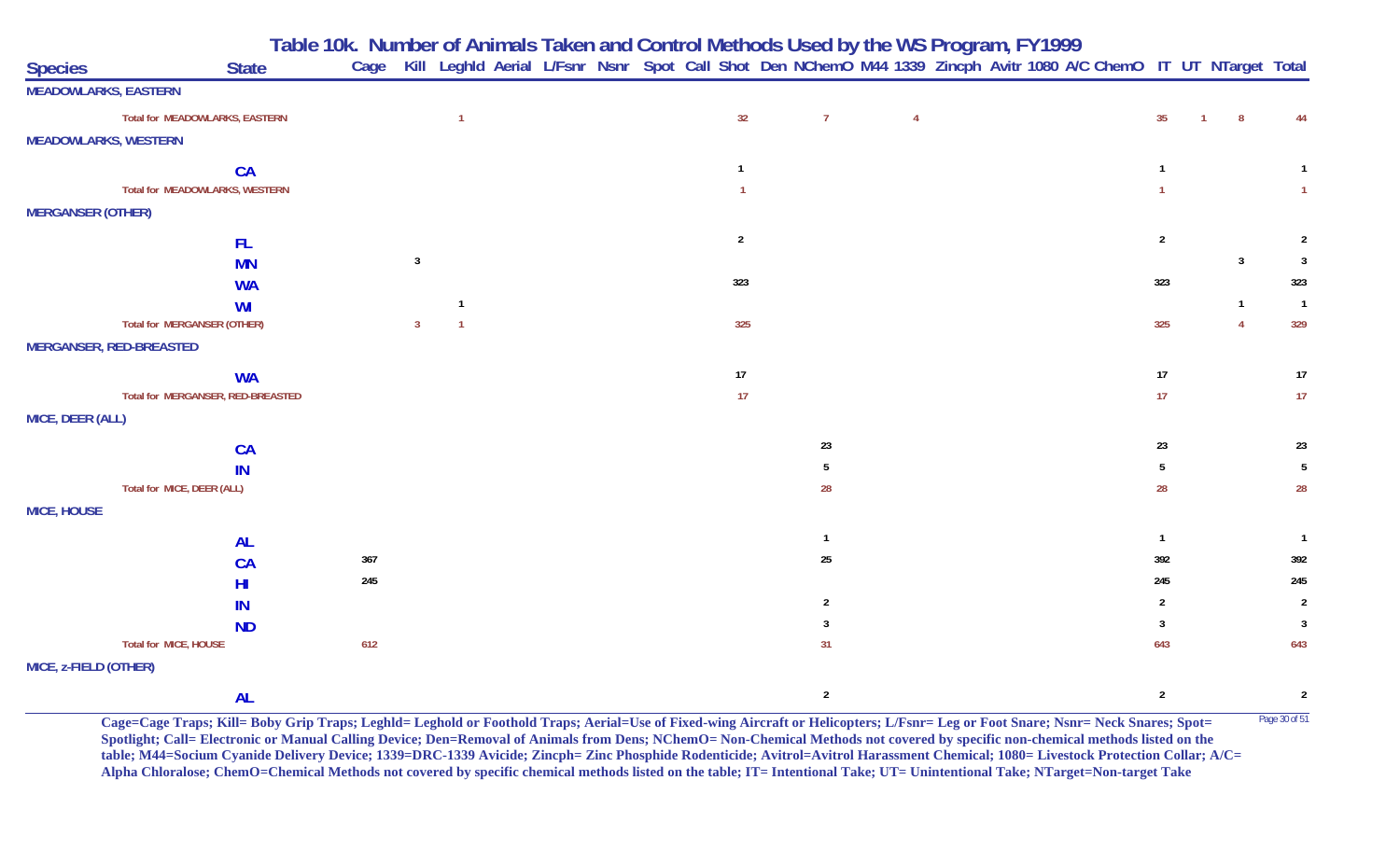## Table 10k. Number of Animals Taken and Control Methods Used by the WS Program, FY1999

| Species | State | Cage | Kill | Leghld | Aerial | L/Fsnr | Nsnr | Spot | Call | Shot | Den | NChemO | M44 | 1339 | Zincph | Avitr | 1080 | A/C | ChemO | IT | UT | NTarget | Total |
|---|---|---|---|---|---|---|---|---|---|---|---|---|---|---|---|---|---|---|---|---|---|---|---|
| MEADOWLARKS, EASTERN | | | | | | | | | | | | | | | | | | | | | | | |
| Total for MEADOWLARKS, EASTERN | | | | 1 | | | | | | 32 | | 7 | | 4 | | | | | | 35 | 1 | 8 | 44 |
| MEADOWLARKS, WESTERN | | | | | | | | | | | | | | | | | | | | | | | |
| | CA | | | | | | | | | 1 | | | | | | | | | | 1 | | | 1 |
| Total for MEADOWLARKS, WESTERN | | | | | | | | | | 1 | | | | | | | | | | 1 | | | 1 |
| MERGANSER (OTHER) | | | | | | | | | | | | | | | | | | | | | | | |
| | FL | | | | | | | | | 2 | | | | | | | | | | 2 | | | 2 |
| | MN | | 3 | | | | | | | | | | | | | | | | | | | 3 | 3 |
| | WA | | | | | | | | | 323 | | | | | | | | | | 323 | | | 323 |
| | WI | | | 1 | | | | | | | | | | | | | | | | | | 1 | 1 |
| Total for MERGANSER (OTHER) | | | 3 | 1 | | | | | | 325 | | | | | | | | | | 325 | | 4 | 329 |
| MERGANSER, RED-BREASTED | | | | | | | | | | | | | | | | | | | | | | | |
| | WA | | | | | | | | | 17 | | | | | | | | | | 17 | | | 17 |
| Total for MERGANSER, RED-BREASTED | | | | | | | | | | 17 | | | | | | | | | | 17 | | | 17 |
| MICE, DEER (ALL) | | | | | | | | | | | | | | | | | | | | | | | |
| | CA | | | | | | | | | | | 23 | | | | | | | | 23 | | | 23 |
| | IN | | | | | | | | | | | 5 | | | | | | | | 5 | | | 5 |
| Total for MICE, DEER (ALL) | | | | | | | | | | | | 28 | | | | | | | | 28 | | | 28 |
| MICE, HOUSE | | | | | | | | | | | | | | | | | | | | | | | |
| | AL | | | | | | | | | | | 1 | | | | | | | | 1 | | | 1 |
| | CA | 367 | | | | | | | | | | 25 | | | | | | | | 392 | | | 392 |
| | HI | 245 | | | | | | | | | | | | | | | | | | 245 | | | 245 |
| | IN | | | | | | | | | | | 2 | | | | | | | | 2 | | | 2 |
| | ND | | | | | | | | | | | 3 | | | | | | | | 3 | | | 3 |
| Total for MICE, HOUSE | | 612 | | | | | | | | | | 31 | | | | | | | | 643 | | | 643 |
| MICE, z-FIELD (OTHER) | | | | | | | | | | | | | | | | | | | | | | | |
| | AL | | | | | | | | | | | 2 | | | | | | | | 2 | | | 2 |

**Cage=Cage Traps; Kill= Boby Grip Traps; Leghld= Leghold or Foothold Traps; Aerial=Use of Fixed-wing Aircraft or Helicopters; L/Fsnr= Leg or Foot Snare; Nsnr= Neck Snares; Spot= Spotlight; Call= Electronic or Manual Calling Device; Den=Removal of Animals from Dens; NChemO= Non-Chemical Methods not covered by specific non-chemical methods listed on the table; M44=Socium Cyanide Delivery Device; 1339=DRC-1339 Avicide; Zincph= Zinc Phosphide Rodenticide; Avitrol=Avitrol Harassment Chemical; 1080= Livestock Protection Collar; A/C= Alpha Chloralose; ChemO=Chemical Methods not covered by specific chemical methods listed on the table; IT= Intentional Take; UT= Unintentional Take; NTarget=Non-target Take**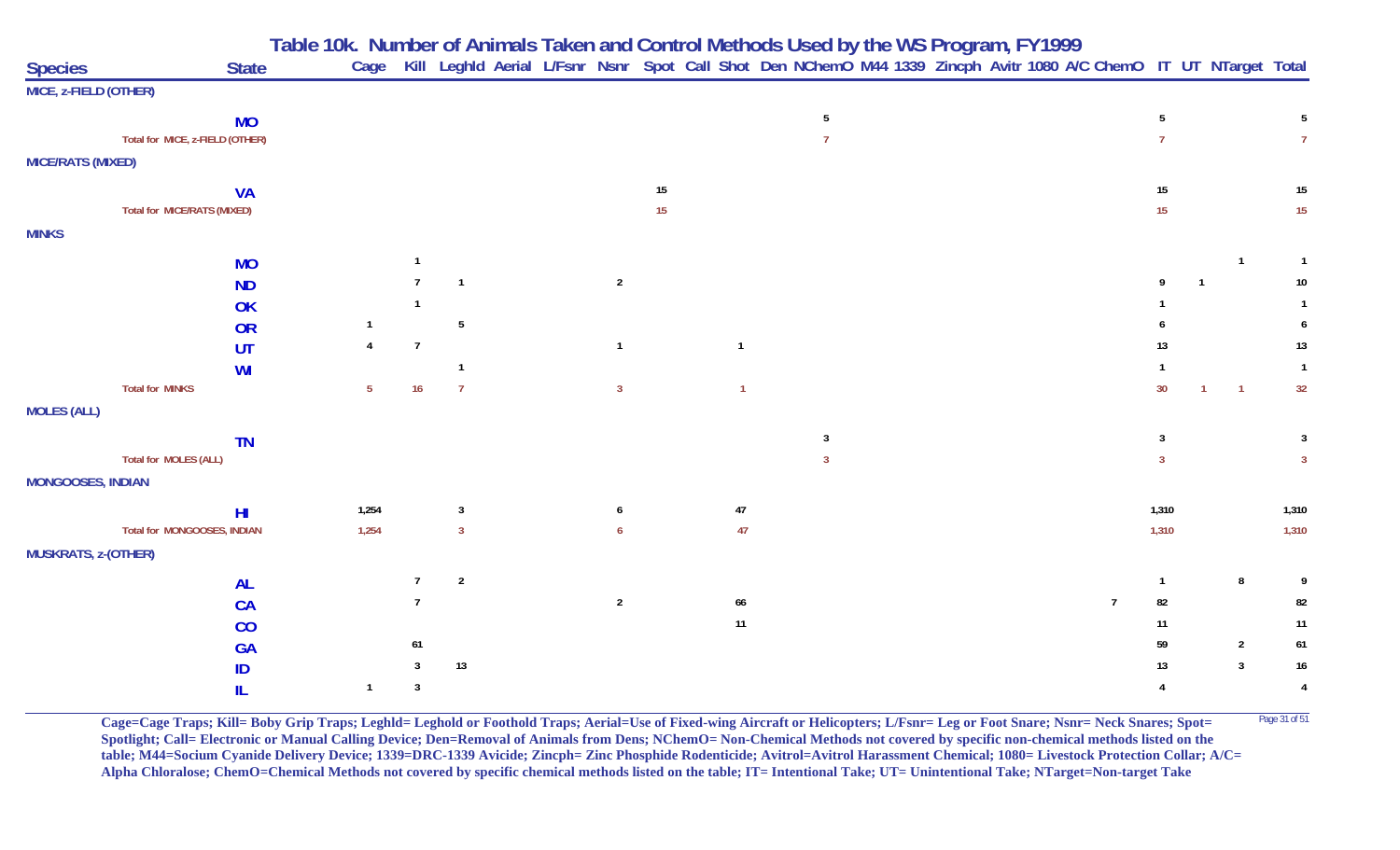# Table 10k. Number of Animals Taken and Control Methods Used by the WS Program, FY1999

| Species | State | Cage | Kill | Leghld | Aerial | L/Fsnr | Nsnr | Spot | Call | Shot | Den | NChemO | M44 | 1339 | Zincph | Avitr | 1080 | A/C | ChemO | IT | UT | NTarget | Total |
|---|---|---|---|---|---|---|---|---|---|---|---|---|---|---|---|---|---|---|---|---|---|---|---|
| MICE, z-FIELD (OTHER) | | | | | | | | | | | | | | | | | | | | | | | |
| | MO | | | | | | | | | | | 5 | | | | | | | | 5 | | | 5 |
| Total for MICE, z-FIELD (OTHER) | | | | | | | | | | | | 7 | | | | | | | | 7 | | | 7 |
| MICE/RATS (MIXED) | | | | | | | | | | | | | | | | | | | | | | | |
| | VA | | | | | | | 15 | | | | | | | | | | | | 15 | | | 15 |
| Total for MICE/RATS (MIXED) | | | | | | | | 15 | | | | | | | | | | | | 15 | | | 15 |
| MINKS | | | | | | | | | | | | | | | | | | | | | | | |
| | MO | | 1 | | | | | | | | | | | | | | | | | | | 1 | 1 |
| | ND | | 7 | 1 | | | 2 | | | | | | | | | | | | | 9 | 1 | | 10 |
| | OK | | 1 | | | | | | | | | | | | | | | | | 1 | | | 1 |
| | OR | 1 | | 5 | | | | | | | | | | | | | | | | 6 | | | 6 |
| | UT | 4 | 7 | | | | 1 | | | 1 | | | | | | | | | | 13 | | | 13 |
| | WI | | | 1 | | | | | | | | | | | | | | | | 1 | | | 1 |
| Total for MINKS | | 5 | 16 | 7 | | | 3 | | | 1 | | | | | | | | | | 30 | 1 | 1 | 32 |
| MOLES (ALL) | | | | | | | | | | | | | | | | | | | | | | | |
| | TN | | | | | | | | | | | 3 | | | | | | | | 3 | | | 3 |
| Total for MOLES (ALL) | | | | | | | | | | | | 3 | | | | | | | | 3 | | | 3 |
| MONGOOSES, INDIAN | | | | | | | | | | | | | | | | | | | | | | | |
| | HI | 1,254 | | 3 | | | 6 | | | 47 | | | | | | | | | | 1,310 | | | 1,310 |
| Total for MONGOOSES, INDIAN | | 1,254 | | 3 | | | 6 | | | 47 | | | | | | | | | | 1,310 | | | 1,310 |
| MUSKRATS, z-(OTHER) | | | | | | | | | | | | | | | | | | | | | | | |
| | AL | | 7 | 2 | | | | | | | | | | | | | | | | 1 | | 8 | 9 |
| | CA | | 7 | | | | 2 | | | 66 | | | | | | | | | 7 | 82 | | | 82 |
| | CO | | | | | | | | | 11 | | | | | | | | | | 11 | | | 11 |
| | GA | | 61 | | | | | | | | | | | | | | | | | 59 | | 2 | 61 |
| | ID | | 3 | 13 | | | | | | | | | | | | | | | | 13 | | 3 | 16 |
| | IL | 1 | 3 | | | | | | | | | | | | | | | | | 4 | | | 4 |

Cage=Cage Traps; Kill= Boby Grip Traps; Leghld= Leghold or Foothold Traps; Aerial=Use of Fixed-wing Aircraft or Helicopters; L/Fsnr= Leg or Foot Snare; Nsnr= Neck Snares; Spot= Spotlight; Call= Electronic or Manual Calling Device; Den=Removal of Animals from Dens; NChemO= Non-Chemical Methods not covered by specific non-chemical methods listed on the table; M44=Socium Cyanide Delivery Device; 1339=DRC-1339 Avicide; Zincph= Zinc Phosphide Rodenticide; Avitrol=Avitrol Harassment Chemical; 1080= Livestock Protection Collar; A/C= Alpha Chloralose; ChemO=Chemical Methods not covered by specific chemical methods listed on the table; IT= Intentional Take; UT= Unintentional Take; NTarget=Non-target Take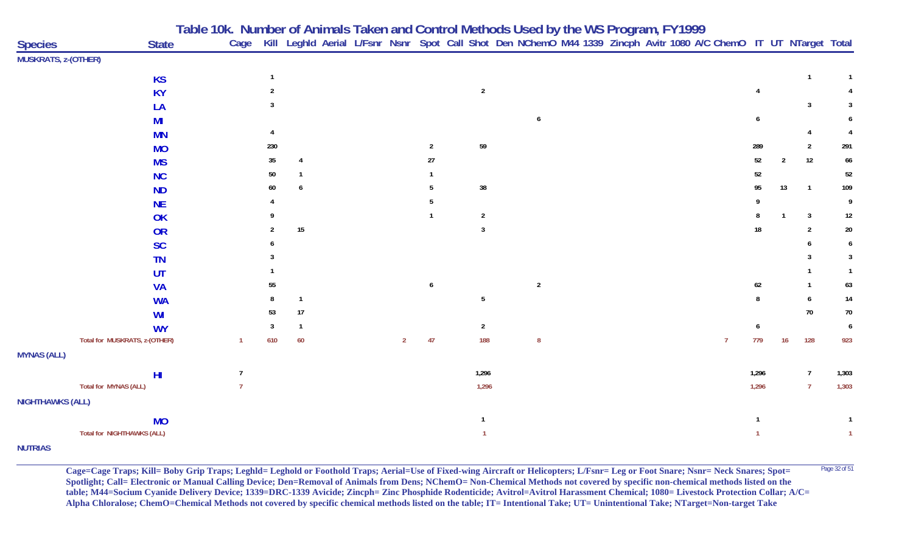# Table 10k. Number of Animals Taken and Control Methods Used by the WS Program, FY1999

| Species | State | Cage | Kill | Leghld | Aerial | L/Fsnr | Nsnr | Spot | Call | Shot | Den | NChemO | M44 | 1339 | Zincph | Avitr | 1080 | A/C | ChemO | IT | UT | NTarget | Total |
|---|---|---|---|---|---|---|---|---|---|---|---|---|---|---|---|---|---|---|---|---|---|---|---|
| **MUSKRATS, z-(OTHER)** | | | | | | | | | | | | | | | | | | | | | | | |
| | KS | | 1 | | | | | | | | | | | | | | | | | | | 1 | 1 |
| | KY | | 2 | | | | | | | 2 | | | | | | | | | | 4 | | | 4 |
| | LA | | 3 | | | | | | | | | | | | | | | | | | | 3 | 3 |
| | MI | | | | | | | | | | | 6 | | | | | | | | 6 | | | 6 |
| | MN | | 4 | | | | | | | | | | | | | | | | | | | 4 | 4 |
| | MO | | 230 | | | | | 2 | | 59 | | | | | | | | | | 289 | | 2 | 291 |
| | MS | | 35 | 4 | | | | 27 | | | | | | | | | | | | 52 | 2 | 12 | 66 |
| | NC | | 50 | 1 | | | | 1 | | | | | | | | | | | | 52 | | | 52 |
| | ND | | 60 | 6 | | | | 5 | | 38 | | | | | | | | | | 95 | 13 | 1 | 109 |
| | NE | | 4 | | | | | 5 | | | | | | | | | | | | 9 | | | 9 |
| | OK | | 9 | | | | | 1 | | 2 | | | | | | | | | | 8 | 1 | 3 | 12 |
| | OR | | 2 | 15 | | | | | | 3 | | | | | | | | | | 18 | | 2 | 20 |
| | SC | | 6 | | | | | | | | | | | | | | | | | | | 6 | 6 |
| | TN | | 3 | | | | | | | | | | | | | | | | | | | 3 | 3 |
| | UT | | 1 | | | | | | | | | | | | | | | | | | | 1 | 1 |
| | VA | | 55 | | | | | 6 | | | | 2 | | | | | | | | 62 | | 1 | 63 |
| | WA | | 8 | 1 | | | | | | 5 | | | | | | | | | | 8 | | 6 | 14 |
| | WI | | 53 | 17 | | | | | | | | | | | | | | | | | | 70 | 70 |
| | WY | | 3 | 1 | | | | | | 2 | | | | | | | | | | 6 | | | 6 |
| Total for MUSKRATS, z-(OTHER) | | 1 | 610 | 60 | | | 2 | 47 | | 188 | | 8 | | | | | | | 7 | 779 | 16 | 128 | 923 |
| **MYNAS (ALL)** | | | | | | | | | | | | | | | | | | | | | | | |
| | HI | 7 | | | | | | | | 1,296 | | | | | | | | | | 1,296 | | 7 | 1,303 |
| Total for MYNAS (ALL) | | 7 | | | | | | | | 1,296 | | | | | | | | | | 1,296 | | 7 | 1,303 |
| **NIGHTHAWKS (ALL)** | | | | | | | | | | | | | | | | | | | | | | | |
| | MO | | | | | | | | | 1 | | | | | | | | | | 1 | | | 1 |
| Total for NIGHTHAWKS (ALL) | | | | | | | | | | 1 | | | | | | | | | | 1 | | | 1 |
| **NUTRIAS** | | | | | | | | | | | | | | | | | | | | | | | |

**Cage=Cage Traps; Kill= Boby Grip Traps; Leghld= Leghold or Foothold Traps; Aerial=Use of Fixed-wing Aircraft or Helicopters; L/Fsnr= Leg or Foot Snare; Nsnr= Neck Snares; Spot= Spotlight; Call= Electronic or Manual Calling Device; Den=Removal of Animals from Dens; NChemO= Non-Chemical Methods not covered by specific non-chemical methods listed on the table; M44=Socium Cyanide Delivery Device; 1339=DRC-1339 Avicide; Zincph= Zinc Phosphide Rodenticide; Avitrol=Avitrol Harassment Chemical; 1080= Livestock Protection Collar; A/C= Alpha Chloralose; ChemO=Chemical Methods not covered by specific chemical methods listed on the table; IT= Intentional Take; UT= Unintentional Take; NTarget=Non-target Take**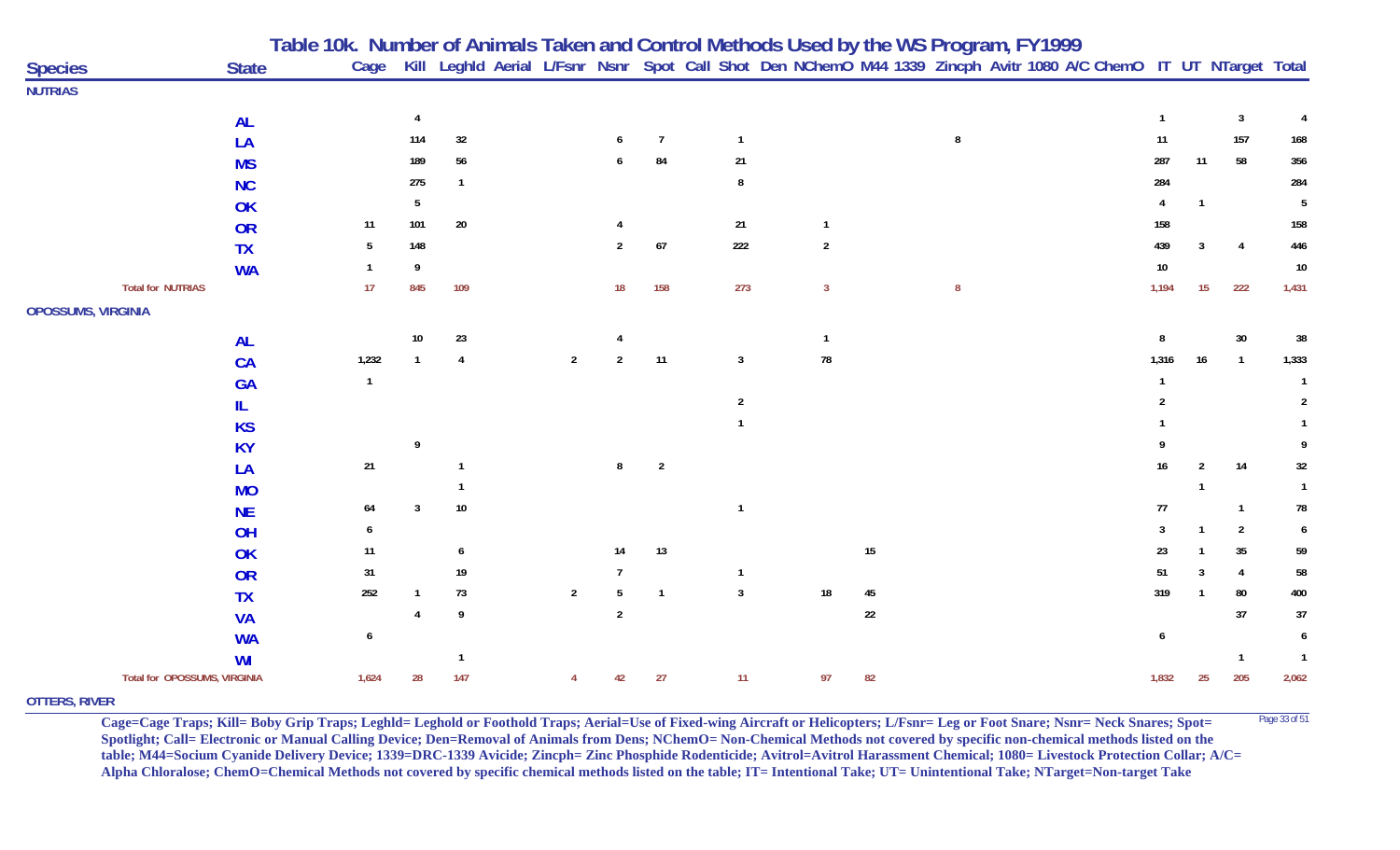## Table 10k. Number of Animals Taken and Control Methods Used by the WS Program, FY1999

| Species | State | Cage | Kill | Leghld | Aerial | L/Fsnr | Nsnr | Spot | Call | Shot | Den | NChemO | M44 | 1339 | Zincph | Avitr | 1080 | A/C | ChemO | IT | UT | NTarget | Total |
|---|---|---|---|---|---|---|---|---|---|---|---|---|---|---|---|---|---|---|---|---|---|---|---|
| **NUTRIAS** | | | | | | | | | | | | | | | | | | | | | | | |
| | AL | | 4 | | | | | | | | | | | | | | | | | 1 | | 3 | 4 |
| | LA | | 114 | 32 | | | 6 | 7 | | 1 | | | | | 8 | | | | | 11 | | 157 | 168 |
| | MS | | 189 | 56 | | | 6 | 84 | | 21 | | | | | | | | | | 287 | 11 | 58 | 356 |
| | NC | | 275 | 1 | | | | | | 8 | | | | | | | | | | 284 | | | 284 |
| | OK | | 5 | | | | | | | | | | | | | | | | | 4 | 1 | | 5 |
| | OR | 11 | 101 | 20 | | | 4 | | | 21 | | 1 | | | | | | | | 158 | | | 158 |
| | TX | 5 | 148 | | | | 2 | 67 | | 222 | | 2 | | | | | | | | 439 | 3 | 4 | 446 |
| | WA | 1 | 9 | | | | | | | | | | | | | | | | | 10 | | | 10 |
| Total for NUTRIAS | | 17 | 845 | 109 | | | 18 | 158 | | 273 | | 3 | | | 8 | | | | | 1,194 | 15 | 222 | 1,431 |
| **OPOSSUMS, VIRGINIA** | | | | | | | | | | | | | | | | | | | | | | | |
| | AL | | 10 | 23 | | | 4 | | | | | 1 | | | | | | | | 8 | | 30 | 38 |
| | CA | 1,232 | 1 | 4 | | 2 | 2 | 11 | | 3 | | 78 | | | | | | | | 1,316 | 16 | 1 | 1,333 |
| | GA | 1 | | | | | | | | | | | | | | | | | | 1 | | | 1 |
| | IL | | | | | | | | | 2 | | | | | | | | | | 2 | | | 2 |
| | KS | | | | | | | | | 1 | | | | | | | | | | 1 | | | 1 |
| | KY | | 9 | | | | | | | | | | | | | | | | | 9 | | | 9 |
| | LA | 21 | | 1 | | | 8 | 2 | | | | | | | | | | | | 16 | 2 | 14 | 32 |
| | MO | | | 1 | | | | | | | | | | | | | | | | | 1 | | 1 |
| | NE | 64 | 3 | 10 | | | | | | 1 | | | | | | | | | | 77 | | 1 | 78 |
| | OH | 6 | | | | | | | | | | | | | | | | | | 3 | 1 | 2 | 6 |
| | OK | 11 | | 6 | | | 14 | 13 | | | | | 15 | | | | | | | 23 | 1 | 35 | 59 |
| | OR | 31 | | 19 | | | 7 | | | 1 | | | | | | | | | | 51 | 3 | 4 | 58 |
| | TX | 252 | 1 | 73 | | 2 | 5 | 1 | | 3 | | 18 | 45 | | | | | | | 319 | 1 | 80 | 400 |
| | VA | | 4 | 9 | | | 2 | | | | | | 22 | | | | | | | | | 37 | 37 |
| | WA | 6 | | | | | | | | | | | | | | | | | | 6 | | | 6 |
| | WI | | | 1 | | | | | | | | | | | | | | | | | | 1 | 1 |
| Total for OPOSSUMS, VIRGINIA | | 1,624 | 28 | 147 | | 4 | 42 | 27 | | 11 | | 97 | 82 | | | | | | | 1,832 | 25 | 205 | 2,062 |
| **OTTERS, RIVER** | | | | | | | | | | | | | | | | | | | | | | | |

**Cage=Cage Traps; Kill= Boby Grip Traps; Leghld= Leghold or Foothold Traps; Aerial=Use of Fixed-wing Aircraft or Helicopters; L/Fsnr= Leg or Foot Snare; Nsnr= Neck Snares; Spot= Spotlight; Call= Electronic or Manual Calling Device; Den=Removal of Animals from Dens; NChemO= Non-Chemical Methods not covered by specific non-chemical methods listed on the table; M44=Socium Cyanide Delivery Device; 1339=DRC-1339 Avicide; Zincph= Zinc Phosphide Rodenticide; Avitrol=Avitrol Harassment Chemical; 1080= Livestock Protection Collar; A/C= Alpha Chloralose; ChemO=Chemical Methods not covered by specific chemical methods listed on the table; IT= Intentional Take; UT= Unintentional Take; NTarget=Non-target Take**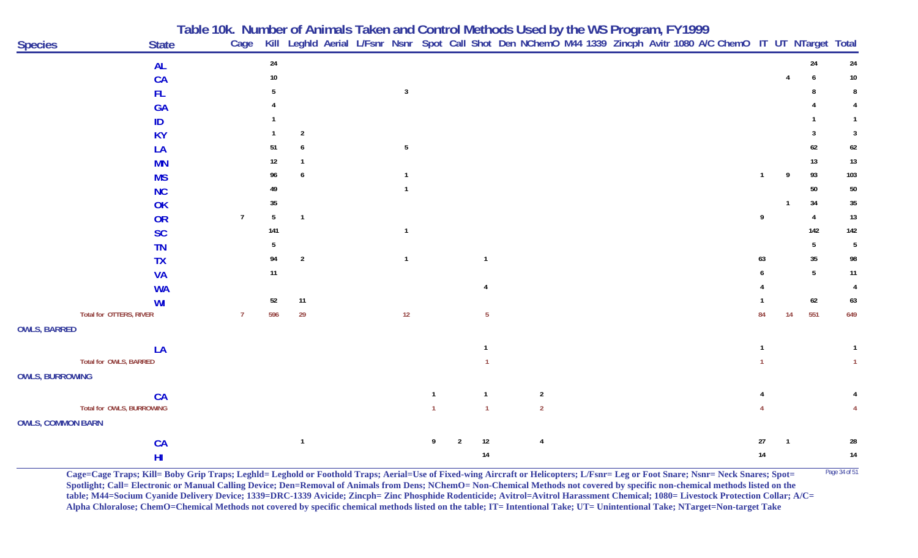# Table 10k. Number of Animals Taken and Control Methods Used by the WS Program, FY1999

| Species | State | Cage | Kill | Leghld | Aerial | L/Fsnr | Nsnr | Spot | Call | Shot | Den | NChemO | M44 | 1339 | Zincph | Avitr | 1080 | A/C | ChemO | IT | UT | NTarget | Total |
|---|---|---|---|---|---|---|---|---|---|---|---|---|---|---|---|---|---|---|---|---|---|---|---|
| | AL | | 24 | | | | | | | | | | | | | | | | | | | 24 | 24 |
| | CA | | 10 | | | | | | | | | | | | | | | | | | 4 | 6 | 10 |
| | FL | | 5 | | | | 3 | | | | | | | | | | | | | | | 8 | 8 |
| | GA | | 4 | | | | | | | | | | | | | | | | | | | 4 | 4 |
| | ID | | 1 | | | | | | | | | | | | | | | | | | | 1 | 1 |
| | KY | | 1 | 2 | | | | | | | | | | | | | | | | | | 3 | 3 |
| | LA | | 51 | 6 | | | 5 | | | | | | | | | | | | | | | 62 | 62 |
| | MN | | 12 | 1 | | | | | | | | | | | | | | | | | | 13 | 13 |
| | MS | | 96 | 6 | | | 1 | | | | | | | | | | | | | 1 | 9 | 93 | 103 |
| | NC | | 49 | | | | 1 | | | | | | | | | | | | | | | 50 | 50 |
| | OK | | 35 | | | | | | | | | | | | | | | | | | 1 | 34 | 35 |
| | OR | 7 | 5 | 1 | | | | | | | | | | | | | | | | 9 | | 4 | 13 |
| | SC | | 141 | | | | 1 | | | | | | | | | | | | | | | 142 | 142 |
| | TN | | 5 | | | | | | | | | | | | | | | | | | | 5 | 5 |
| | TX | | 94 | 2 | | | 1 | | | 1 | | | | | | | | | | 63 | | 35 | 98 |
| | VA | | 11 | | | | | | | | | | | | | | | | | 6 | | 5 | 11 |
| | WA | | | | | | | | | 4 | | | | | | | | | | 4 | | | 4 |
| | WI | | 52 | 11 | | | | | | | | | | | | | | | | 1 | | 62 | 63 |
| Total for OTTERS, RIVER | | 7 | 596 | 29 | | | 12 | | | 5 | | | | | | | | | | 84 | 14 | 551 | 649 |
| OWLS, BARRED | | | | | | | | | | | | | | | | | | | | | | | |
| | LA | | | | | | | | | 1 | | | | | | | | | | 1 | | | 1 |
| Total for OWLS, BARRED | | | | | | | | | | 1 | | | | | | | | | | 1 | | | 1 |
| OWLS, BURROWING | | | | | | | | | | | | | | | | | | | | | | | |
| | CA | | | | | | | 1 | | 1 | | 2 | | | | | | | | 4 | | | 4 |
| Total for OWLS, BURROWING | | | | | | | | 1 | | 1 | | 2 | | | | | | | | 4 | | | 4 |
| OWLS, COMMON BARN | | | | | | | | | | | | | | | | | | | | | | | |
| | CA | | | 1 | | | | 9 | 2 | 12 | | 4 | | | | | | | | 27 | 1 | | 28 |
| | HI | | | | | | | | | 14 | | | | | | | | | | 14 | | | 14 |

Cage=Cage Traps; Kill= Boby Grip Traps; Leghld= Leghold or Foothold Traps; Aerial=Use of Fixed-wing Aircraft or Helicopters; L/Fsnr= Leg or Foot Snare; Nsnr= Neck Snares; Spot= Spotlight; Call= Electronic or Manual Calling Device; Den=Removal of Animals from Dens; NChemO= Non-Chemical Methods not covered by specific non-chemical methods listed on the table; M44=Socium Cyanide Delivery Device; 1339=DRC-1339 Avicide; Zincph= Zinc Phosphide Rodenticide; Avitrol=Avitrol Harassment Chemical; 1080= Livestock Protection Collar; A/C= Alpha Chloralose; ChemO=Chemical Methods not covered by specific chemical methods listed on the table; IT= Intentional Take; UT= Unintentional Take; NTarget=Non-target Take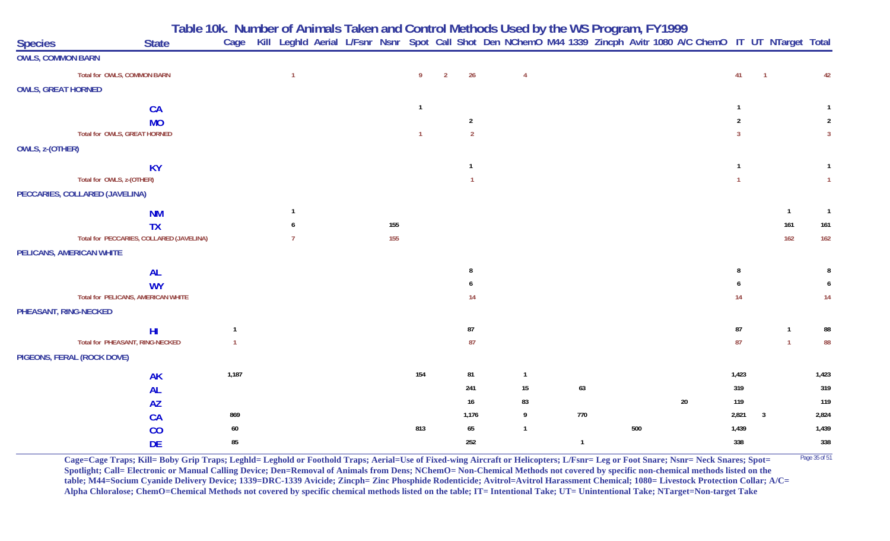# Table 10k. Number of Animals Taken and Control Methods Used by the WS Program, FY1999

| Species | State | Cage | Kill | Leghld | Aerial | L/Fsnr | Nsnr | Spot | Call | Shot | Den | NChemO | M44 | 1339 | Zincph | Avitr | 1080 | A/C | ChemO | IT | UT | NTarget | Total |
|---|---|---|---|---|---|---|---|---|---|---|---|---|---|---|---|---|---|---|---|---|---|---|---|
| **OWLS, COMMON BARN** | | | | | | | | | | | | | | | | | | | | | | | |
| Total for OWLS, COMMON BARN | | | | 1 | | | | 9 | 2 | 26 | | 4 | | | | | | | | 41 | 1 | | 42 |
| **OWLS, GREAT HORNED** | | | | | | | | | | | | | | | | | | | | | | | |
| | CA | | | | | | | 1 | | | | | | | | | | | | 1 | | | 1 |
| | MO | | | | | | | | | 2 | | | | | | | | | | 2 | | | 2 |
| Total for OWLS, GREAT HORNED | | | | | | | | 1 | | 2 | | | | | | | | | | 3 | | | 3 |
| **OWLS, z-(OTHER)** | | | | | | | | | | | | | | | | | | | | | | | |
| | KY | | | | | | | | | 1 | | | | | | | | | | 1 | | | 1 |
| Total for OWLS, z-(OTHER) | | | | | | | | | | 1 | | | | | | | | | | 1 | | | 1 |
| **PECCARIES, COLLARED (JAVELINA)** | | | | | | | | | | | | | | | | | | | | | | | |
| | NM | | | 1 | | | | | | | | | | | | | | | | | | 1 | 1 |
| | TX | | | 6 | | | 155 | | | | | | | | | | | | | | | 161 | 161 |
| Total for PECCARIES, COLLARED (JAVELINA) | | | | 7 | | | 155 | | | | | | | | | | | | | | | 162 | 162 |
| **PELICANS, AMERICAN WHITE** | | | | | | | | | | | | | | | | | | | | | | | |
| | AL | | | | | | | | | 8 | | | | | | | | | | 8 | | | 8 |
| | WY | | | | | | | | | 6 | | | | | | | | | | 6 | | | 6 |
| Total for PELICANS, AMERICAN WHITE | | | | | | | | | | 14 | | | | | | | | | | 14 | | | 14 |
| **PHEASANT, RING-NECKED** | | | | | | | | | | | | | | | | | | | | | | | |
| | HI | 1 | | | | | | | | 87 | | | | | | | | | | 87 | | 1 | 88 |
| Total for PHEASANT, RING-NECKED | | 1 | | | | | | | | 87 | | | | | | | | | | 87 | | 1 | 88 |
| **PIGEONS, FERAL (ROCK DOVE)** | | | | | | | | | | | | | | | | | | | | | | | |
| | AK | 1,187 | | | | | | 154 | | 81 | | 1 | | | | | | | | 1,423 | | | 1,423 |
| | AL | | | | | | | | | 241 | | 15 | | 63 | | | | | | 319 | | | 319 |
| | AZ | | | | | | | | | 16 | | 83 | | | | | | 20 | | 119 | | | 119 |
| | CA | 869 | | | | | | | | 1,176 | | 9 | | 770 | | | | | | 2,821 | 3 | | 2,824 |
| | CO | 60 | | | | | | 813 | | 65 | | 1 | | | | 500 | | | | 1,439 | | | 1,439 |
| | DE | 85 | | | | | | | | 252 | | | | 1 | | | | | | 338 | | | 338 |

**Cage=Cage Traps; Kill= Boby Grip Traps; Leghld= Leghold or Foothold Traps; Aerial=Use of Fixed-wing Aircraft or Helicopters; L/Fsnr= Leg or Foot Snare; Nsnr= Neck Snares; Spot= Spotlight; Call= Electronic or Manual Calling Device; Den=Removal of Animals from Dens; NChemO= Non-Chemical Methods not covered by specific non-chemical methods listed on the table; M44=Socium Cyanide Delivery Device; 1339=DRC-1339 Avicide; Zincph= Zinc Phosphide Rodenticide; Avitrol=Avitrol Harassment Chemical; 1080= Livestock Protection Collar; A/C= Alpha Chloralose; ChemO=Chemical Methods not covered by specific chemical methods listed on the table; IT= Intentional Take; UT= Unintentional Take; NTarget=Non-target Take**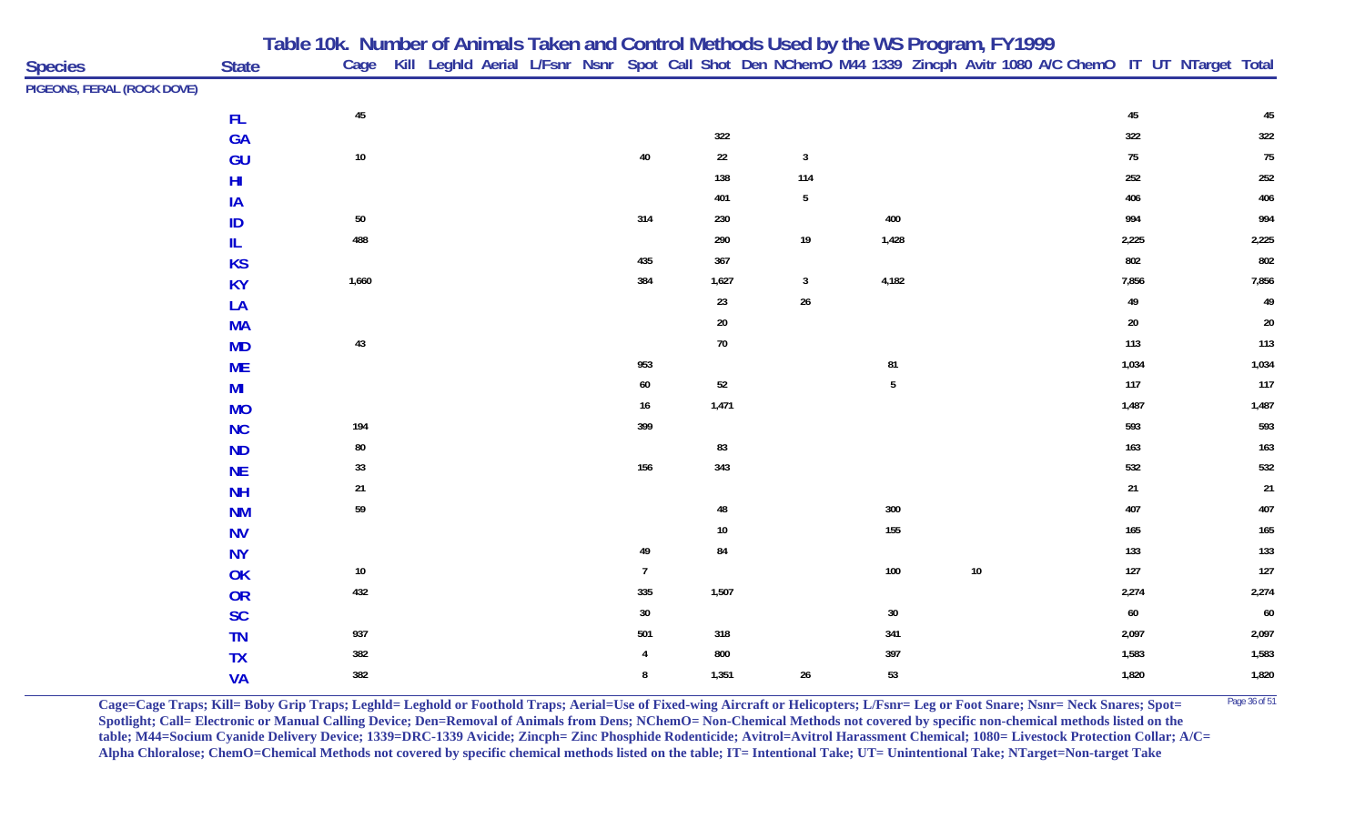## Table 10k. Number of Animals Taken and Control Methods Used by the WS Program, FY1999

| Species | State | Cage | Kill | Leghld | Aerial | L/Fsnr | Nsnr | Spot | Call | Shot | Den | NChemO | M44 | 1339 | Zincph | Avitr | 1080 | A/C | ChemO | IT | UT | NTarget | Total |
|---|---|---|---|---|---|---|---|---|---|---|---|---|---|---|---|---|---|---|---|---|---|---|---|
| PIGEONS, FERAL (ROCK DOVE) | | | | | | | | | | | | | | | | | | | | | | | |
| | FL | 45 | | | | | | | | | | | | | | | | | | 45 | | | 45 |
| | GA | | | | | | | | | 322 | | | | | | | | | | 322 | | | 322 |
| | GU | 10 | | | | | | 40 | | 22 | | 3 | | | | | | | | 75 | | | 75 |
| | HI | | | | | | | | | 138 | | 114 | | | | | | | | 252 | | | 252 |
| | IA | | | | | | | | | 401 | | 5 | | | | | | | | 406 | | | 406 |
| | ID | 50 | | | | | | 314 | | 230 | | | | 400 | | | | | | 994 | | | 994 |
| | IL | 488 | | | | | | | | 290 | | 19 | | 1,428 | | | | | | 2,225 | | | 2,225 |
| | KS | | | | | | | 435 | | 367 | | | | | | | | | | 802 | | | 802 |
| | KY | 1,660 | | | | | | 384 | | 1,627 | | 3 | | 4,182 | | | | | | 7,856 | | | 7,856 |
| | LA | | | | | | | | | 23 | | 26 | | | | | | | | 49 | | | 49 |
| | MA | | | | | | | | | 20 | | | | | | | | | | 20 | | | 20 |
| | MD | 43 | | | | | | | | 70 | | | | | | | | | | 113 | | | 113 |
| | ME | | | | | | | 953 | | | | | | 81 | | | | | | 1,034 | | | 1,034 |
| | MI | | | | | | | 60 | | 52 | | | | 5 | | | | | | 117 | | | 117 |
| | MO | | | | | | | 16 | | 1,471 | | | | | | | | | | 1,487 | | | 1,487 |
| | NC | 194 | | | | | | 399 | | | | | | | | | | | | 593 | | | 593 |
| | ND | 80 | | | | | | | | 83 | | | | | | | | | | 163 | | | 163 |
| | NE | 33 | | | | | | 156 | | 343 | | | | | | | | | | 532 | | | 532 |
| | NH | 21 | | | | | | | | | | | | | | | | | | 21 | | | 21 |
| | NM | 59 | | | | | | | | 48 | | | | 300 | | | | | | 407 | | | 407 |
| | NV | | | | | | | | | 10 | | | | 155 | | | | | | 165 | | | 165 |
| | NY | | | | | | | 49 | | 84 | | | | | | | | | | 133 | | | 133 |
| | OK | 10 | | | | | | 7 | | | | | | 100 | | 10 | | | | 127 | | | 127 |
| | OR | 432 | | | | | | 335 | | 1,507 | | | | | | | | | | 2,274 | | | 2,274 |
| | SC | | | | | | | 30 | | | | | | 30 | | | | | | 60 | | | 60 |
| | TN | 937 | | | | | | 501 | | 318 | | | | 341 | | | | | | 2,097 | | | 2,097 |
| | TX | 382 | | | | | | 4 | | 800 | | | | 397 | | | | | | 1,583 | | | 1,583 |
| | VA | 382 | | | | | | 8 | | 1,351 | | 26 | | 53 | | | | | | 1,820 | | | 1,820 |

**Cage=Cage Traps; Kill= Boby Grip Traps; Leghld= Leghold or Foothold Traps; Aerial=Use of Fixed-wing Aircraft or Helicopters; L/Fsnr= Leg or Foot Snare; Nsnr= Neck Snares; Spot= Spotlight; Call= Electronic or Manual Calling Device; Den=Removal of Animals from Dens; NChemO= Non-Chemical Methods not covered by specific non-chemical methods listed on the table; M44=Socium Cyanide Delivery Device; 1339=DRC-1339 Avicide; Zincph= Zinc Phosphide Rodenticide; Avitrol=Avitrol Harassment Chemical; 1080= Livestock Protection Collar; A/C= Alpha Chloralose; ChemO=Chemical Methods not covered by specific chemical methods listed on the table; IT= Intentional Take; UT= Unintentional Take; NTarget=Non-target Take**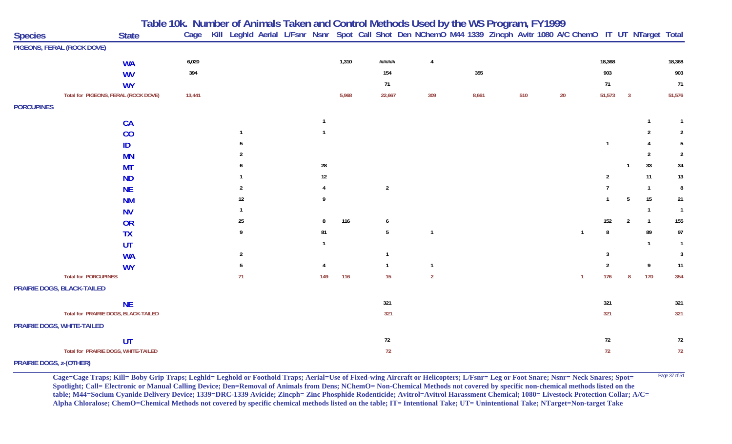# Table 10k. Number of Animals Taken and Control Methods Used by the WS Program, FY1999

| Species | State | Cage | Kill | Leghld | Aerial | L/Fsnr | Nsnr | Spot | Call | Shot | Den | NChemO | M44 | 1339 | Zincph | Avitr | 1080 | A/C | ChemO | IT | UT | NTarget | Total |
|---|---|---|---|---|---|---|---|---|---|---|---|---|---|---|---|---|---|---|---|---|---|---|---|
| **PIGEONS, FERAL (ROCK DOVE)** | | | | | | | | | | | | | | | | | | | | | | | |
| | WA | 6,020 | | | | | | 1,310 | | ###### | | 4 | | | | | | | | 18,368 | | | 18,368 |
| | WV | 394 | | | | | | | | 154 | | | | 355 | | | | | | 903 | | | 903 |
| | WY | | | | | | | | | 71 | | | | | | | | | | 71 | | | 71 |
| Total for PIGEONS, FERAL (ROCK DOVE) | | 13,441 | | | | | | 5,968 | | 22,667 | | 309 | | 8,661 | | 510 | | 20 | | 51,573 | 3 | | 51,576 |
| **PORCUPINES** | | | | | | | | | | | | | | | | | | | | | | | |
| | CA | | | | | | 1 | | | | | | | | | | | | | | | 1 | 1 |
| | CO | | | 1 | | | 1 | | | | | | | | | | | | | | | 2 | 2 |
| | ID | | | 5 | | | | | | | | | | | | | | | | 1 | | 4 | 5 |
| | MN | | | 2 | | | | | | | | | | | | | | | | | | 2 | 2 |
| | MT | | | 6 | | | 28 | | | | | | | | | | | | | | 1 | 33 | 34 |
| | ND | | | 1 | | | 12 | | | | | | | | | | | | | 2 | | 11 | 13 |
| | NE | | | 2 | | | 4 | | | 2 | | | | | | | | | | 7 | | 1 | 8 |
| | NM | | | 12 | | | 9 | | | | | | | | | | | | | 1 | 5 | 15 | 21 |
| | NV | | | 1 | | | | | | | | | | | | | | | | | | 1 | 1 |
| | OR | | | 25 | | | 8 | 116 | | 6 | | | | | | | | | | 152 | 2 | 1 | 155 |
| | TX | | | 9 | | | 81 | | | 5 | | 1 | | | | | | | 1 | 8 | | 89 | 97 |
| | UT | | | | | | 1 | | | | | | | | | | | | | | | 1 | 1 |
| | WA | | | 2 | | | | | | 1 | | | | | | | | | | 3 | | | 3 |
| | WY | | | 5 | | | 4 | | | 1 | | 1 | | | | | | | | 2 | | 9 | 11 |
| Total for PORCUPINES | | | | 71 | | | 149 | 116 | | 15 | | 2 | | | | | | | 1 | 176 | 8 | 170 | 354 |
| **PRAIRIE DOGS, BLACK-TAILED** | | | | | | | | | | | | | | | | | | | | | | | |
| | NE | | | | | | | | | 321 | | | | | | | | | | 321 | | | 321 |
| Total for PRAIRIE DOGS, BLACK-TAILED | | | | | | | | | | 321 | | | | | | | | | | 321 | | | 321 |
| **PRAIRIE DOGS, WHITE-TAILED** | | | | | | | | | | | | | | | | | | | | | | | |
| | UT | | | | | | | | | 72 | | | | | | | | | | 72 | | | 72 |
| Total for PRAIRIE DOGS, WHITE-TAILED | | | | | | | | | | 72 | | | | | | | | | | 72 | | | 72 |
| **PRAIRIE DOGS, z-(OTHER)** | | | | | | | | | | | | | | | | | | | | | | | |

**Cage=Cage Traps; Kill= Boby Grip Traps; Leghld= Leghold or Foothold Traps; Aerial=Use of Fixed-wing Aircraft or Helicopters; L/Fsnr= Leg or Foot Snare; Nsnr= Neck Snares; Spot= Spotlight; Call= Electronic or Manual Calling Device; Den=Removal of Animals from Dens; NChemO= Non-Chemical Methods not covered by specific non-chemical methods listed on the table; M44=Socium Cyanide Delivery Device; 1339=DRC-1339 Avicide; Zincph= Zinc Phosphide Rodenticide; Avitrol=Avitrol Harassment Chemical; 1080= Livestock Protection Collar; A/C= Alpha Chloralose; ChemO=Chemical Methods not covered by specific chemical methods listed on the table; IT= Intentional Take; UT= Unintentional Take; NTarget=Non-target Take**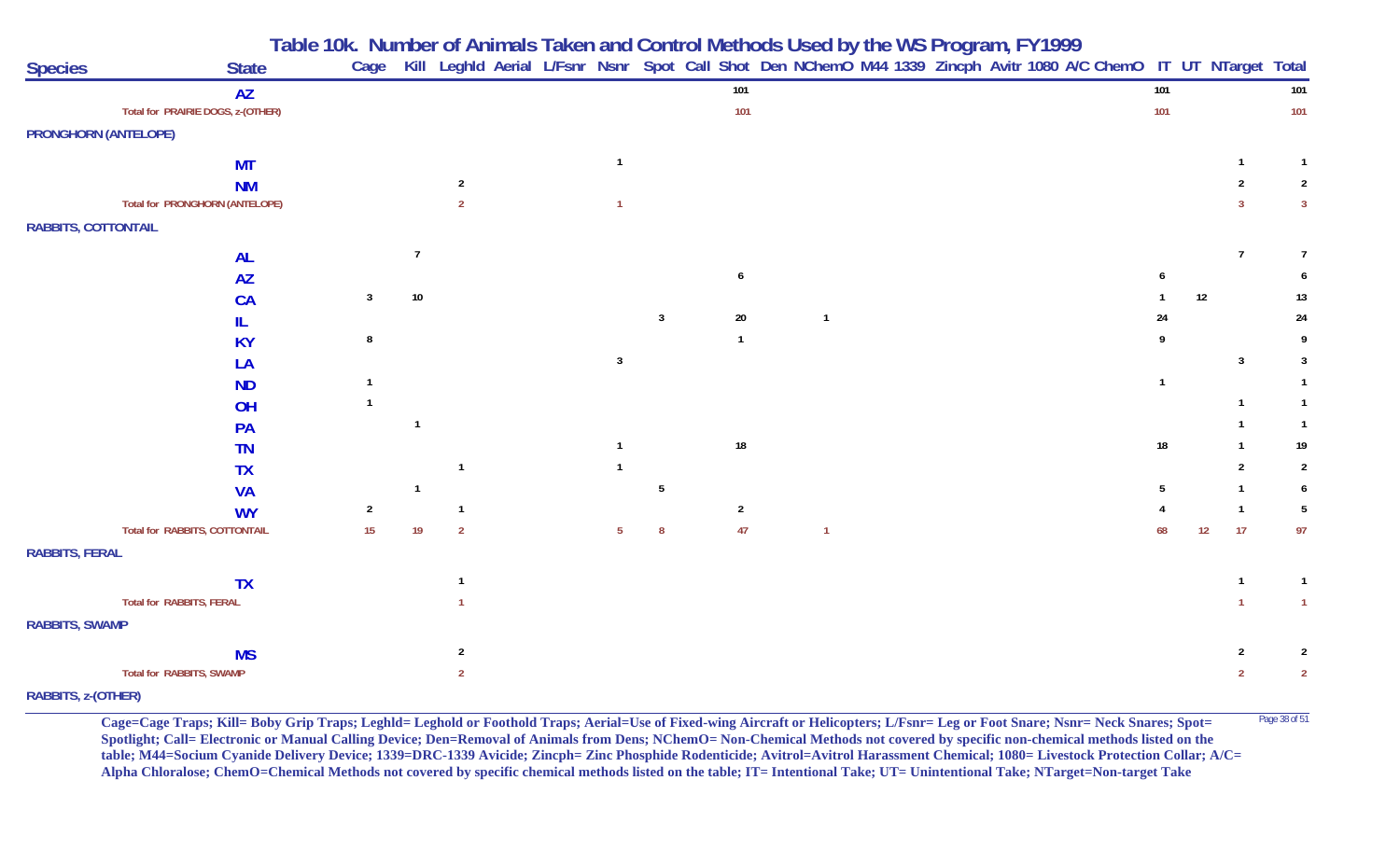## Table 10k. Number of Animals Taken and Control Methods Used by the WS Program, FY1999

| Species | State | Cage | Kill | Leghld | Aerial | L/Fsnr | Nsnr | Spot | Call | Shot | Den | NChemO | M44 | 1339 | Zincph | Avitr | 1080 | A/C | ChemO | IT | UT | NTarget | Total |
|---|---|---|---|---|---|---|---|---|---|---|---|---|---|---|---|---|---|---|---|---|---|---|---|
| | AZ | | | | | | | | | 101 | | | | | | | | | | 101 | | | 101 |
| Total for PRAIRIE DOGS, z-(OTHER) | | | | | | | | | | 101 | | | | | | | | | | 101 | | | 101 |
| PRONGHORN (ANTELOPE) | | | | | | | | | | | | | | | | | | | | | | | |
| | MT | | | | | | 1 | | | | | | | | | | | | | | | 1 | 1 |
| | NM | | | 2 | | | | | | | | | | | | | | | | | | 2 | 2 |
| Total for PRONGHORN (ANTELOPE) | | | | 2 | | | 1 | | | | | | | | | | | | | | | 3 | 3 |
| RABBITS, COTTONTAIL | | | | | | | | | | | | | | | | | | | | | | | |
| | AL | | 7 | | | | | | | | | | | | | | | | | | | 7 | 7 |
| | AZ | | | | | | | | | 6 | | | | | | | | | | 6 | | | 6 |
| | CA | 3 | 10 | | | | | | | | | | | | | | | | | 1 | 12 | | 13 |
| | IL | | | | | | | 3 | | 20 | | 1 | | | | | | | | 24 | | | 24 |
| | KY | 8 | | | | | | | | 1 | | | | | | | | | | 9 | | | 9 |
| | LA | | | | | | 3 | | | | | | | | | | | | | | | 3 | 3 |
| | ND | 1 | | | | | | | | | | | | | | | | | | 1 | | | 1 |
| | OH | 1 | | | | | | | | | | | | | | | | | | | | 1 | 1 |
| | PA | | 1 | | | | | | | | | | | | | | | | | | | 1 | 1 |
| | TN | | | | | | 1 | | | 18 | | | | | | | | | | 18 | | 1 | 19 |
| | TX | | | 1 | | | 1 | | | | | | | | | | | | | | | 2 | 2 |
| | VA | | 1 | | | | | 5 | | | | | | | | | | | | 5 | | 1 | 6 |
| | WY | 2 | | 1 | | | | | | 2 | | | | | | | | | | 4 | | 1 | 5 |
| Total for RABBITS, COTTONTAIL | | 15 | 19 | 2 | | | 5 | 8 | | 47 | | 1 | | | | | | | | 68 | 12 | 17 | 97 |
| RABBITS, FERAL | | | | | | | | | | | | | | | | | | | | | | | |
| | TX | | | 1 | | | | | | | | | | | | | | | | | | 1 | 1 |
| Total for RABBITS, FERAL | | | | 1 | | | | | | | | | | | | | | | | | | 1 | 1 |
| RABBITS, SWAMP | | | | | | | | | | | | | | | | | | | | | | | |
| | MS | | | 2 | | | | | | | | | | | | | | | | | | 2 | 2 |
| Total for RABBITS, SWAMP | | | | 2 | | | | | | | | | | | | | | | | | | 2 | 2 |
| RABBITS, z-(OTHER) | | | | | | | | | | | | | | | | | | | | | | | |

**Cage=Cage Traps; Kill= Boby Grip Traps; Leghld= Leghold or Foothold Traps; Aerial=Use of Fixed-wing Aircraft or Helicopters; L/Fsnr= Leg or Foot Snare; Nsnr= Neck Snares; Spot= Spotlight; Call= Electronic or Manual Calling Device; Den=Removal of Animals from Dens; NChemO= Non-Chemical Methods not covered by specific non-chemical methods listed on the table; M44=Socium Cyanide Delivery Device; 1339=DRC-1339 Avicide; Zincph= Zinc Phosphide Rodenticide; Avitrol=Avitrol Harassment Chemical; 1080= Livestock Protection Collar; A/C= Alpha Chloralose; ChemO=Chemical Methods not covered by specific chemical methods listed on the table; IT= Intentional Take; UT= Unintentional Take; NTarget=Non-target Take**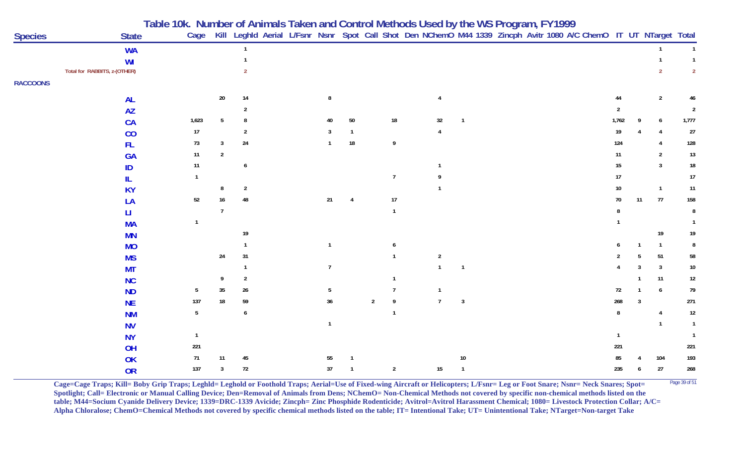# Table 10k. Number of Animals Taken and Control Methods Used by the WS Program, FY1999

| Species | State | Cage | Kill | Leghld | Aerial | L/Fsnr | Nsnr | Spot | Call | Shot | Den | NChemO | M44 | 1339 | Zincph | Avitr | 1080 | A/C | ChemO | IT | UT | NTarget | Total |
|---|---|---|---|---|---|---|---|---|---|---|---|---|---|---|---|---|---|---|---|---|---|---|---|
| | WA | | | 1 | | | | | | | | | | | | | | | | | | 1 | 1 |
| | WI | | | 1 | | | | | | | | | | | | | | | | | | 1 | 1 |
| Total for RABBITS, z-(OTHER) | | | | 2 | | | | | | | | | | | | | | | | | | 2 | 2 |
| RACCOONS | | | | | | | | | | | | | | | | | | | | | | | |
| | AL | | 20 | 14 | | | 8 | | | | | 4 | | | | | | | | 44 | | 2 | 46 |
| | AZ | | | 2 | | | | | | | | | | | | | | | | 2 | | | 2 |
| | CA | 1,623 | 5 | 8 | | | 40 | 50 | | 18 | | 32 | 1 | | | | | | | 1,762 | 9 | 6 | 1,777 |
| | CO | 17 | | 2 | | | 3 | 1 | | | | 4 | | | | | | | | 19 | 4 | 4 | 27 |
| | FL | 73 | 3 | 24 | | | 1 | 18 | | 9 | | | | | | | | | | 124 | | 4 | 128 |
| | GA | 11 | 2 | | | | | | | | | | | | | | | | | 11 | | 2 | 13 |
| | ID | 11 | | 6 | | | | | | | | 1 | | | | | | | | 15 | | 3 | 18 |
| | IL | 1 | | | | | | | | 7 | | 9 | | | | | | | | 17 | | | 17 |
| | KY | | 8 | 2 | | | | | | | | 1 | | | | | | | | 10 | | 1 | 11 |
| | LA | 52 | 16 | 48 | | | 21 | 4 | | 17 | | | | | | | | | | 70 | 11 | 77 | 158 |
| | LI | | 7 | | | | | | | 1 | | | | | | | | | | 8 | | | 8 |
| | MA | 1 | | | | | | | | | | | | | | | | | | 1 | | | 1 |
| | MN | | | 19 | | | | | | | | | | | | | | | | | | 19 | 19 |
| | MO | | | 1 | | | 1 | | | 6 | | | | | | | | | | 6 | 1 | 1 | 8 |
| | MS | | 24 | 31 | | | | | | 1 | | 2 | | | | | | | | 2 | 5 | 51 | 58 |
| | MT | | | 1 | | | 7 | | | | | 1 | 1 | | | | | | | 4 | 3 | 3 | 10 |
| | NC | | 9 | 2 | | | | | | 1 | | | | | | | | | | | 1 | 11 | 12 |
| | ND | 5 | 35 | 26 | | | 5 | | | 7 | | 1 | | | | | | | | 72 | 1 | 6 | 79 |
| | NE | 137 | 18 | 59 | | | 36 | | 2 | 9 | | 7 | 3 | | | | | | | 268 | 3 | | 271 |
| | NM | 5 | | 6 | | | | | | 1 | | | | | | | | | | 8 | | 4 | 12 |
| | NV | | | | | | 1 | | | | | | | | | | | | | | | 1 | 1 |
| | NY | 1 | | | | | | | | | | | | | | | | | | 1 | | | 1 |
| | OH | 221 | | | | | | | | | | | | | | | | | | 221 | | | 221 |
| | OK | 71 | 11 | 45 | | | 55 | 1 | | | | | 10 | | | | | | | 85 | 4 | 104 | 193 |
| | OR | 137 | 3 | 72 | | | 37 | 1 | | 2 | | 15 | 1 | | | | | | | 235 | 6 | 27 | 268 |

**Cage=Cage Traps; Kill= Boby Grip Traps; Leghld= Leghold or Foothold Traps; Aerial=Use of Fixed-wing Aircraft or Helicopters; L/Fsnr= Leg or Foot Snare; Nsnr= Neck Snares; Spot= Spotlight; Call= Electronic or Manual Calling Device; Den=Removal of Animals from Dens; NChemO= Non-Chemical Methods not covered by specific non-chemical methods listed on the table; M44=Socium Cyanide Delivery Device; 1339=DRC-1339 Avicide; Zincph= Zinc Phosphide Rodenticide; Avitrol=Avitrol Harassment Chemical; 1080= Livestock Protection Collar; A/C= Alpha Chloralose; ChemO=Chemical Methods not covered by specific chemical methods listed on the table; IT= Intentional Take; UT= Unintentional Take; NTarget=Non-target Take**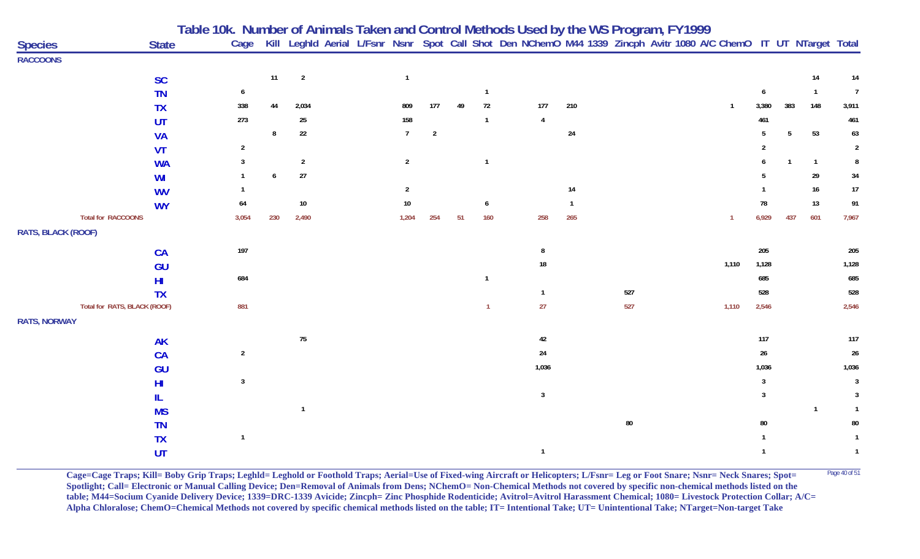# Table 10k. Number of Animals Taken and Control Methods Used by the WS Program, FY1999

| Species | State | Cage | Kill | Leghld | Aerial | L/Fsnr | Nsnr | Spot | Call | Shot | Den | NChemO | M44 | 1339 | Zincph | Avitr | 1080 | A/C | ChemO | IT | UT | NTarget | Total |
|---|---|---|---|---|---|---|---|---|---|---|---|---|---|---|---|---|---|---|---|---|---|---|---|
| **RACCOONS** | | | | | | | | | | | | | | | | | | | | | | | |
| | SC | | 11 | 2 | | | 1 | | | | | | | | | | | | | | | 14 | 14 |
| | TN | 6 | | | | | | | | 1 | | | | | | | | | | 6 | | 1 | 7 |
| | TX | 338 | 44 | 2,034 | | | 809 | 177 | 49 | 72 | | 177 | 210 | | | | | | 1 | 3,380 | 383 | 148 | 3,911 |
| | UT | 273 | | 25 | | | 158 | | | 1 | | 4 | | | | | | | | 461 | | | 461 |
| | VA | | 8 | 22 | | | 7 | 2 | | | | | 24 | | | | | | | 5 | 5 | 53 | 63 |
| | VT | 2 | | | | | | | | | | | | | | | | | | 2 | | | 2 |
| | WA | 3 | | 2 | | | 2 | | | 1 | | | | | | | | | | 6 | 1 | 1 | 8 |
| | WI | 1 | 6 | 27 | | | | | | | | | | | | | | | | 5 | | 29 | 34 |
| | WV | 1 | | | | | 2 | | | | | | 14 | | | | | | | 1 | | 16 | 17 |
| | WY | 64 | | 10 | | | 10 | | | 6 | | | 1 | | | | | | | 78 | | 13 | 91 |
| Total for RACCOONS | | 3,054 | 230 | 2,490 | | | 1,204 | 254 | 51 | 160 | | 258 | 265 | | | | | | 1 | 6,929 | 437 | 601 | 7,967 |
| **RATS, BLACK (ROOF)** | | | | | | | | | | | | | | | | | | | | | | | |
| | CA | 197 | | | | | | | | | | 8 | | | | | | | | 205 | | | 205 |
| | GU | | | | | | | | | | | 18 | | | | | | | 1,110 | 1,128 | | | 1,128 |
| | HI | 684 | | | | | | | | 1 | | | | | | | | | | 685 | | | 685 |
| | TX | | | | | | | | | | | 1 | | | 527 | | | | | 528 | | | 528 |
| Total for RATS, BLACK (ROOF) | | 881 | | | | | | | | 1 | | 27 | | | 527 | | | | 1,110 | 2,546 | | | 2,546 |
| **RATS, NORWAY** | | | | | | | | | | | | | | | | | | | | | | | |
| | AK | | | 75 | | | | | | | | 42 | | | | | | | | 117 | | | 117 |
| | CA | 2 | | | | | | | | | | 24 | | | | | | | | 26 | | | 26 |
| | GU | | | | | | | | | | | 1,036 | | | | | | | | 1,036 | | | 1,036 |
| | HI | 3 | | | | | | | | | | | | | | | | | | 3 | | | 3 |
| | IL | | | | | | | | | | | 3 | | | | | | | | 3 | | | 3 |
| | MS | | | 1 | | | | | | | | | | | | | | | | | | 1 | 1 |
| | TN | | | | | | | | | | | | | | 80 | | | | | 80 | | | 80 |
| | TX | 1 | | | | | | | | | | | | | | | | | | 1 | | | 1 |
| | UT | | | | | | | | | | | 1 | | | | | | | | 1 | | | 1 |

**Cage=Cage Traps; Kill= Boby Grip Traps; Leghld= Leghold or Foothold Traps; Aerial=Use of Fixed-wing Aircraft or Helicopters; L/Fsnr= Leg or Foot Snare; Nsnr= Neck Snares; Spot= Spotlight; Call= Electronic or Manual Calling Device; Den=Removal of Animals from Dens; NChemO= Non-Chemical Methods not covered by specific non-chemical methods listed on the table; M44=Socium Cyanide Delivery Device; 1339=DRC-1339 Avicide; Zincph= Zinc Phosphide Rodenticide; Avitrol=Avitrol Harassment Chemical; 1080= Livestock Protection Collar; A/C= Alpha Chloralose; ChemO=Chemical Methods not covered by specific chemical methods listed on the table; IT= Intentional Take; UT= Unintentional Take; NTarget=Non-target Take**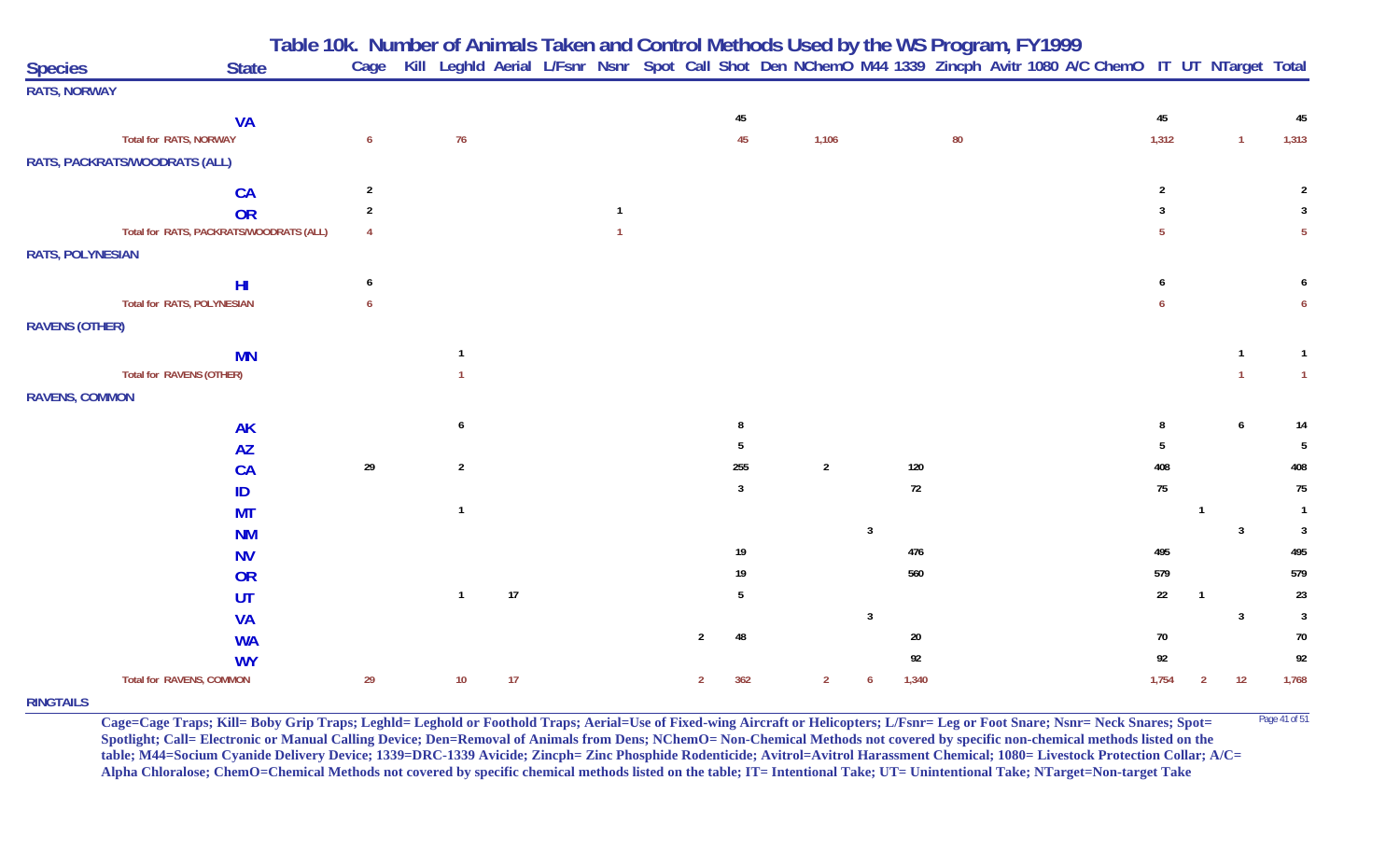# Table 10k. Number of Animals Taken and Control Methods Used by the WS Program, FY1999

| Species | State | Cage | Kill | Leghld | Aerial | L/Fsnr | Nsnr | Spot | Call | Shot | Den | NChemO | M44 | 1339 | Zincph | Avitr | 1080 | A/C | ChemO | IT | UT | NTarget | Total |
|---|---|---|---|---|---|---|---|---|---|---|---|---|---|---|---|---|---|---|---|---|---|---|---|
| **RATS, NORWAY** | | | | | | | | | | | | | | | | | | | | | | | |
| | VA | | | | | | | | | 45 | | | | | | | | | | 45 | | | 45 |
| Total for RATS, NORWAY | | 6 | | 76 | | | | | | 45 | | 1,106 | | | 80 | | | | | 1,312 | | 1 | 1,313 |
| **RATS, PACKRATS/WOODRATS (ALL)** | | | | | | | | | | | | | | | | | | | | | | | |
| | CA | 2 | | | | | | | | | | | | | | | | | | 2 | | | 2 |
| | OR | 2 | | | | | 1 | | | | | | | | | | | | | 3 | | | 3 |
| Total for RATS, PACKRATS/WOODRATS (ALL) | | 4 | | | | | 1 | | | | | | | | | | | | | 5 | | | 5 |
| **RATS, POLYNESIAN** | | | | | | | | | | | | | | | | | | | | | | | |
| | HI | 6 | | | | | | | | | | | | | | | | | | 6 | | | 6 |
| Total for RATS, POLYNESIAN | | 6 | | | | | | | | | | | | | | | | | | 6 | | | 6 |
| **RAVENS (OTHER)** | | | | | | | | | | | | | | | | | | | | | | | |
| | MN | | | 1 | | | | | | | | | | | | | | | | | | 1 | 1 |
| Total for RAVENS (OTHER) | | | | 1 | | | | | | | | | | | | | | | | | | 1 | 1 |
| **RAVENS, COMMON** | | | | | | | | | | | | | | | | | | | | | | | |
| | AK | | | 6 | | | | | | 8 | | | | | | | | | | 8 | | 6 | 14 |
| | AZ | | | | | | | | | 5 | | | | | | | | | | 5 | | | 5 |
| | CA | 29 | | 2 | | | | | | 255 | | 2 | | 120 | | | | | | 408 | | | 408 |
| | ID | | | | | | | | | 3 | | | | 72 | | | | | | 75 | | | 75 |
| | MT | | | 1 | | | | | | | | | | | | | | | | | 1 | | 1 |
| | NM | | | | | | | | | | | | 3 | | | | | | | | | 3 | 3 |
| | NV | | | | | | | | | 19 | | | | 476 | | | | | | 495 | | | 495 |
| | OR | | | | | | | | | 19 | | | | 560 | | | | | | 579 | | | 579 |
| | UT | | | 1 | 17 | | | | | 5 | | | | | | | | | | 22 | 1 | | 23 |
| | VA | | | | | | | | | | | | 3 | | | | | | | | | 3 | 3 |
| | WA | | | | | | | | 2 | 48 | | | | 20 | | | | | | 70 | | | 70 |
| | WY | | | | | | | | | | | | | 92 | | | | | | 92 | | | 92 |
| Total for RAVENS, COMMON | | 29 | | 10 | 17 | | | | 2 | 362 | | 2 | 6 | 1,340 | | | | | | 1,754 | 2 | 12 | 1,768 |
| **RINGTAILS** | | | | | | | | | | | | | | | | | | | | | | | |

Cage=Cage Traps; Kill= Boby Grip Traps; Leghld= Leghold or Foothold Traps; Aerial=Use of Fixed-wing Aircraft or Helicopters; L/Fsnr= Leg or Foot Snare; Nsnr= Neck Snares; Spot= Spotlight; Call= Electronic or Manual Calling Device; Den=Removal of Animals from Dens; NChemO= Non-Chemical Methods not covered by specific non-chemical methods listed on the table; M44=Socium Cyanide Delivery Device; 1339=DRC-1339 Avicide; Zincph= Zinc Phosphide Rodenticide; Avitrol=Avitrol Harassment Chemical; 1080= Livestock Protection Collar; A/C= Alpha Chloralose; ChemO=Chemical Methods not covered by specific chemical methods listed on the table; IT= Intentional Take; UT= Unintentional Take; NTarget=Non-target Take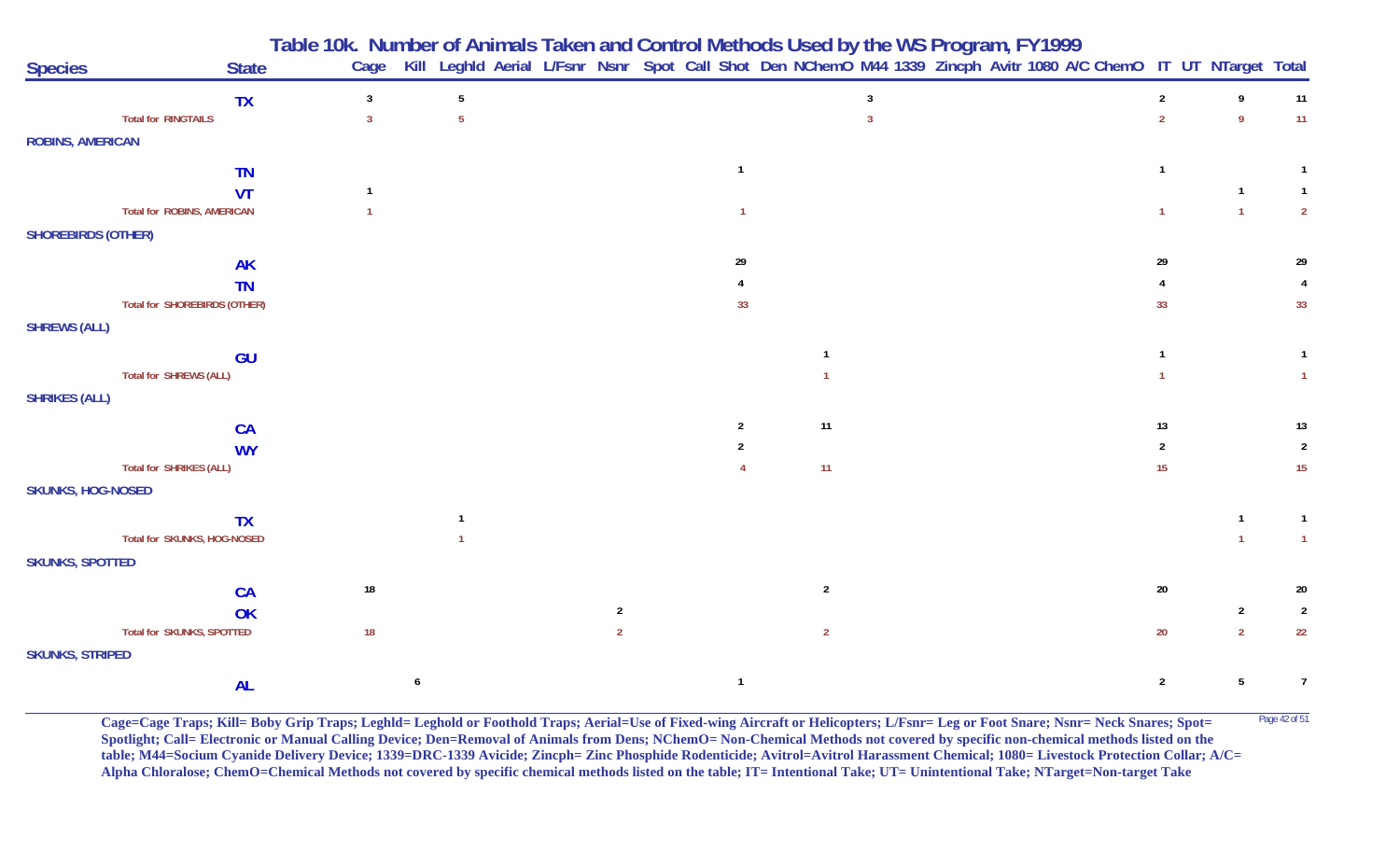# Table 10k. Number of Animals Taken and Control Methods Used by the WS Program, FY1999

| Species | State | Cage | Kill | Leghld | Aerial | L/Fsnr | Nsnr | Spot | Call | Shot | Den | NChemO | M44 | 1339 | Zincph | Avitr | 1080 | A/C | ChemO | IT | UT | NTarget | Total |
|---|---|---|---|---|---|---|---|---|---|---|---|---|---|---|---|---|---|---|---|---|---|---|---|
| | TX | 3 | | 5 | | | | | | | | | 3 | | | | | | | 2 | | 9 | 11 |
| Total for RINGTAILS | | 3 | | 5 | | | | | | | | | 3 | | | | | | | 2 | | 9 | 11 |
| **ROBINS, AMERICAN** | | | | | | | | | | | | | | | | | | | | | | | |
| | TN | | | | | | | | | 1 | | | | | | | | | | 1 | | | 1 |
| | VT | 1 | | | | | | | | | | | | | | | | | | | | 1 | 1 |
| Total for ROBINS, AMERICAN | | 1 | | | | | | | | 1 | | | | | | | | | | 1 | | 1 | 2 |
| **SHOREBIRDS (OTHER)** | | | | | | | | | | | | | | | | | | | | | | | |
| | AK | | | | | | | | | 29 | | | | | | | | | | 29 | | | 29 |
| | TN | | | | | | | | | 4 | | | | | | | | | | 4 | | | 4 |
| Total for SHOREBIRDS (OTHER) | | | | | | | | | | 33 | | | | | | | | | | 33 | | | 33 |
| **SHREWS (ALL)** | | | | | | | | | | | | | | | | | | | | | | | |
| | GU | | | | | | | | | | | 1 | | | | | | | | 1 | | | 1 |
| Total for SHREWS (ALL) | | | | | | | | | | | | 1 | | | | | | | | 1 | | | 1 |
| **SHRIKES (ALL)** | | | | | | | | | | | | | | | | | | | | | | | |
| | CA | | | | | | | | | 2 | | 11 | | | | | | | | 13 | | | 13 |
| | WY | | | | | | | | | 2 | | | | | | | | | | 2 | | | 2 |
| Total for SHRIKES (ALL) | | | | | | | | | | 4 | | 11 | | | | | | | | 15 | | | 15 |
| **SKUNKS, HOG-NOSED** | | | | | | | | | | | | | | | | | | | | | | | |
| | TX | | | 1 | | | | | | | | | | | | | | | | | | 1 | 1 |
| Total for SKUNKS, HOG-NOSED | | | | 1 | | | | | | | | | | | | | | | | | | 1 | 1 |
| **SKUNKS, SPOTTED** | | | | | | | | | | | | | | | | | | | | | | | |
| | CA | 18 | | | | | | | | | | 2 | | | | | | | | 20 | | | 20 |
| | OK | | | | | | 2 | | | | | | | | | | | | | | | 2 | 2 |
| Total for SKUNKS, SPOTTED | | 18 | | | | | 2 | | | | | 2 | | | | | | | | 20 | | 2 | 22 |
| **SKUNKS, STRIPED** | | | | | | | | | | | | | | | | | | | | | | | |
| | AL | | 6 | | | | | | | 1 | | | | | | | | | | 2 | | 5 | 7 |

**Cage=Cage Traps; Kill= Boby Grip Traps; Leghld= Leghold or Foothold Traps; Aerial=Use of Fixed-wing Aircraft or Helicopters; L/Fsnr= Leg or Foot Snare; Nsnr= Neck Snares; Spot= Spotlight; Call= Electronic or Manual Calling Device; Den=Removal of Animals from Dens; NChemO= Non-Chemical Methods not covered by specific non-chemical methods listed on the table; M44=Socium Cyanide Delivery Device; 1339=DRC-1339 Avicide; Zincph= Zinc Phosphide Rodenticide; Avitrol=Avitrol Harassment Chemical; 1080= Livestock Protection Collar; A/C= Alpha Chloralose; ChemO=Chemical Methods not covered by specific chemical methods listed on the table; IT= Intentional Take; UT= Unintentional Take; NTarget=Non-target Take**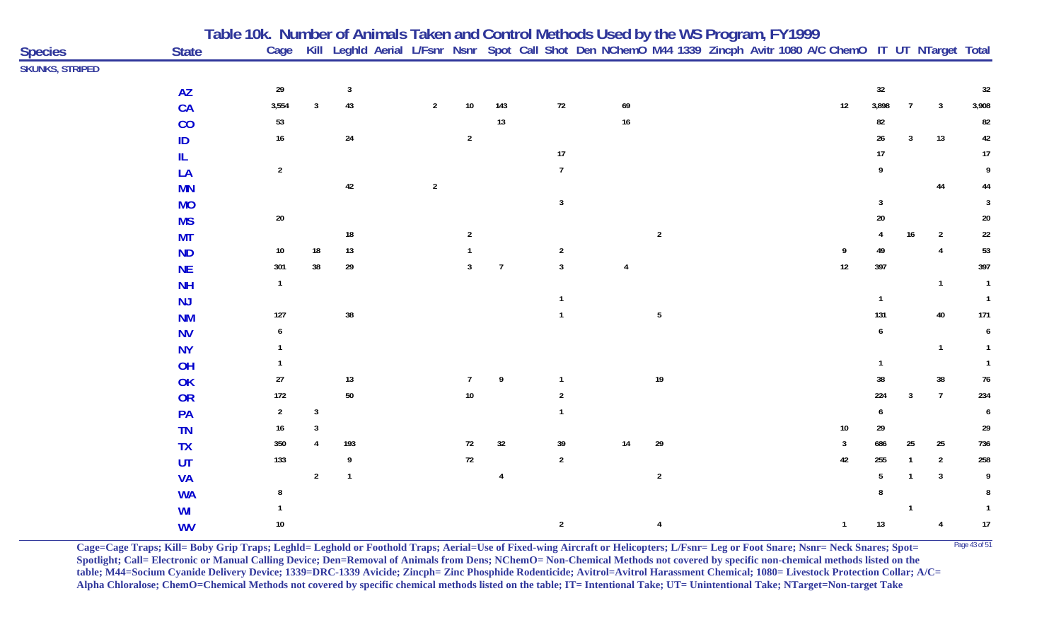# Table 10k. Number of Animals Taken and Control Methods Used by the WS Program, FY1999

| Species | State | Cage | Kill | LeghId | Aerial | L/Fsnr | Nsnr | Spot | Call | Shot | Den | NChemO | M44 | 1339 | Zincph | Avitr | 1080 | A/C | ChemO | IT | UT | NTarget | Total |
|---|---|---|---|---|---|---|---|---|---|---|---|---|---|---|---|---|---|---|---|---|---|---|---|
| SKUNKS, STRIPED | | | | | | | | | | | | | | | | | | | | | | | |
| | AZ | 29 | | 3 | | | | | | | | | | | | | | | | 32 | | | 32 |
| | CA | 3,554 | 3 | 43 | | 2 | 10 | 143 | | 72 | | 69 | | | | | | | 12 | 3,898 | 7 | 3 | 3,908 |
| | CO | 53 | | | | | | 13 | | | | 16 | | | | | | | | 82 | | | 82 |
| | ID | 16 | | 24 | | | 2 | | | | | | | | | | | | | 26 | 3 | 13 | 42 |
| | IL | | | | | | | | | 17 | | | | | | | | | | 17 | | | 17 |
| | LA | 2 | | | | | | | | 7 | | | | | | | | | | 9 | | | 9 |
| | MN | | | 42 | | 2 | | | | | | | | | | | | | | | | 44 | 44 |
| | MO | | | | | | | | | 3 | | | | | | | | | | 3 | | | 3 |
| | MS | 20 | | | | | | | | | | | | | | | | | | 20 | | | 20 |
| | MT | | | 18 | | | 2 | | | | | | 2 | | | | | | | 4 | 16 | 2 | 22 |
| | ND | 10 | 18 | 13 | | | 1 | | | 2 | | | | | | | | | 9 | 49 | | 4 | 53 |
| | NE | 301 | 38 | 29 | | | 3 | 7 | | 3 | | 4 | | | | | | | 12 | 397 | | | 397 |
| | NH | 1 | | | | | | | | | | | | | | | | | | | | 1 | 1 |
| | NJ | | | | | | | | | 1 | | | | | | | | | | 1 | | | 1 |
| | NM | 127 | | 38 | | | | | | 1 | | | 5 | | | | | | | 131 | | 40 | 171 |
| | NV | 6 | | | | | | | | | | | | | | | | | | 6 | | | 6 |
| | NY | 1 | | | | | | | | | | | | | | | | | | | | 1 | 1 |
| | OH | 1 | | | | | | | | | | | | | | | | | | 1 | | | 1 |
| | OK | 27 | | 13 | | | 7 | 9 | | 1 | | | 19 | | | | | | | 38 | | 38 | 76 |
| | OR | 172 | | 50 | | | 10 | | | 2 | | | | | | | | | | 224 | 3 | 7 | 234 |
| | PA | 2 | 3 | | | | | | | 1 | | | | | | | | | | 6 | | | 6 |
| | TN | 16 | 3 | | | | | | | | | | | | | | | | 10 | 29 | | | 29 |
| | TX | 350 | 4 | 193 | | | 72 | 32 | | 39 | | 14 | 29 | | | | | | 3 | 686 | 25 | 25 | 736 |
| | UT | 133 | | 9 | | | 72 | | | 2 | | | | | | | | | 42 | 255 | 1 | 2 | 258 |
| | VA | | 2 | 1 | | | | 4 | | | | | 2 | | | | | | | 5 | 1 | 3 | 9 |
| | WA | 8 | | | | | | | | | | | | | | | | | | 8 | | | 8 |
| | WI | 1 | | | | | | | | | | | | | | | | | | | 1 | | 1 |
| | WV | 10 | | | | | | | | 2 | | | 4 | | | | | | 1 | 13 | | 4 | 17 |

**Cage=Cage Traps; Kill= Boby Grip Traps; Leghld= Leghold or Foothold Traps; Aerial=Use of Fixed-wing Aircraft or Helicopters; L/Fsnr= Leg or Foot Snare; Nsnr= Neck Snares; Spot= Spotlight; Call= Electronic or Manual Calling Device; Den=Removal of Animals from Dens; NChemO= Non-Chemical Methods not covered by specific non-chemical methods listed on the table; M44=Socium Cyanide Delivery Device; 1339=DRC-1339 Avicide; Zincph= Zinc Phosphide Rodenticide; Avitrol=Avitrol Harassment Chemical; 1080= Livestock Protection Collar; A/C= Alpha Chloralose; ChemO=Chemical Methods not covered by specific chemical methods listed on the table; IT= Intentional Take; UT= Unintentional Take; NTarget=Non-target Take**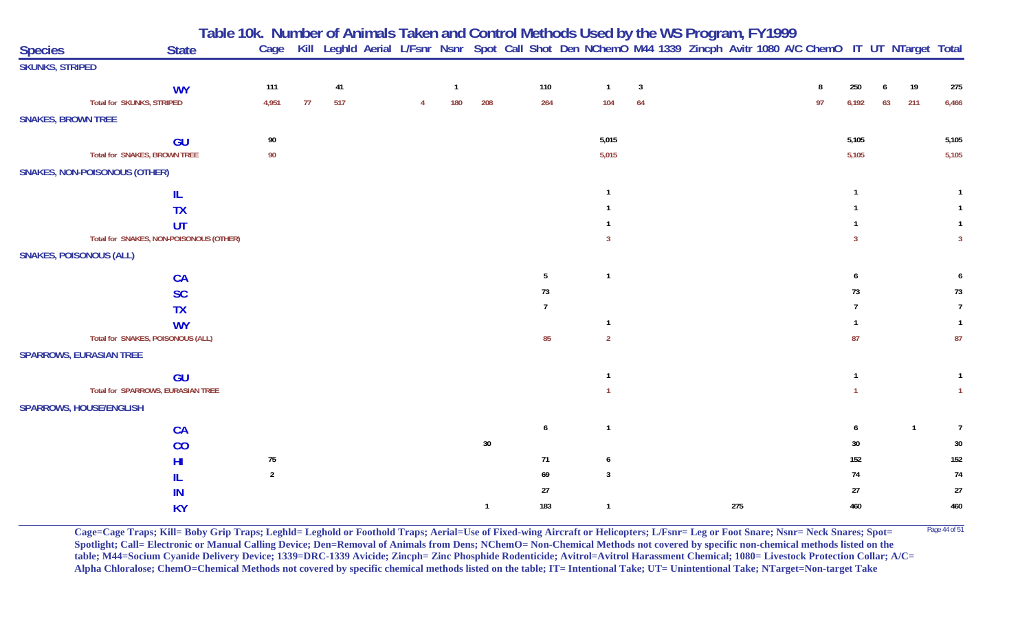# Table 10k. Number of Animals Taken and Control Methods Used by the WS Program, FY1999

| Species | State | Cage | Kill | Leghld | Aerial | L/Fsnr | Nsnr | Spot | Call | Shot | Den | NChemO | M44 | 1339 | Zincph | Avitr | 1080 | A/C | ChemO | IT | UT | NTarget | Total |
|---|---|---|---|---|---|---|---|---|---|---|---|---|---|---|---|---|---|---|---|---|---|---|---|
| **SKUNKS, STRIPED** | | | | | | | | | | | | | | | | | | | | | | | |
| | WY | 111 | | 41 | | | 1 | | | 110 | | 1 | 3 | | | | | | 8 | 250 | 6 | 19 | 275 |
| Total for SKUNKS, STRIPED | | 4,951 | 77 | 517 | | 4 | 180 | 208 | | 264 | | 104 | 64 | | | | | | 97 | 6,192 | 63 | 211 | 6,466 |
| **SNAKES, BROWN TREE** | | | | | | | | | | | | | | | | | | | | | | | |
| | GU | 90 | | | | | | | | | | 5,015 | | | | | | | | 5,105 | | | 5,105 |
| Total for SNAKES, BROWN TREE | | 90 | | | | | | | | | | 5,015 | | | | | | | | 5,105 | | | 5,105 |
| **SNAKES, NON-POISONOUS (OTHER)** | | | | | | | | | | | | | | | | | | | | | | | |
| | IL | | | | | | | | | | | 1 | | | | | | | | 1 | | | 1 |
| | TX | | | | | | | | | | | 1 | | | | | | | | 1 | | | 1 |
| | UT | | | | | | | | | | | 1 | | | | | | | | 1 | | | 1 |
| Total for SNAKES, NON-POISONOUS (OTHER) | | | | | | | | | | | | 3 | | | | | | | | 3 | | | 3 |
| **SNAKES, POISONOUS (ALL)** | | | | | | | | | | | | | | | | | | | | | | | |
| | CA | | | | | | | | | 5 | | 1 | | | | | | | | 6 | | | 6 |
| | SC | | | | | | | | | 73 | | | | | | | | | | 73 | | | 73 |
| | TX | | | | | | | | | 7 | | | | | | | | | | 7 | | | 7 |
| | WY | | | | | | | | | | | 1 | | | | | | | | 1 | | | 1 |
| Total for SNAKES, POISONOUS (ALL) | | | | | | | | | | 85 | | 2 | | | | | | | | 87 | | | 87 |
| **SPARROWS, EURASIAN TREE** | | | | | | | | | | | | | | | | | | | | | | | |
| | GU | | | | | | | | | | | 1 | | | | | | | | 1 | | | 1 |
| Total for SPARROWS, EURASIAN TREE | | | | | | | | | | | | 1 | | | | | | | | 1 | | | 1 |
| **SPARROWS, HOUSE/ENGLISH** | | | | | | | | | | | | | | | | | | | | | | | |
| | CA | | | | | | | | | 6 | | 1 | | | | | | | | 6 | | 1 | 7 |
| | CO | | | | | | | 30 | | | | | | | | | | | | 30 | | | 30 |
| | HI | 75 | | | | | | | | 71 | | 6 | | | | | | | | 152 | | | 152 |
| | IL | 2 | | | | | | | | 69 | | 3 | | | | | | | | 74 | | | 74 |
| | IN | | | | | | | | | 27 | | | | | | | | | | 27 | | | 27 |
| | KY | | | | | | | 1 | | 183 | | 1 | | | | 275 | | | | 460 | | | 460 |

**Cage=Cage Traps; Kill= Boby Grip Traps; Leghld= Leghold or Foothold Traps; Aerial=Use of Fixed-wing Aircraft or Helicopters; L/Fsnr= Leg or Foot Snare; Nsnr= Neck Snares; Spot= Spotlight; Call= Electronic or Manual Calling Device; Den=Removal of Animals from Dens; NChemO= Non-Chemical Methods not covered by specific non-chemical methods listed on the table; M44=Socium Cyanide Delivery Device; 1339=DRC-1339 Avicide; Zincph= Zinc Phosphide Rodenticide; Avitrol=Avitrol Harassment Chemical; 1080= Livestock Protection Collar; A/C= Alpha Chloralose; ChemO=Chemical Methods not covered by specific chemical methods listed on the table; IT= Intentional Take; UT= Unintentional Take; NTarget=Non-target Take**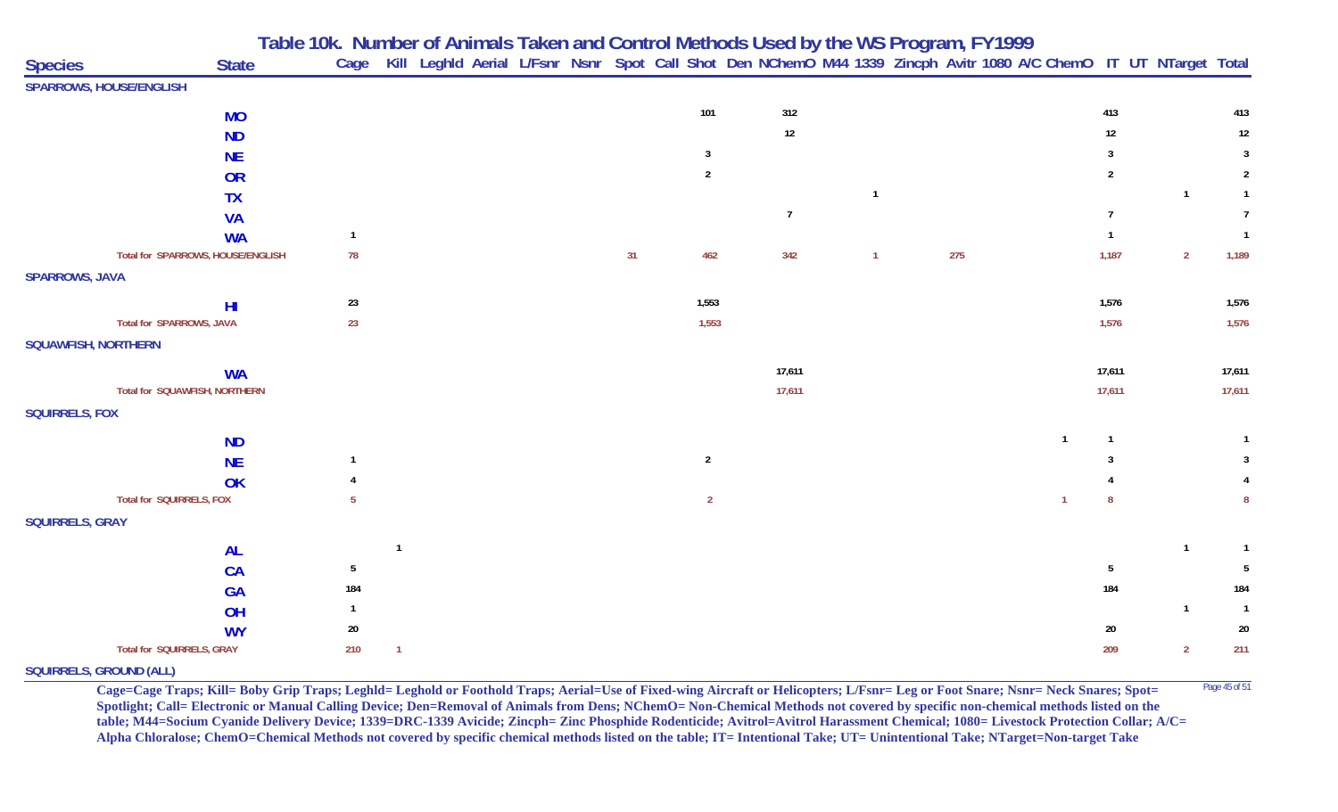## Table 10k. Number of Animals Taken and Control Methods Used by the WS Program, FY1999

| Species | State | Cage | Kill | Leghld | Aerial | L/Fsnr | Nsnr | Spot | Call | Shot | Den | NChemO | M44 | 1339 | Zincph | Avitr | 1080 | A/C | ChemO | IT | UT | NTarget | Total |
|---|---|---|---|---|---|---|---|---|---|---|---|---|---|---|---|---|---|---|---|---|---|---|---|
| SPARROWS, HOUSE/ENGLISH | | | | | | | | | | | | | | | | | | | | | | | |
| | MO | | | | | | | | | 101 | | 312 | | | | | | | | 413 | | | 413 |
| | ND | | | | | | | | | | | 12 | | | | | | | | 12 | | | 12 |
| | NE | | | | | | | | | 3 | | | | | | | | | | 3 | | | 3 |
| | OR | | | | | | | | | 2 | | | | | | | | | | 2 | | | 2 |
| | TX | | | | | | | | | | | | | 1 | | | | | | | | 1 | 1 |
| | VA | | | | | | | | | | | 7 | | | | | | | | 7 | | | 7 |
| | WA | 1 | | | | | | | | | | | | | | | | | | 1 | | | 1 |
| Total for SPARROWS, HOUSE/ENGLISH | | 78 | | | | | | 31 | | 462 | | 342 | | 1 | | 275 | | | | 1,187 | | 2 | 1,189 |
| SPARROWS, JAVA | | | | | | | | | | | | | | | | | | | | | | | |
| | HI | 23 | | | | | | | | 1,553 | | | | | | | | | | 1,576 | | | 1,576 |
| Total for SPARROWS, JAVA | | 23 | | | | | | | | 1,553 | | | | | | | | | | 1,576 | | | 1,576 |
| SQUAWFISH, NORTHERN | | | | | | | | | | | | | | | | | | | | | | | |
| | WA | | | | | | | | | | | 17,611 | | | | | | | | 17,611 | | | 17,611 |
| Total for SQUAWFISH, NORTHERN | | | | | | | | | | | | 17,611 | | | | | | | | 17,611 | | | 17,611 |
| SQUIRRELS, FOX | | | | | | | | | | | | | | | | | | | | | | | |
| | ND | | | | | | | | | | | | | | | | | | 1 | 1 | | | 1 |
| | NE | 1 | | | | | | | | 2 | | | | | | | | | | 3 | | | 3 |
| | OK | 4 | | | | | | | | | | | | | | | | | | 4 | | | 4 |
| Total for SQUIRRELS, FOX | | 5 | | | | | | | | 2 | | | | | | | | | 1 | 8 | | | 8 |
| SQUIRRELS, GRAY | | | | | | | | | | | | | | | | | | | | | | | |
| | AL | | 1 | | | | | | | | | | | | | | | | | | | 1 | 1 |
| | CA | 5 | | | | | | | | | | | | | | | | | | 5 | | | 5 |
| | GA | 184 | | | | | | | | | | | | | | | | | | 184 | | | 184 |
| | OH | 1 | | | | | | | | | | | | | | | | | | | | 1 | 1 |
| | WY | 20 | | | | | | | | | | | | | | | | | | 20 | | | 20 |
| Total for SQUIRRELS, GRAY | | 210 | 1 | | | | | | | | | | | | | | | | | 209 | | 2 | 211 |
| SQUIRRELS, GROUND (ALL) | | | | | | | | | | | | | | | | | | | | | | | |

**Cage=Cage Traps; Kill= Boby Grip Traps; Leghld= Leghold or Foothold Traps; Aerial=Use of Fixed-wing Aircraft or Helicopters; L/Fsnr= Leg or Foot Snare; Nsnr= Neck Snares; Spot= Spotlight; Call= Electronic or Manual Calling Device; Den=Removal of Animals from Dens; NChemO= Non-Chemical Methods not covered by specific non-chemical methods listed on the table; M44=Socium Cyanide Delivery Device; 1339=DRC-1339 Avicide; Zincph= Zinc Phosphide Rodenticide; Avitrol=Avitrol Harassment Chemical; 1080= Livestock Protection Collar; A/C= Alpha Chloralose; ChemO=Chemical Methods not covered by specific chemical methods listed on the table; IT= Intentional Take; UT= Unintentional Take; NTarget=Non-target Take**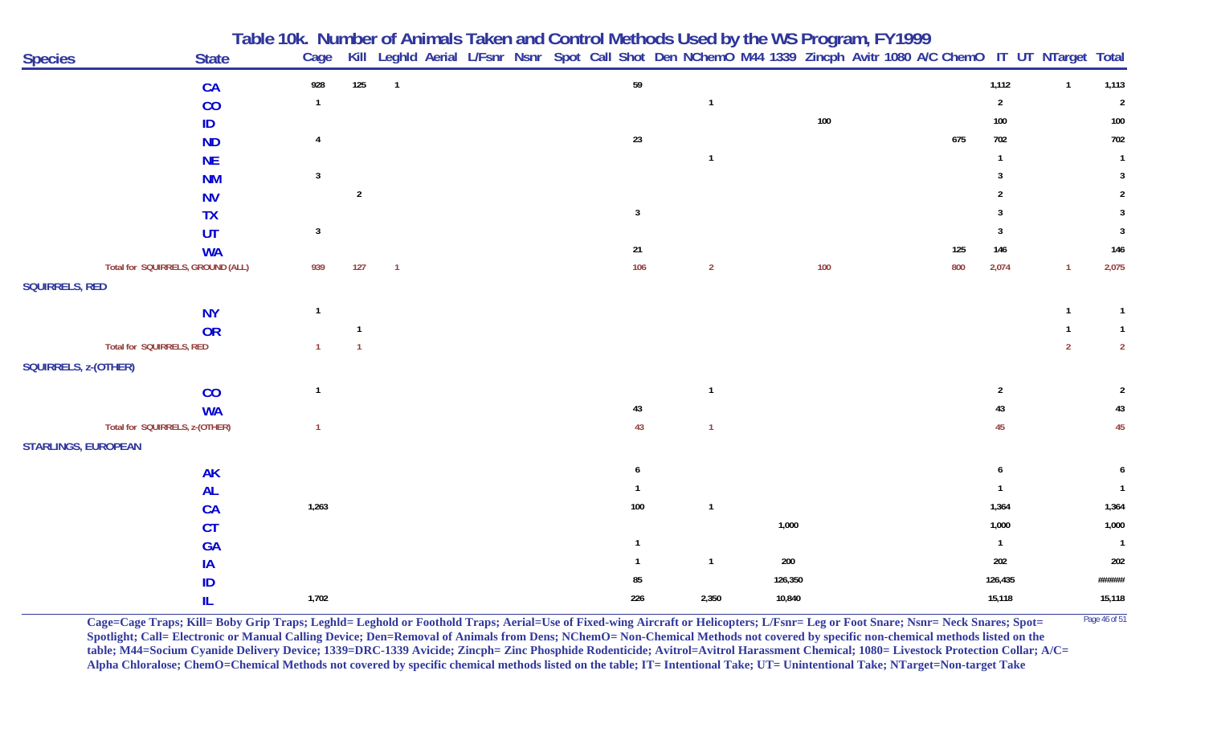# Table 10k. Number of Animals Taken and Control Methods Used by the WS Program, FY1999

| Species | State | Cage | Kill | Leghld | Aerial | L/Fsnr | Nsnr | Spot | Call | Shot | Den | NChemO | M44 | 1339 | Zincph | Avitr | 1080 | A/C | ChemO | IT | UT | NTarget | Total |
|---|---|---|---|---|---|---|---|---|---|---|---|---|---|---|---|---|---|---|---|---|---|---|---|
| | CA | 928 | 125 | 1 | | | | | | 59 | | | | | | | | | | 1,112 | | 1 | 1,113 |
| | CO | 1 | | | | | | | | | | 1 | | | | | | | | 2 | | | 2 |
| | ID | | | | | | | | | | | | | | 100 | | | | | 100 | | | 100 |
| | ND | 4 | | | | | | | | 23 | | | | | | | | | 675 | 702 | | | 702 |
| | NE | | | | | | | | | | | 1 | | | | | | | | 1 | | | 1 |
| | NM | 3 | | | | | | | | | | | | | | | | | | 3 | | | 3 |
| | NV | | 2 | | | | | | | | | | | | | | | | | 2 | | | 2 |
| | TX | | | | | | | | | 3 | | | | | | | | | | 3 | | | 3 |
| | UT | 3 | | | | | | | | | | | | | | | | | | 3 | | | 3 |
| | WA | | | | | | | | | 21 | | | | | | | | | 125 | 146 | | | 146 |
| Total for SQUIRRELS, GROUND (ALL) | | 939 | 127 | 1 | | | | | | 106 | | 2 | | | 100 | | | | 800 | 2,074 | | 1 | 2,075 |
| SQUIRRELS, RED | | | | | | | | | | | | | | | | | | | | | | | |
| | NY | 1 | | | | | | | | | | | | | | | | | | | | 1 | 1 |
| | OR | | 1 | | | | | | | | | | | | | | | | | | | 1 | 1 |
| Total for SQUIRRELS, RED | | 1 | 1 | | | | | | | | | | | | | | | | | | | 2 | 2 |
| SQUIRRELS, z-(OTHER) | | | | | | | | | | | | | | | | | | | | | | | |
| | CO | 1 | | | | | | | | | | 1 | | | | | | | | 2 | | | 2 |
| | WA | | | | | | | | | 43 | | | | | | | | | | 43 | | | 43 |
| Total for SQUIRRELS, z-(OTHER) | | 1 | | | | | | | | 43 | | 1 | | | | | | | | 45 | | | 45 |
| STARLINGS, EUROPEAN | | | | | | | | | | | | | | | | | | | | | | | |
| | AK | | | | | | | | | 6 | | | | | | | | | | 6 | | | 6 |
| | AL | | | | | | | | | 1 | | | | | | | | | | 1 | | | 1 |
| | CA | 1,263 | | | | | | | | 100 | | 1 | | | | | | | | 1,364 | | | 1,364 |
| | CT | | | | | | | | | | | | | 1,000 | | | | | | 1,000 | | | 1,000 |
| | GA | | | | | | | | | 1 | | | | | | | | | | 1 | | | 1 |
| | IA | | | | | | | | | 1 | | 1 | | 200 | | | | | | 202 | | | 202 |
| | ID | | | | | | | | | 85 | | | | 126,350 | | | | | | 126,435 | | | ###### |
| | IL | 1,702 | | | | | | | | 226 | | 2,350 | | 10,840 | | | | | | 15,118 | | | 15,118 |

**Cage=Cage Traps; Kill= Boby Grip Traps; Leghld= Leghold or Foothold Traps; Aerial=Use of Fixed-wing Aircraft or Helicopters; L/Fsnr= Leg or Foot Snare; Nsnr= Neck Snares; Spot= Spotlight; Call= Electronic or Manual Calling Device; Den=Removal of Animals from Dens; NChemO= Non-Chemical Methods not covered by specific non-chemical methods listed on the table; M44=Socium Cyanide Delivery Device; 1339=DRC-1339 Avicide; Zincph= Zinc Phosphide Rodenticide; Avitrol=Avitrol Harassment Chemical; 1080= Livestock Protection Collar; A/C= Alpha Chloralose; ChemO=Chemical Methods not covered by specific chemical methods listed on the table; IT= Intentional Take; UT= Unintentional Take; NTarget=Non-target Take**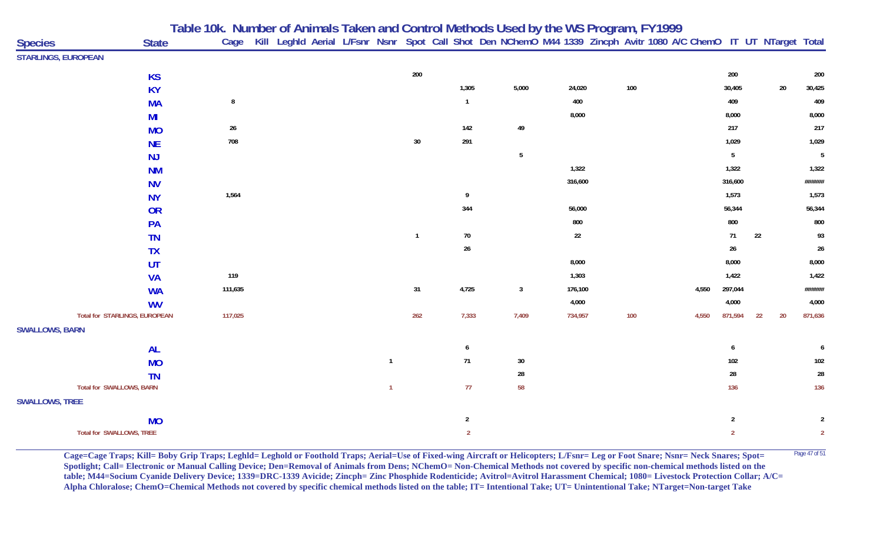# Table 10k. Number of Animals Taken and Control Methods Used by the WS Program, FY1999

| Species | State | Cage | Kill | Leghld | Aerial | L/Fsnr | Nsnr | Spot | Call | Shot | Den | NChemO | M44 | 1339 | Zincph | Avitr | 1080 | A/C | ChemO | IT | UT | NTarget | Total |
|---|---|---|---|---|---|---|---|---|---|---|---|---|---|---|---|---|---|---|---|---|---|---|---|
| STARLINGS, EUROPEAN | | | | | | | | | | | | | | | | | | | | | | | |
| | KS | | | | | | | 200 | | | | | | | | | | | | 200 | | | 200 |
| | KY | | | | | | | | | 1,305 | | 5,000 | | 24,020 | | 100 | | | | 30,405 | | 20 | 30,425 |
| | MA | 8 | | | | | | | | 1 | | | | 400 | | | | | | 409 | | | 409 |
| | MI | | | | | | | | | | | | | 8,000 | | | | | | 8,000 | | | 8,000 |
| | MO | 26 | | | | | | | | 142 | | 49 | | | | | | | | 217 | | | 217 |
| | NE | 708 | | | | | | 30 | | 291 | | | | | | | | | | 1,029 | | | 1,029 |
| | NJ | | | | | | | | | | | 5 | | | | | | | | 5 | | | 5 |
| | NM | | | | | | | | | | | | | 1,322 | | | | | | 1,322 | | | 1,322 |
| | NV | | | | | | | | | | | | | 316,600 | | | | | | 316,600 | | | ####### |
| | NY | 1,564 | | | | | | | | 9 | | | | | | | | | | 1,573 | | | 1,573 |
| | OR | | | | | | | | | 344 | | | | 56,000 | | | | | | 56,344 | | | 56,344 |
| | PA | | | | | | | | | | | | | 800 | | | | | | 800 | | | 800 |
| | TN | | | | | | | 1 | | 70 | | | | 22 | | | | | | 71 | 22 | | 93 |
| | TX | | | | | | | | | 26 | | | | | | | | | | 26 | | | 26 |
| | UT | | | | | | | | | | | | | 8,000 | | | | | | 8,000 | | | 8,000 |
| | VA | 119 | | | | | | | | | | | | 1,303 | | | | | | 1,422 | | | 1,422 |
| | WA | 111,635 | | | | | | 31 | | 4,725 | | 3 | | 176,100 | | | | | 4,550 | 297,044 | | | ####### |
| | WV | | | | | | | | | | | | | 4,000 | | | | | | 4,000 | | | 4,000 |
| Total for STARLINGS, EUROPEAN | | 117,025 | | | | | | 262 | | 7,333 | | 7,409 | | 734,957 | | 100 | | | 4,550 | 871,594 | 22 | 20 | 871,636 |
| SWALLOWS, BARN | | | | | | | | | | | | | | | | | | | | | | | |
| | AL | | | | | | | | | 6 | | | | | | | | | | 6 | | | 6 |
| | MO | | | | | | 1 | | | 71 | | 30 | | | | | | | | 102 | | | 102 |
| | TN | | | | | | | | | | | 28 | | | | | | | | 28 | | | 28 |
| Total for SWALLOWS, BARN | | | | | | | 1 | | | 77 | | 58 | | | | | | | | 136 | | | 136 |
| SWALLOWS, TREE | | | | | | | | | | | | | | | | | | | | | | | |
| | MO | | | | | | | | | 2 | | | | | | | | | | 2 | | | 2 |
| Total for SWALLOWS, TREE | | | | | | | | | | 2 | | | | | | | | | | 2 | | | 2 |

**Cage=Cage Traps; Kill= Boby Grip Traps; Leghld= Leghold or Foothold Traps; Aerial=Use of Fixed-wing Aircraft or Helicopters; L/Fsnr= Leg or Foot Snare; Nsnr= Neck Snares; Spot= Spotlight; Call= Electronic or Manual Calling Device; Den=Removal of Animals from Dens; NChemO= Non-Chemical Methods not covered by specific non-chemical methods listed on the table; M44=Socium Cyanide Delivery Device; 1339=DRC-1339 Avicide; Zincph= Zinc Phosphide Rodenticide; Avitrol=Avitrol Harassment Chemical; 1080= Livestock Protection Collar; A/C= Alpha Chloralose; ChemO=Chemical Methods not covered by specific chemical methods listed on the table; IT= Intentional Take; UT= Unintentional Take; NTarget=Non-target Take**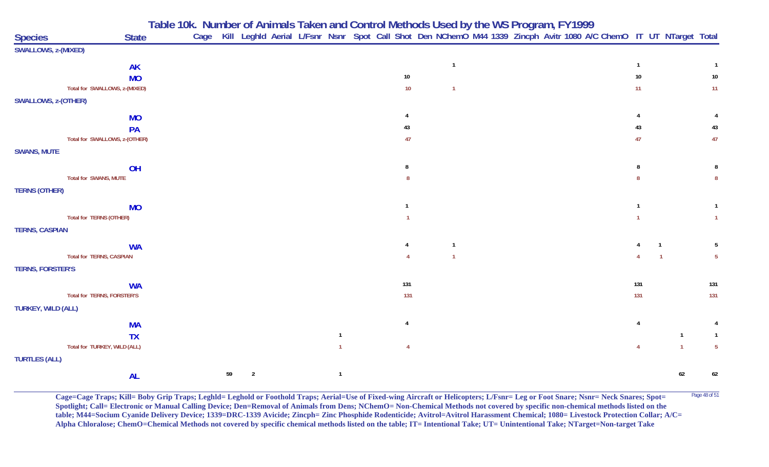## Table 10k. Number of Animals Taken and Control Methods Used by the WS Program, FY1999

| Species | State | Cage | Kill | Leghld | Aerial | L/Fsnr | Nsnr | Spot | Call | Shot | Den | NChemO | M44 | 1339 | Zincph | Avitr | 1080 | A/C | ChemO | IT | UT | NTarget | Total |
|---|---|---|---|---|---|---|---|---|---|---|---|---|---|---|---|---|---|---|---|---|---|---|---|
| **SWALLOWS, z-(MIXED)** | | | | | | | | | | | | | | | | | | | | | | | |
| | AK | | | | | | | | | | | 1 | | | | | | | | 1 | | | 1 |
| | MO | | | | | | | | | 10 | | | | | | | | | | 10 | | | 10 |
| Total for SWALLOWS, z-(MIXED) | | | | | | | | | | 10 | | 1 | | | | | | | | 11 | | | 11 |
| **SWALLOWS, z-(OTHER)** | | | | | | | | | | | | | | | | | | | | | | | |
| | MO | | | | | | | | | 4 | | | | | | | | | | 4 | | | 4 |
| | PA | | | | | | | | | 43 | | | | | | | | | | 43 | | | 43 |
| Total for SWALLOWS, z-(OTHER) | | | | | | | | | | 47 | | | | | | | | | | 47 | | | 47 |
| **SWANS, MUTE** | | | | | | | | | | | | | | | | | | | | | | | |
| | OH | | | | | | | | | 8 | | | | | | | | | | 8 | | | 8 |
| Total for SWANS, MUTE | | | | | | | | | | 8 | | | | | | | | | | 8 | | | 8 |
| **TERNS (OTHER)** | | | | | | | | | | | | | | | | | | | | | | | |
| | MO | | | | | | | | | 1 | | | | | | | | | | 1 | | | 1 |
| Total for TERNS (OTHER) | | | | | | | | | | 1 | | | | | | | | | | 1 | | | 1 |
| **TERNS, CASPIAN** | | | | | | | | | | | | | | | | | | | | | | | |
| | WA | | | | | | | | | 4 | | 1 | | | | | | | | 4 | 1 | | 5 |
| Total for TERNS, CASPIAN | | | | | | | | | | 4 | | 1 | | | | | | | | 4 | 1 | | 5 |
| **TERNS, FORSTER'S** | | | | | | | | | | | | | | | | | | | | | | | |
| | WA | | | | | | | | | 131 | | | | | | | | | | 131 | | | 131 |
| Total for TERNS, FORSTER'S | | | | | | | | | | 131 | | | | | | | | | | 131 | | | 131 |
| **TURKEY, WILD (ALL)** | | | | | | | | | | | | | | | | | | | | | | | |
| | MA | | | | | | | | | 4 | | | | | | | | | | 4 | | | 4 |
| | TX | | | | | | 1 | | | | | | | | | | | | | | | 1 | 1 |
| Total for TURKEY, WILD (ALL) | | | | | | | 1 | | | 4 | | | | | | | | | | 4 | | 1 | 5 |
| **TURTLES (ALL)** | | | | | | | | | | | | | | | | | | | | | | | |
| | AL | | 59 | 2 | | | 1 | | | | | | | | | | | | | | | 62 | 62 |

Cage=Cage Traps; Kill= Boby Grip Traps; Leghld= Leghold or Foothold Traps; Aerial=Use of Fixed-wing Aircraft or Helicopters; L/Fsnr= Leg or Foot Snare; Nsnr= Neck Snares; Spot= Spotlight; Call= Electronic or Manual Calling Device; Den=Removal of Animals from Dens; NChemO= Non-Chemical Methods not covered by specific non-chemical methods listed on the table; M44=Socium Cyanide Delivery Device; 1339=DRC-1339 Avicide; Zincph= Zinc Phosphide Rodenticide; Avitrol=Avitrol Harassment Chemical; 1080= Livestock Protection Collar; A/C= Alpha Chloralose; ChemO=Chemical Methods not covered by specific chemical methods listed on the table; IT= Intentional Take; UT= Unintentional Take; NTarget=Non-target Take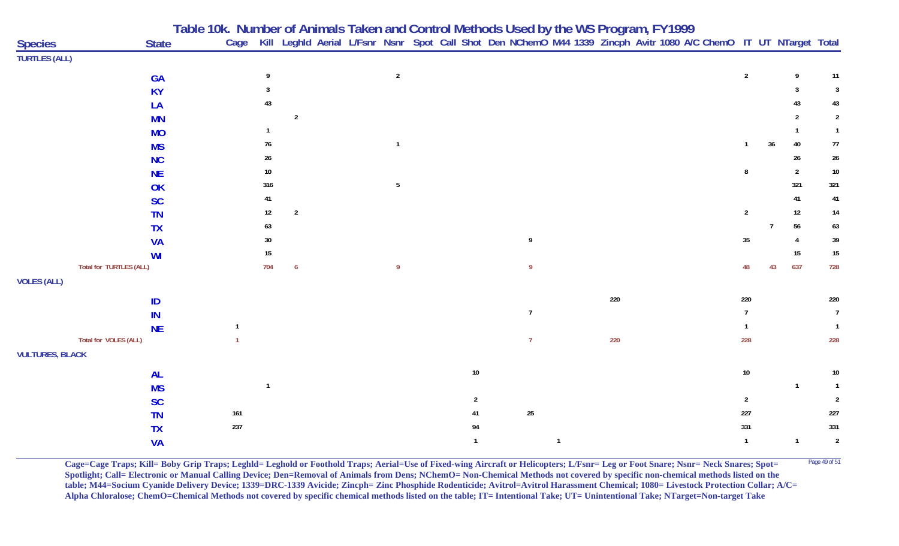## Table 10k. Number of Animals Taken and Control Methods Used by the WS Program, FY1999

| Species | State | Cage | Kill | Leghld | Aerial | L/Fsnr | Nsnr | Spot | Call | Shot | Den | NChemO | M44 | 1339 | Zincph | Avitr | 1080 | A/C | ChemO | IT | UT | NTarget | Total |
|---|---|---|---|---|---|---|---|---|---|---|---|---|---|---|---|---|---|---|---|---|---|---|---|
| **TURTLES (ALL)** | | | | | | | | | | | | | | | | | | | | | | | |
| | GA | | 9 | | | | 2 | | | | | | | | | | | | | 2 | | 9 | 11 |
| | KY | | 3 | | | | | | | | | | | | | | | | | | | 3 | 3 |
| | LA | | 43 | | | | | | | | | | | | | | | | | | | 43 | 43 |
| | MN | | | 2 | | | | | | | | | | | | | | | | | | 2 | 2 |
| | MO | | 1 | | | | | | | | | | | | | | | | | | | 1 | 1 |
| | MS | | 76 | | | | 1 | | | | | | | | | | | | | 1 | 36 | 40 | 77 |
| | NC | | 26 | | | | | | | | | | | | | | | | | | | 26 | 26 |
| | NE | | 10 | | | | | | | | | | | | | | | | | 8 | | 2 | 10 |
| | OK | | 316 | | | | 5 | | | | | | | | | | | | | | | 321 | 321 |
| | SC | | 41 | | | | | | | | | | | | | | | | | | | 41 | 41 |
| | TN | | 12 | 2 | | | | | | | | | | | | | | | | 2 | | 12 | 14 |
| | TX | | 63 | | | | | | | | | | | | | | | | | | 7 | 56 | 63 |
| | VA | | 30 | | | | | | | | | 9 | | | | | | | | 35 | | 4 | 39 |
| | WI | | 15 | | | | | | | | | | | | | | | | | | | 15 | 15 |
| Total for TURTLES (ALL) | | | 704 | 6 | | | 9 | | | | | 9 | | | | | | | | 48 | 43 | 637 | 728 |
| **VOLES (ALL)** | | | | | | | | | | | | | | | | | | | | | | | |
| | ID | | | | | | | | | | | | | | 220 | | | | | 220 | | | 220 |
| | IN | | | | | | | | | | | 7 | | | | | | | | 7 | | | 7 |
| | NE | 1 | | | | | | | | | | | | | | | | | | 1 | | | 1 |
| Total for VOLES (ALL) | | 1 | | | | | | | | | | 7 | | | 220 | | | | | 228 | | | 228 |
| **VULTURES, BLACK** | | | | | | | | | | | | | | | | | | | | | | | |
| | AL | | | | | | | | | 10 | | | | | | | | | | 10 | | | 10 |
| | MS | | 1 | | | | | | | | | | | | | | | | | | | 1 | 1 |
| | SC | | | | | | | | | 2 | | | | | | | | | | 2 | | | 2 |
| | TN | 161 | | | | | | | | 41 | | 25 | | | | | | | | 227 | | | 227 |
| | TX | 237 | | | | | | | | 94 | | | | | | | | | | 331 | | | 331 |
| | VA | | | | | | | | | 1 | | | 1 | | | | | | | 1 | | 1 | 2 |

**Cage=Cage Traps; Kill= Boby Grip Traps; Leghld= Leghold or Foothold Traps; Aerial=Use of Fixed-wing Aircraft or Helicopters; L/Fsnr= Leg or Foot Snare; Nsnr= Neck Snares; Spot= Spotlight; Call= Electronic or Manual Calling Device; Den=Removal of Animals from Dens; NChemO= Non-Chemical Methods not covered by specific non-chemical methods listed on the table; M44=Socium Cyanide Delivery Device; 1339=DRC-1339 Avicide; Zincph= Zinc Phosphide Rodenticide; Avitrol=Avitrol Harassment Chemical; 1080= Livestock Protection Collar; A/C= Alpha Chloralose; ChemO=Chemical Methods not covered by specific chemical methods listed on the table; IT= Intentional Take; UT= Unintentional Take; NTarget=Non-target Take**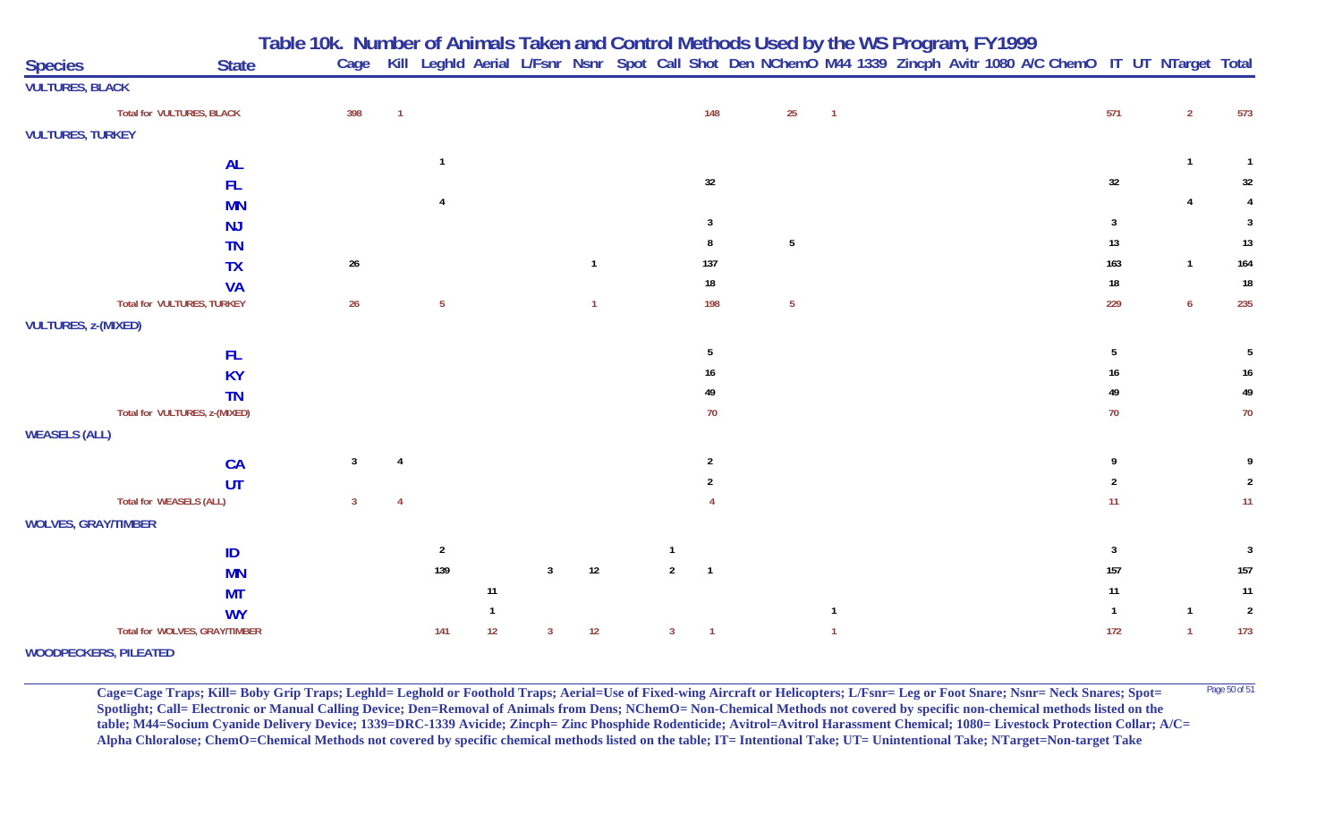# Table 10k. Number of Animals Taken and Control Methods Used by the WS Program, FY1999

| Species | State | Cage | Kill | Leghld | Aerial | L/Fsnr | Nsnr | Spot | Call | Shot | Den | NChemO | M44 | 1339 | Zincph | Avitr | 1080 | A/C | ChemO | IT | UT | NTarget | Total |
|---|---|---|---|---|---|---|---|---|---|---|---|---|---|---|---|---|---|---|---|---|---|---|---|
| **VULTURES, BLACK** | | | | | | | | | | | | | | | | | | | | | | | |
| Total for VULTURES, BLACK | | 398 | 1 | | | | | | | 148 | | 25 | 1 | | | | | | | 571 | | 2 | 573 |
| **VULTURES, TURKEY** | | | | | | | | | | | | | | | | | | | | | | | |
| | AL | | | 1 | | | | | | | | | | | | | | | | | | 1 | 1 |
| | FL | | | | | | | | | 32 | | | | | | | | | | 32 | | | 32 |
| | MN | | | 4 | | | | | | | | | | | | | | | | | | 4 | 4 |
| | NJ | | | | | | | | | 3 | | | | | | | | | | 3 | | | 3 |
| | TN | | | | | | | | | 8 | | 5 | | | | | | | | 13 | | | 13 |
| | TX | 26 | | | | | 1 | | | 137 | | | | | | | | | | 163 | | 1 | 164 |
| | VA | | | | | | | | | 18 | | | | | | | | | | 18 | | | 18 |
| Total for VULTURES, TURKEY | | 26 | | 5 | | | 1 | | | 198 | | 5 | | | | | | | | 229 | | 6 | 235 |
| **VULTURES, z-(MIXED)** | | | | | | | | | | | | | | | | | | | | | | | |
| | FL | | | | | | | | | 5 | | | | | | | | | | 5 | | | 5 |
| | KY | | | | | | | | | 16 | | | | | | | | | | 16 | | | 16 |
| | TN | | | | | | | | | 49 | | | | | | | | | | 49 | | | 49 |
| Total for VULTURES, z-(MIXED) | | | | | | | | | | 70 | | | | | | | | | | 70 | | | 70 |
| **WEASELS (ALL)** | | | | | | | | | | | | | | | | | | | | | | | |
| | CA | 3 | 4 | | | | | | | 2 | | | | | | | | | | 9 | | | 9 |
| | UT | | | | | | | | | 2 | | | | | | | | | | 2 | | | 2 |
| Total for WEASELS (ALL) | | 3 | 4 | | | | | | | 4 | | | | | | | | | | 11 | | | 11 |
| **WOLVES, GRAY/TIMBER** | | | | | | | | | | | | | | | | | | | | | | | |
| | ID | | | 2 | | | | | 1 | | | | | | | | | | | 3 | | | 3 |
| | MN | | | 139 | | 3 | 12 | | 2 | 1 | | | | | | | | | | 157 | | | 157 |
| | MT | | | | 11 | | | | | | | | | | | | | | | 11 | | | 11 |
| | WY | | | | 1 | | | | | | | | 1 | | | | | | | 1 | | 1 | 2 |
| Total for WOLVES, GRAY/TIMBER | | | | 141 | 12 | 3 | 12 | | 3 | 1 | | | 1 | | | | | | | 172 | | 1 | 173 |
| **WOODPECKERS, PILEATED** | | | | | | | | | | | | | | | | | | | | | | | |

**Cage=Cage Traps; Kill= Boby Grip Traps; Leghld= Leghold or Foothold Traps; Aerial=Use of Fixed-wing Aircraft or Helicopters; L/Fsnr= Leg or Foot Snare; Nsnr= Neck Snares; Spot= Spotlight; Call= Electronic or Manual Calling Device; Den=Removal of Animals from Dens; NChemO= Non-Chemical Methods not covered by specific non-chemical methods listed on the table; M44=Socium Cyanide Delivery Device; 1339=DRC-1339 Avicide; Zincph= Zinc Phosphide Rodenticide; Avitrol=Avitrol Harassment Chemical; 1080= Livestock Protection Collar; A/C= Alpha Chloralose; ChemO=Chemical Methods not covered by specific chemical methods listed on the table; IT= Intentional Take; UT= Unintentional Take; NTarget=Non-target Take**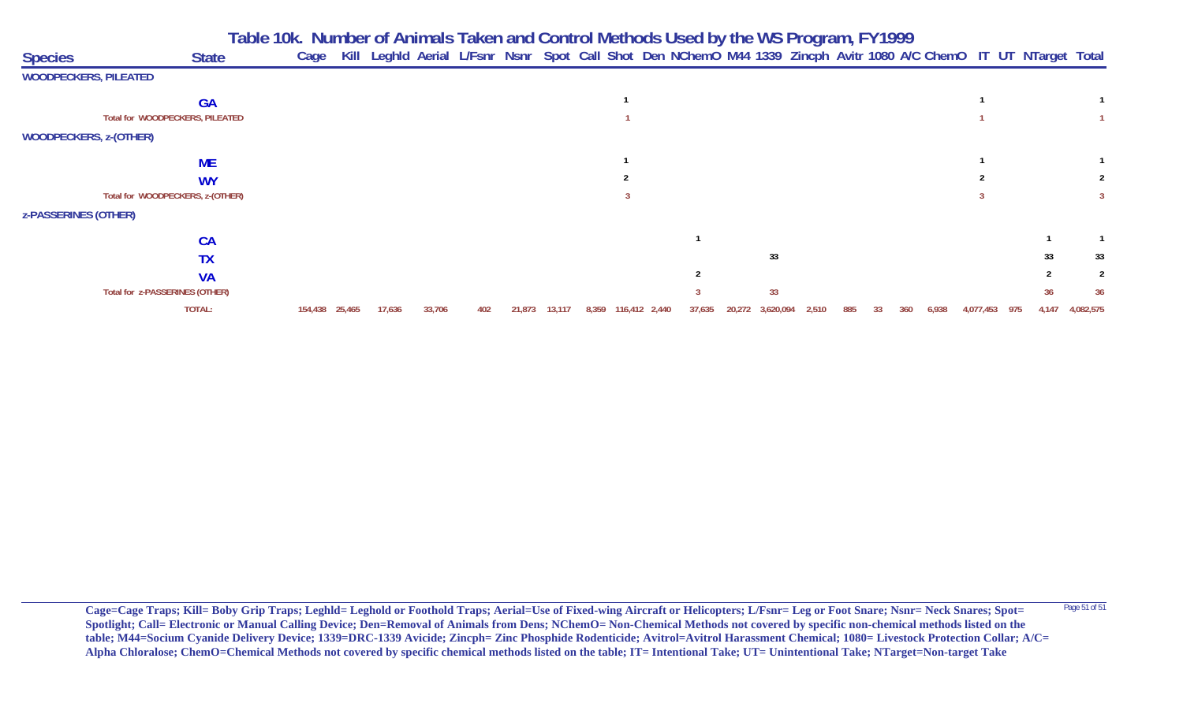# Table 10k. Number of Animals Taken and Control Methods Used by the WS Program, FY1999

| Species | State | Cage | Kill | Leghld | Aerial | L/Fsnr | Nsnr | Spot | Call | Shot | Den | NChemO | M44 | 1339 | Zincph | Avitr | 1080 | A/C | ChemO | IT | UT | NTarget | Total |
|---|---|---|---|---|---|---|---|---|---|---|---|---|---|---|---|---|---|---|---|---|---|---|---|
| **WOODPECKERS, PILEATED** | | | | | | | | | | | | | | | | | | | | | | | |
| | GA | | | | | | | | | 1 | | | | | | | | | | 1 | | | 1 |
| | Total for WOODPECKERS, PILEATED | | | | | | | | | 1 | | | | | | | | | | 1 | | | 1 |
| **WOODPECKERS, z-(OTHER)** | | | | | | | | | | | | | | | | | | | | | | | |
| | ME | | | | | | | | | 1 | | | | | | | | | | 1 | | | 1 |
| | WY | | | | | | | | | 2 | | | | | | | | | | 2 | | | 2 |
| | Total for WOODPECKERS, z-(OTHER) | | | | | | | | | 3 | | | | | | | | | | 3 | | | 3 |
| **z-PASSERINES (OTHER)** | | | | | | | | | | | | | | | | | | | | | | | |
| | CA | | | | | | | | | | | 1 | | | | | | | | | | 1 | 1 |
| | TX | | | | | | | | | | | | | 33 | | | | | | | | 33 | 33 |
| | VA | | | | | | | | | | | 2 | | | | | | | | | | 2 | 2 |
| | Total for z-PASSERINES (OTHER) | | | | | | | | | | | 3 | | 33 | | | | | | | | 36 | 36 |
| | TOTAL: | 154,438 | 25,465 | 17,636 | 33,706 | 402 | 21,873 | 13,117 | 8,359 | 116,412 | 2,440 | 37,635 | 20,272 | 3,620,094 | 2,510 | 885 | 33 | 360 | 6,938 | 4,077,453 | 975 | 4,147 | 4,082,575 |

**Cage=Cage Traps; Kill= Boby Grip Traps; Leghld= Leghold or Foothold Traps; Aerial=Use of Fixed-wing Aircraft or Helicopters; L/Fsnr= Leg or Foot Snare; Nsnr= Neck Snares; Spot= Spotlight; Call= Electronic or Manual Calling Device; Den=Removal of Animals from Dens; NChemO= Non-Chemical Methods not covered by specific non-chemical methods listed on the table; M44=Socium Cyanide Delivery Device; 1339=DRC-1339 Avicide; Zincph= Zinc Phosphide Rodenticide; Avitrol=Avitrol Harassment Chemical; 1080= Livestock Protection Collar; A/C= Alpha Chloralose; ChemO=Chemical Methods not covered by specific chemical methods listed on the table; IT= Intentional Take; UT= Unintentional Take; NTarget=Non-target Take**